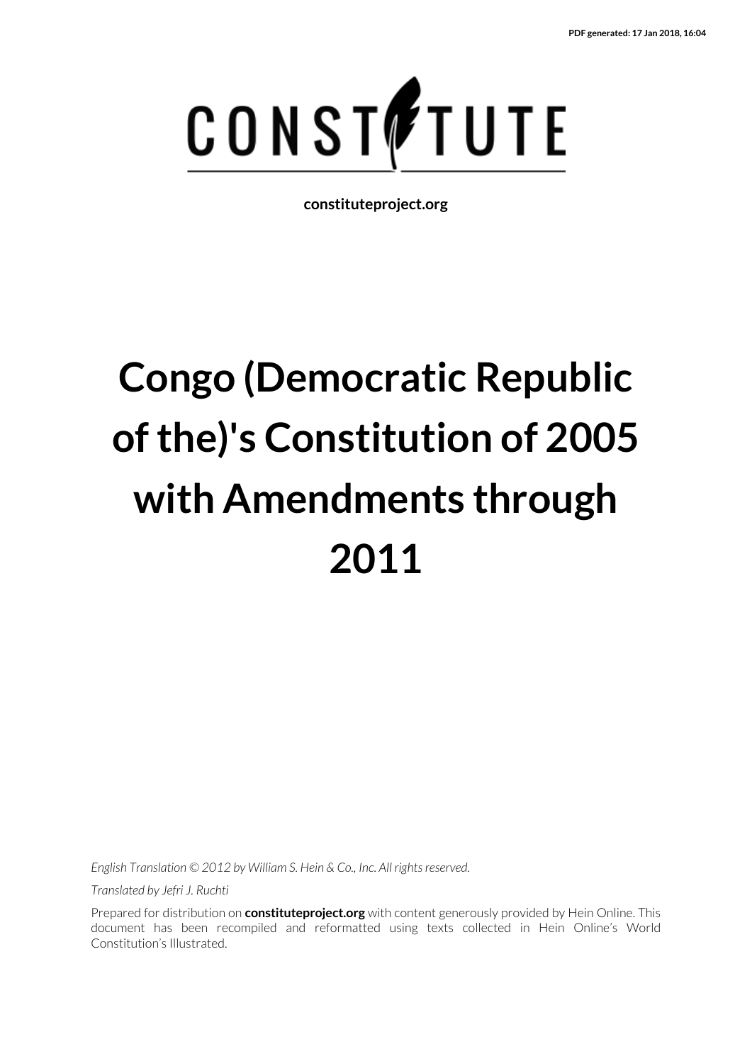PDF generated: 17 Jan 2018, 16:04

CONSTITUTE

**constituteproject.org**

# Congo (Democratic Republic of the)'s Constitution of 2005 with Amendments through 2011

*English Translation © 2012 by William S. Hein & Co., Inc. All rights reserved.*

*Translated by Jefri J. Ruchti*

Prepared for distribution on **constituteproject.org** with content generously provided by Hein Online. This document has been recompiled and reformatted using texts collected in Hein Online's World Constitution's Illustrated.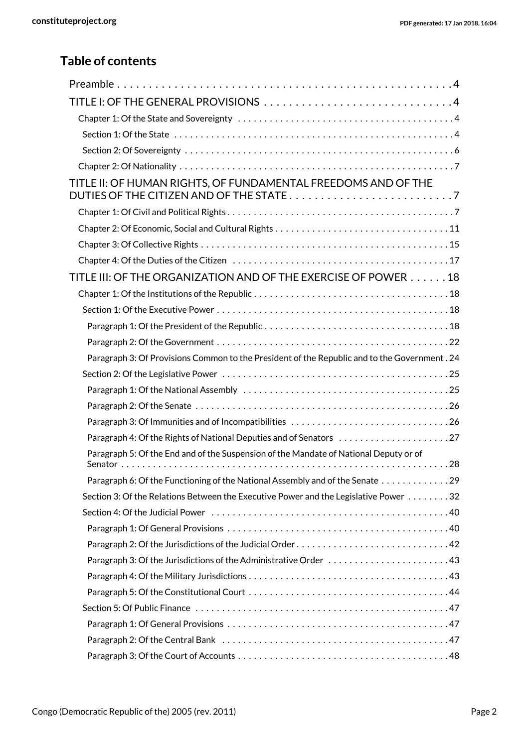## Table of contents

- Preamble . . . 4
- TITLE I: OF THE GENERAL PROVISIONS . . . 4
  - Chapter 1: Of the State and Sovereignty . . . 4
    - Section 1: Of the State . . . 4
    - Section 2: Of Sovereignty . . . 6
  - Chapter 2: Of Nationality . . . 7
- TITLE II: OF HUMAN RIGHTS, OF FUNDAMENTAL FREEDOMS AND OF THE DUTIES OF THE CITIZEN AND OF THE STATE . . . 7
  - Chapter 1: Of Civil and Political Rights . . . 7
  - Chapter 2: Of Economic, Social and Cultural Rights . . . 11
  - Chapter 3: Of Collective Rights . . . 15
  - Chapter 4: Of the Duties of the Citizen . . . 17
- TITLE III: OF THE ORGANIZATION AND OF THE EXERCISE OF POWER . . . 18
  - Chapter 1: Of the Institutions of the Republic . . . 18
    - Section 1: Of the Executive Power . . . 18
      - Paragraph 1: Of the President of the Republic . . . 18
      - Paragraph 2: Of the Government . . . 22
      - Paragraph 3: Of Provisions Common to the President of the Republic and to the Government . 24
    - Section 2: Of the Legislative Power . . . 25
      - Paragraph 1: Of the National Assembly . . . 25
      - Paragraph 2: Of the Senate . . . 26
      - Paragraph 3: Of Immunities and of Incompatibilities . . . 26
      - Paragraph 4: Of the Rights of National Deputies and of Senators . . . 27
      - Paragraph 5: Of the End and of the Suspension of the Mandate of National Deputy or of Senator . . . 28
      - Paragraph 6: Of the Functioning of the National Assembly and of the Senate . . . 29
    - Section 3: Of the Relations Between the Executive Power and the Legislative Power . . . 32
    - Section 4: Of the Judicial Power . . . 40
      - Paragraph 1: Of General Provisions . . . 40
      - Paragraph 2: Of the Jurisdictions of the Judicial Order . . . 42
      - Paragraph 3: Of the Jurisdictions of the Administrative Order . . . 43
      - Paragraph 4: Of the Military Jurisdictions . . . 43
      - Paragraph 5: Of the Constitutional Court . . . 44
    - Section 5: Of Public Finance . . . 47
      - Paragraph 1: Of General Provisions . . . 47
      - Paragraph 2: Of the Central Bank . . . 47
      - Paragraph 3: Of the Court of Accounts . . . 48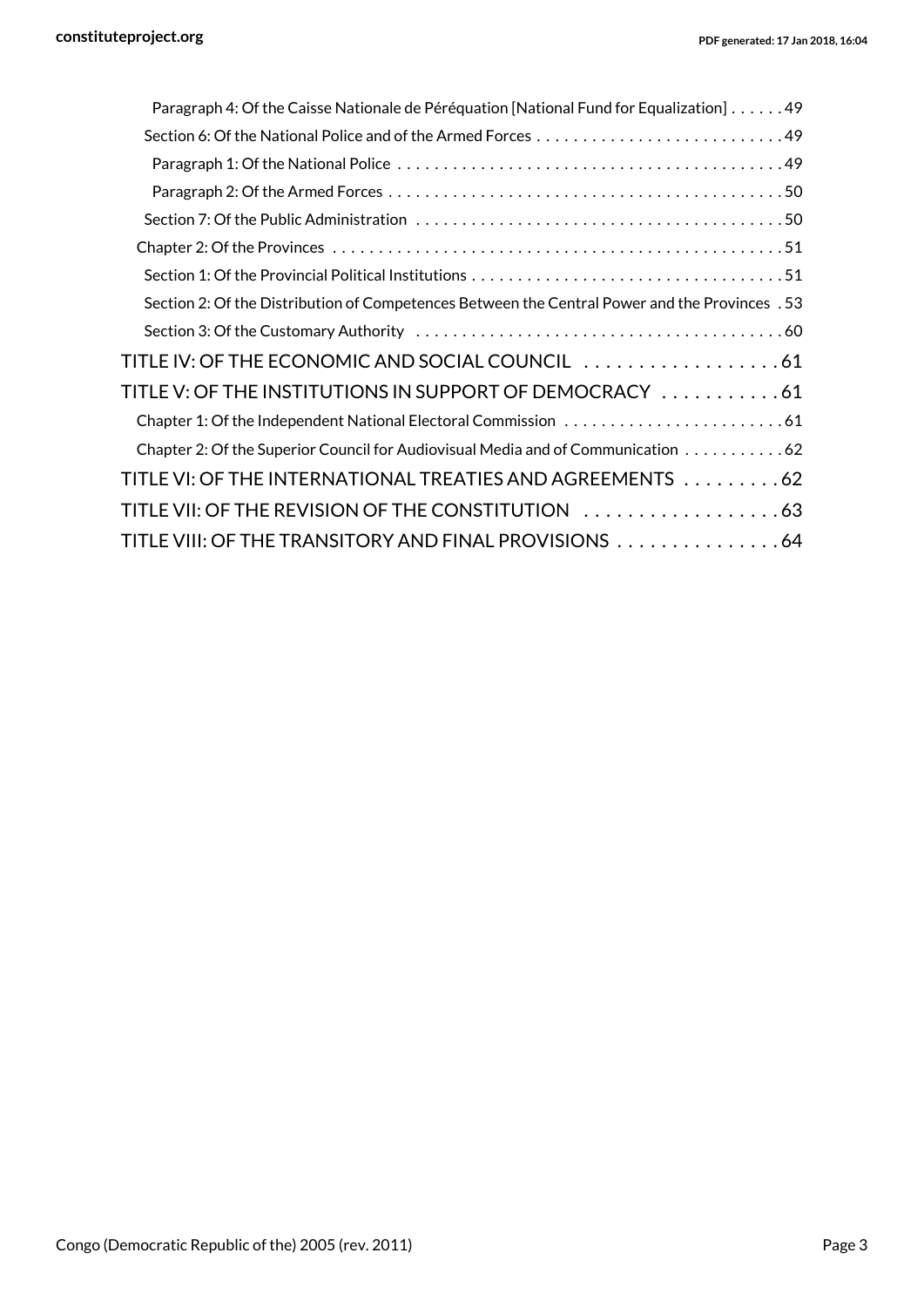Paragraph 4: Of the Caisse Nationale de Péréquation [National Fund for Equalization] . . . . . . 49

Section 6: Of the National Police and of the Armed Forces . . . . . . . . . . . . . . . . . . . . . . . . . . . 49

Paragraph 1: Of the National Police . . . . . . . . . . . . . . . . . . . . . . . . . . . . . . . . . . . . . . . . . . 49

Paragraph 2: Of the Armed Forces . . . . . . . . . . . . . . . . . . . . . . . . . . . . . . . . . . . . . . . . . . . 50

Section 7: Of the Public Administration . . . . . . . . . . . . . . . . . . . . . . . . . . . . . . . . . . . . . . . . 50

Chapter 2: Of the Provinces . . . . . . . . . . . . . . . . . . . . . . . . . . . . . . . . . . . . . . . . . . . . . . . . . 51

Section 1: Of the Provincial Political Institutions . . . . . . . . . . . . . . . . . . . . . . . . . . . . . . . . . . 51

Section 2: Of the Distribution of Competences Between the Central Power and the Provinces . 53

Section 3: Of the Customary Authority . . . . . . . . . . . . . . . . . . . . . . . . . . . . . . . . . . . . . . . . 60

TITLE IV: OF THE ECONOMIC AND SOCIAL COUNCIL . . . . . . . . . . . . . . . . . . . 61

TITLE V: OF THE INSTITUTIONS IN SUPPORT OF DEMOCRACY . . . . . . . . . . . 61

Chapter 1: Of the Independent National Electoral Commission . . . . . . . . . . . . . . . . . . . . . . . . 61

Chapter 2: Of the Superior Council for Audiovisual Media and of Communication . . . . . . . . . . . 62

TITLE VI: OF THE INTERNATIONAL TREATIES AND AGREEMENTS . . . . . . . . . 62

TITLE VII: OF THE REVISION OF THE CONSTITUTION . . . . . . . . . . . . . . . . . . . 63

TITLE VIII: OF THE TRANSITORY AND FINAL PROVISIONS . . . . . . . . . . . . . . . 64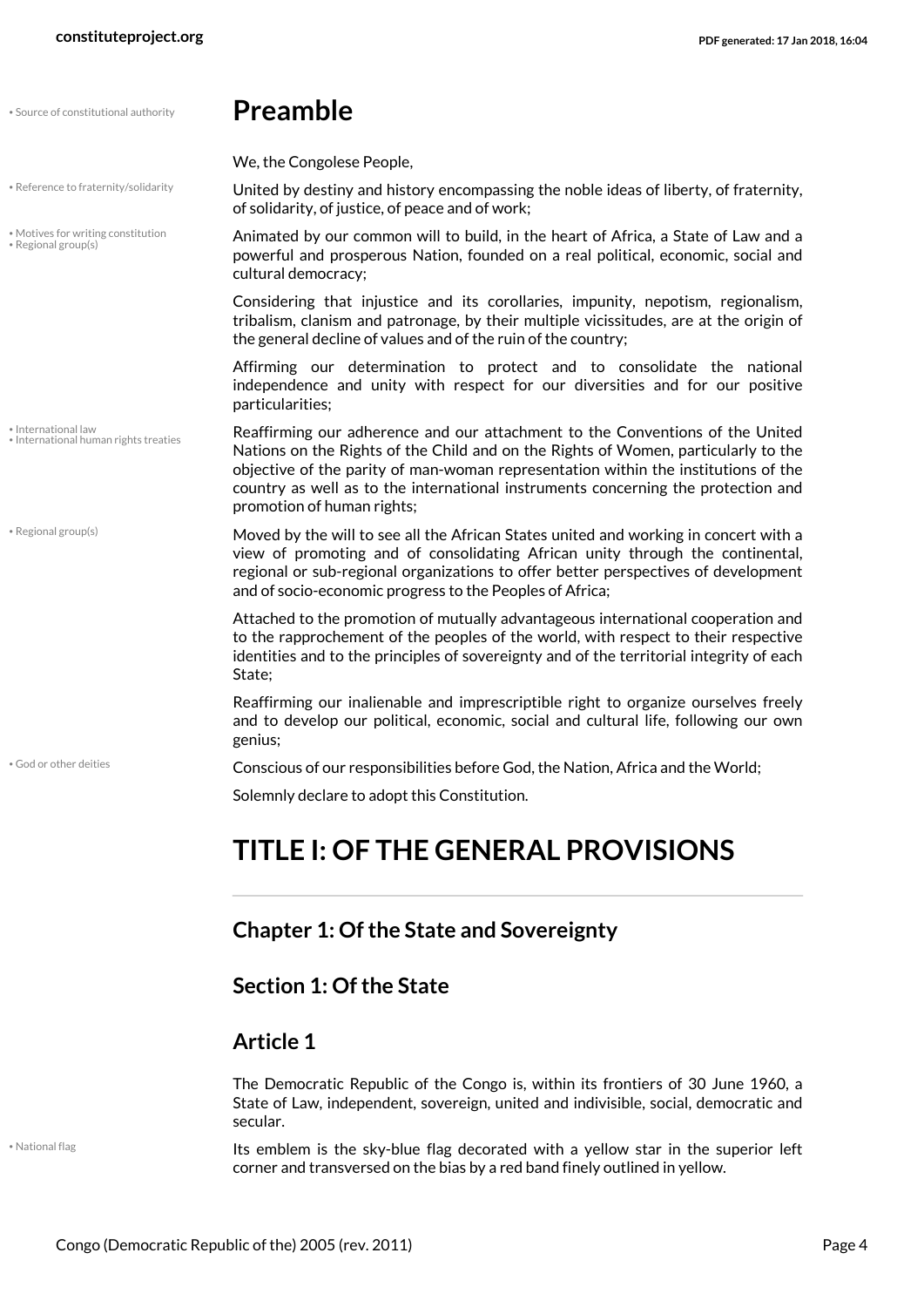# Preamble

We, the Congolese People,

United by destiny and history encompassing the noble ideas of liberty, of fraternity, of solidarity, of justice, of peace and of work;

Animated by our common will to build, in the heart of Africa, a State of Law and a powerful and prosperous Nation, founded on a real political, economic, social and cultural democracy;

Considering that injustice and its corollaries, impunity, nepotism, regionalism, tribalism, clanism and patronage, by their multiple vicissitudes, are at the origin of the general decline of values and of the ruin of the country;

Affirming our determination to protect and to consolidate the national independence and unity with respect for our diversities and for our positive particularities;

Reaffirming our adherence and our attachment to the Conventions of the United Nations on the Rights of the Child and on the Rights of Women, particularly to the objective of the parity of man-woman representation within the institutions of the country as well as to the international instruments concerning the protection and promotion of human rights;

Moved by the will to see all the African States united and working in concert with a view of promoting and of consolidating African unity through the continental, regional or sub-regional organizations to offer better perspectives of development and of socio-economic progress to the Peoples of Africa;

Attached to the promotion of mutually advantageous international cooperation and to the rapprochement of the peoples of the world, with respect to their respective identities and to the principles of sovereignty and of the territorial integrity of each State;

Reaffirming our inalienable and imprescriptible right to organize ourselves freely and to develop our political, economic, social and cultural life, following our own genius;

Conscious of our responsibilities before God, the Nation, Africa and the World;

Solemnly declare to adopt this Constitution.

# TITLE I: OF THE GENERAL PROVISIONS

## Chapter 1: Of the State and Sovereignty

### Section 1: Of the State

### Article 1

The Democratic Republic of the Congo is, within its frontiers of 30 June 1960, a State of Law, independent, sovereign, united and indivisible, social, democratic and secular.

Its emblem is the sky-blue flag decorated with a yellow star in the superior left corner and transversed on the bias by a red band finely outlined in yellow.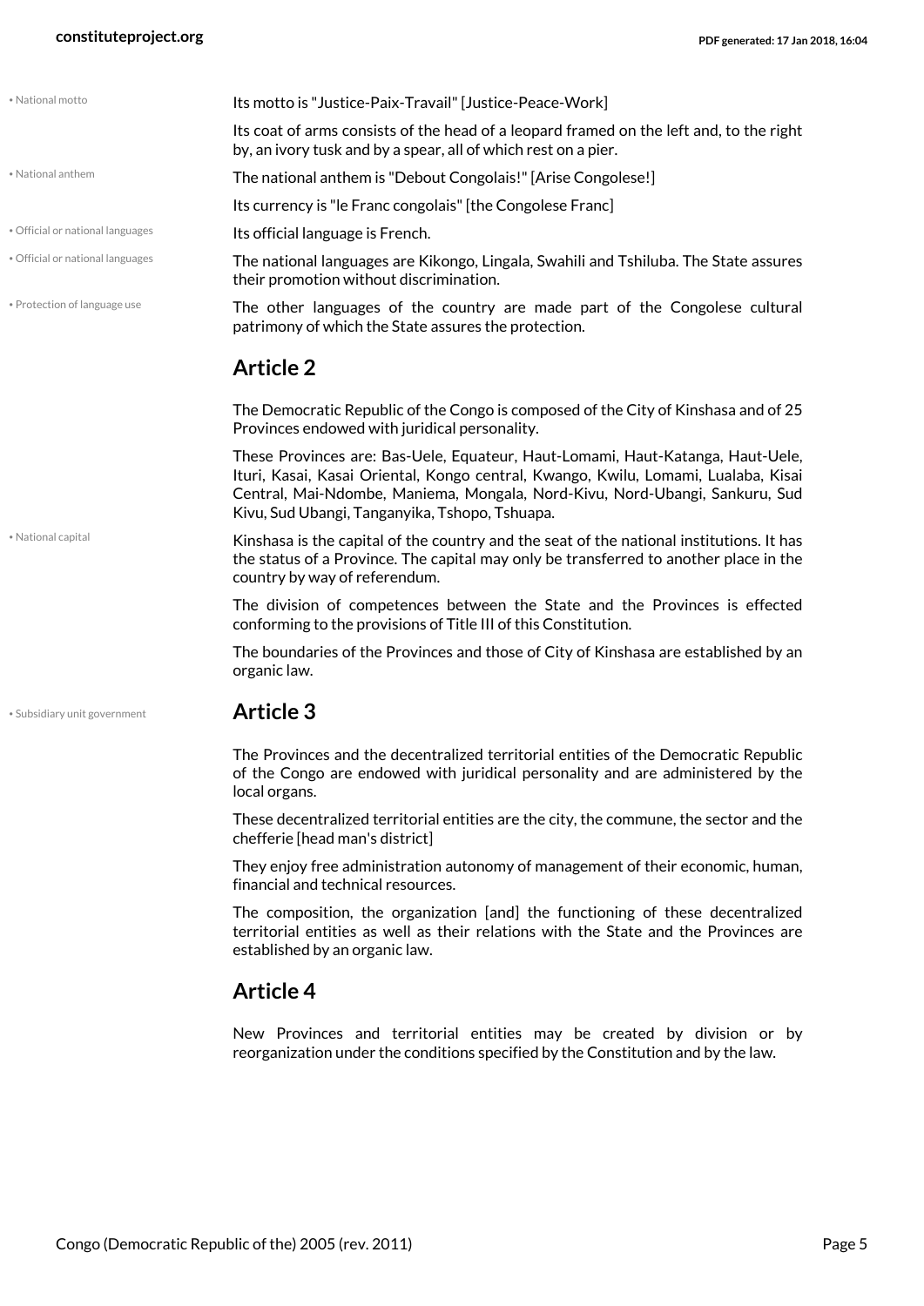• National motto

Its motto is "Justice-Paix-Travail" [Justice-Peace-Work]

Its coat of arms consists of the head of a leopard framed on the left and, to the right by, an ivory tusk and by a spear, all of which rest on a pier.

• National anthem

The national anthem is "Debout Congolais!" [Arise Congolese!]

Its currency is "le Franc congolais" [the Congolese Franc]

• Official or national languages

Its official language is French.

• Official or national languages

The national languages are Kikongo, Lingala, Swahili and Tshiluba. The State assures their promotion without discrimination.

• Protection of language use

The other languages of the country are made part of the Congolese cultural patrimony of which the State assures the protection.

## Article 2

The Democratic Republic of the Congo is composed of the City of Kinshasa and of 25 Provinces endowed with juridical personality.

These Provinces are: Bas-Uele, Equateur, Haut-Lomami, Haut-Katanga, Haut-Uele, Ituri, Kasai, Kasai Oriental, Kongo central, Kwango, Kwilu, Lomami, Lualaba, Kisai Central, Mai-Ndombe, Maniema, Mongala, Nord-Kivu, Nord-Ubangi, Sankuru, Sud Kivu, Sud Ubangi, Tanganyika, Tshopo, Tshuapa.

• National capital

Kinshasa is the capital of the country and the seat of the national institutions. It has the status of a Province. The capital may only be transferred to another place in the country by way of referendum.

The division of competences between the State and the Provinces is effected conforming to the provisions of Title III of this Constitution.

The boundaries of the Provinces and those of City of Kinshasa are established by an organic law.

• Subsidiary unit government

## Article 3

The Provinces and the decentralized territorial entities of the Democratic Republic of the Congo are endowed with juridical personality and are administered by the local organs.

These decentralized territorial entities are the city, the commune, the sector and the chefferie [head man's district]

They enjoy free administration autonomy of management of their economic, human, financial and technical resources.

The composition, the organization [and] the functioning of these decentralized territorial entities as well as their relations with the State and the Provinces are established by an organic law.

## Article 4

New Provinces and territorial entities may be created by division or by reorganization under the conditions specified by the Constitution and by the law.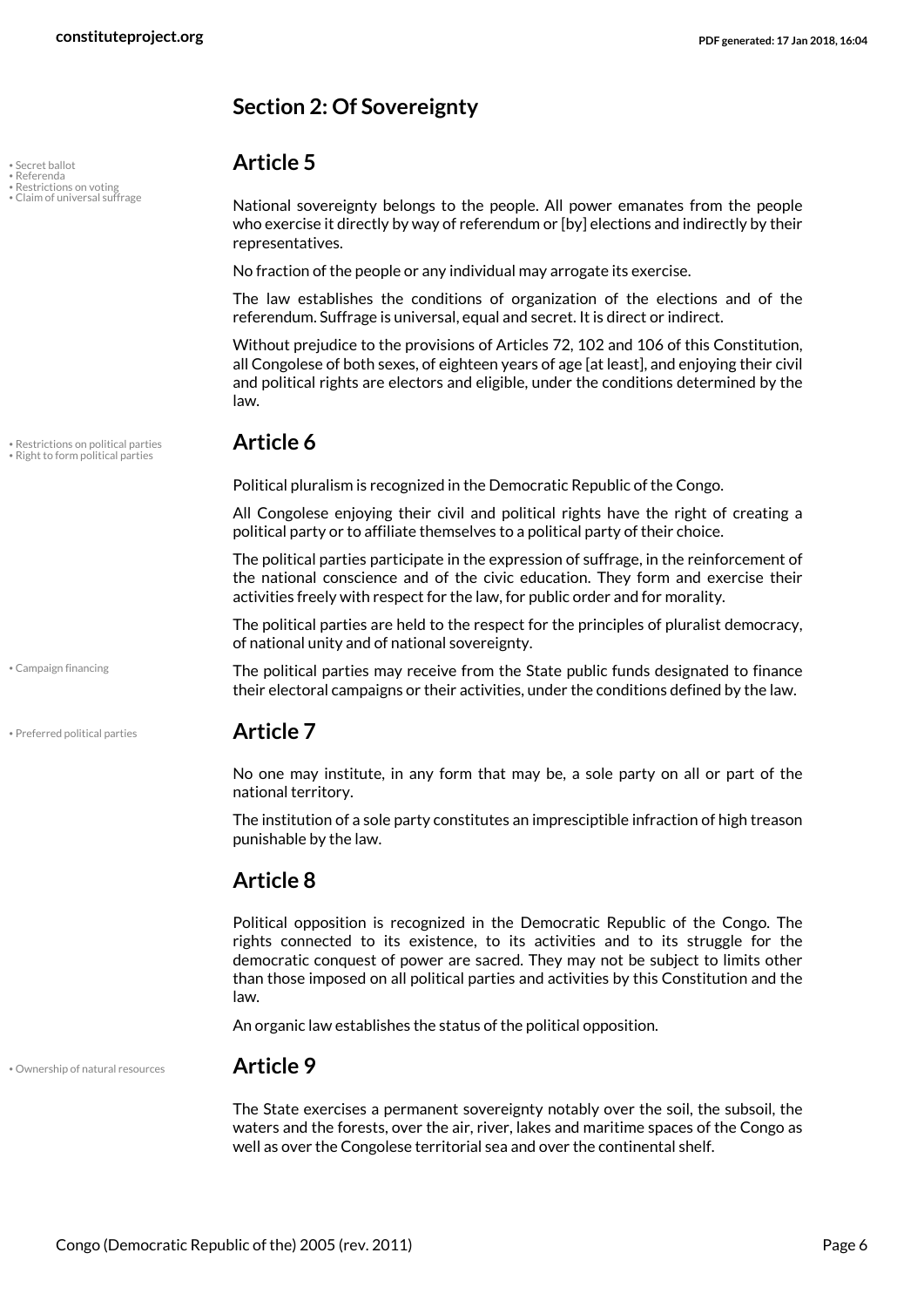## Section 2: Of Sovereignty

### Article 5

• Secret ballot
• Referenda
• Restrictions on voting
• Claim of universal suffrage

National sovereignty belongs to the people. All power emanates from the people who exercise it directly by way of referendum or [by] elections and indirectly by their representatives.

No fraction of the people or any individual may arrogate its exercise.

The law establishes the conditions of organization of the elections and of the referendum. Suffrage is universal, equal and secret. It is direct or indirect.

Without prejudice to the provisions of Articles 72, 102 and 106 of this Constitution, all Congolese of both sexes, of eighteen years of age [at least], and enjoying their civil and political rights are electors and eligible, under the conditions determined by the law.

### Article 6

• Restrictions on political parties
• Right to form political parties

Political pluralism is recognized in the Democratic Republic of the Congo.

All Congolese enjoying their civil and political rights have the right of creating a political party or to affiliate themselves to a political party of their choice.

The political parties participate in the expression of suffrage, in the reinforcement of the national conscience and of the civic education. They form and exercise their activities freely with respect for the law, for public order and for morality.

The political parties are held to the respect for the principles of pluralist democracy, of national unity and of national sovereignty.

• Campaign financing

The political parties may receive from the State public funds designated to finance their electoral campaigns or their activities, under the conditions defined by the law.

### Article 7

• Preferred political parties

No one may institute, in any form that may be, a sole party on all or part of the national territory.

The institution of a sole party constitutes an impresciptible infraction of high treason punishable by the law.

### Article 8

Political opposition is recognized in the Democratic Republic of the Congo. The rights connected to its existence, to its activities and to its struggle for the democratic conquest of power are sacred. They may not be subject to limits other than those imposed on all political parties and activities by this Constitution and the law.

An organic law establishes the status of the political opposition.

### Article 9

• Ownership of natural resources

The State exercises a permanent sovereignty notably over the soil, the subsoil, the waters and the forests, over the air, river, lakes and maritime spaces of the Congo as well as over the Congolese territorial sea and over the continental shelf.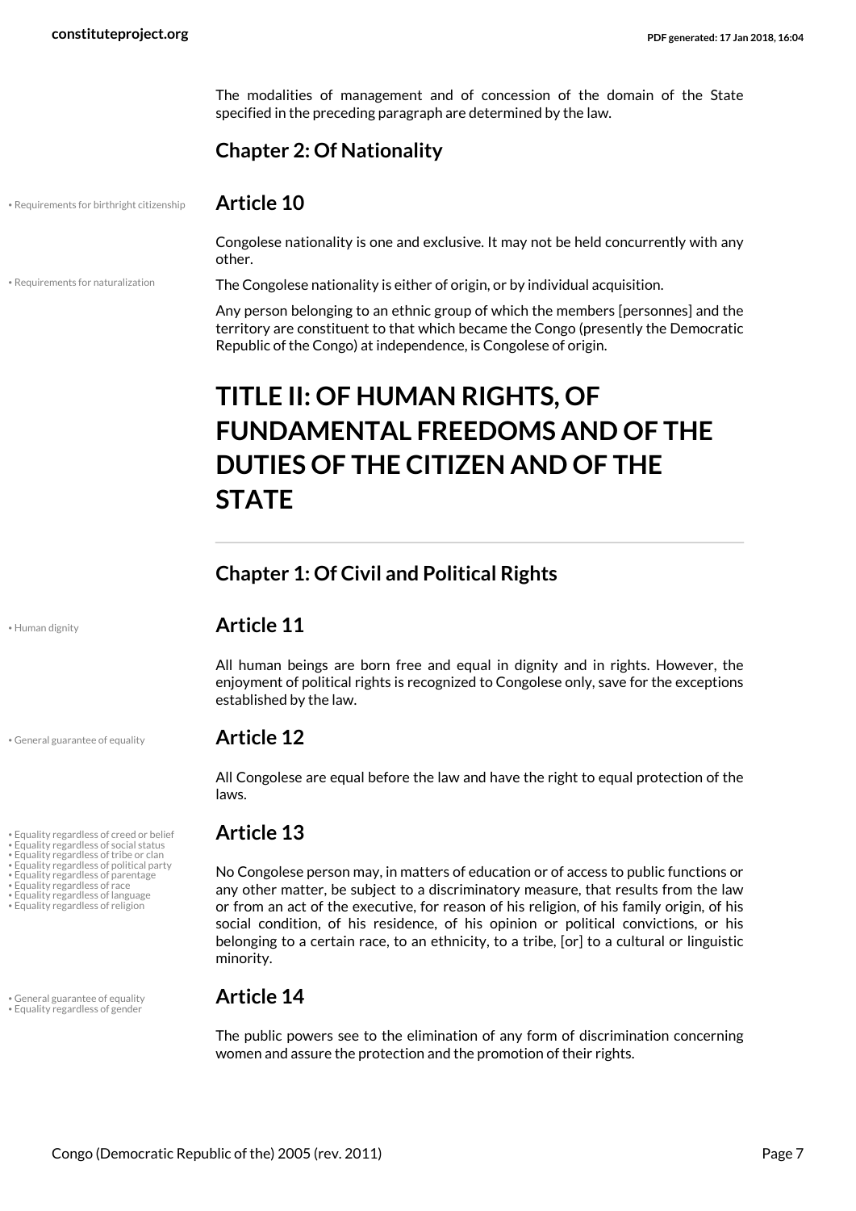The modalities of management and of concession of the domain of the State specified in the preceding paragraph are determined by the law.

### Chapter 2: Of Nationality

#### Article 10

Congolese nationality is one and exclusive. It may not be held concurrently with any other.

The Congolese nationality is either of origin, or by individual acquisition.

Any person belonging to an ethnic group of which the members [personnes] and the territory are constituent to that which became the Congo (presently the Democratic Republic of the Congo) at independence, is Congolese of origin.

# TITLE II: OF HUMAN RIGHTS, OF FUNDAMENTAL FREEDOMS AND OF THE DUTIES OF THE CITIZEN AND OF THE STATE

### Chapter 1: Of Civil and Political Rights

#### Article 11

All human beings are born free and equal in dignity and in rights. However, the enjoyment of political rights is recognized to Congolese only, save for the exceptions established by the law.

#### Article 12

All Congolese are equal before the law and have the right to equal protection of the laws.

#### Article 13

No Congolese person may, in matters of education or of access to public functions or any other matter, be subject to a discriminatory measure, that results from the law or from an act of the executive, for reason of his religion, of his family origin, of his social condition, of his residence, of his opinion or political convictions, or his belonging to a certain race, to an ethnicity, to a tribe, [or] to a cultural or linguistic minority.

#### Article 14

The public powers see to the elimination of any form of discrimination concerning women and assure the protection and the promotion of their rights.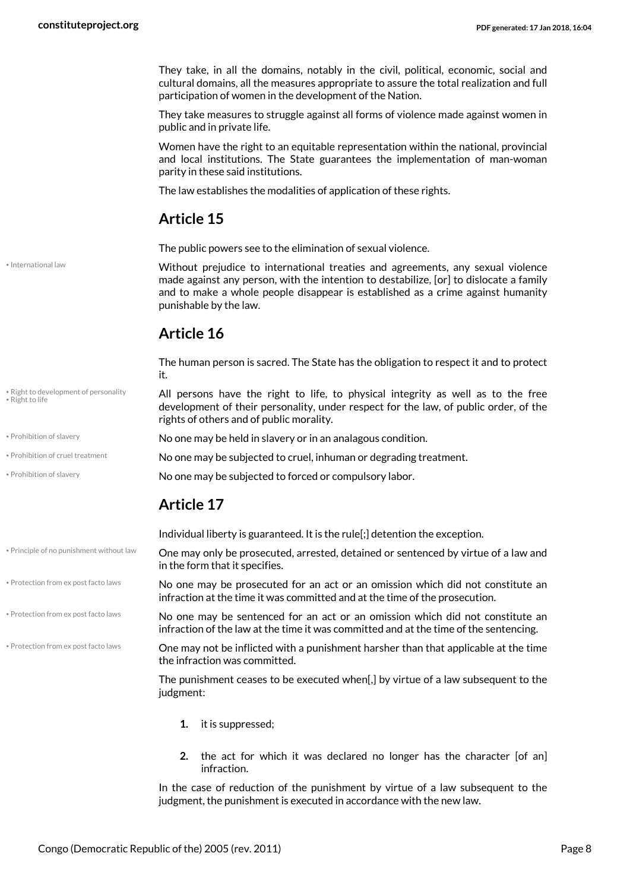They take, in all the domains, notably in the civil, political, economic, social and cultural domains, all the measures appropriate to assure the total realization and full participation of women in the development of the Nation.

They take measures to struggle against all forms of violence made against women in public and in private life.

Women have the right to an equitable representation within the national, provincial and local institutions. The State guarantees the implementation of man-woman parity in these said institutions.

The law establishes the modalities of application of these rights.

## Article 15

The public powers see to the elimination of sexual violence.

Without prejudice to international treaties and agreements, any sexual violence made against any person, with the intention to destabilize, [or] to dislocate a family and to make a whole people disappear is established as a crime against humanity punishable by the law.

## Article 16

The human person is sacred. The State has the obligation to respect it and to protect it.

All persons have the right to life, to physical integrity as well as to the free development of their personality, under respect for the law, of public order, of the rights of others and of public morality.

No one may be held in slavery or in an analagous condition.

No one may be subjected to cruel, inhuman or degrading treatment.

No one may be subjected to forced or compulsory labor.

## Article 17

Individual liberty is guaranteed. It is the rule[;] detention the exception.

One may only be prosecuted, arrested, detained or sentenced by virtue of a law and in the form that it specifies.

No one may be prosecuted for an act or an omission which did not constitute an infraction at the time it was committed and at the time of the prosecution.

No one may be sentenced for an act or an omission which did not constitute an infraction of the law at the time it was committed and at the time of the sentencing.

One may not be inflicted with a punishment harsher than that applicable at the time the infraction was committed.

The punishment ceases to be executed when[,] by virtue of a law subsequent to the judgment:

1. it is suppressed;
2. the act for which it was declared no longer has the character [of an] infraction.

In the case of reduction of the punishment by virtue of a law subsequent to the judgment, the punishment is executed in accordance with the new law.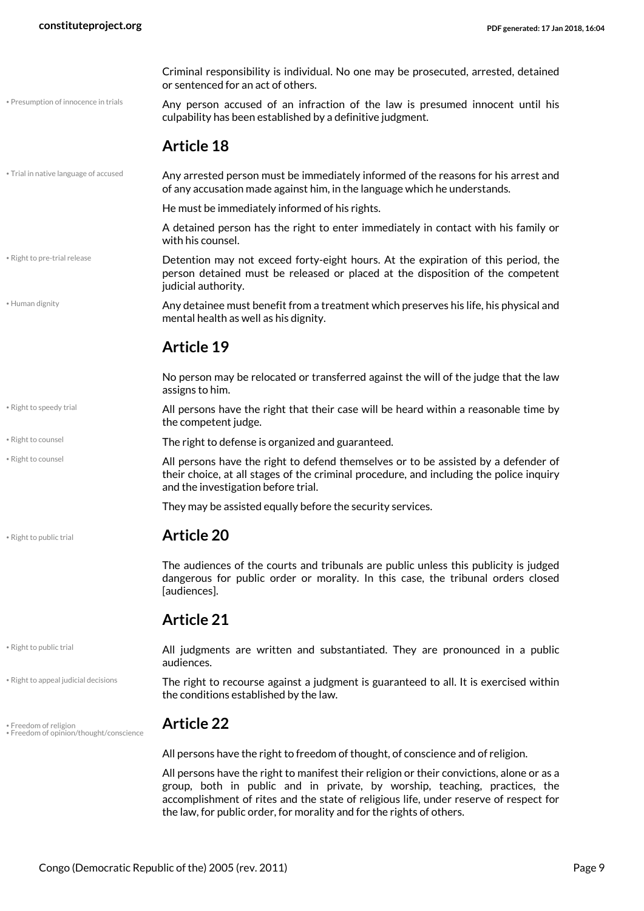Criminal responsibility is individual. No one may be prosecuted, arrested, detained or sentenced for an act of others.

• Presumption of innocence in trials

Any person accused of an infraction of the law is presumed innocent until his culpability has been established by a definitive judgment.

## Article 18

• Trial in native language of accused

Any arrested person must be immediately informed of the reasons for his arrest and of any accusation made against him, in the language which he understands.

He must be immediately informed of his rights.

A detained person has the right to enter immediately in contact with his family or with his counsel.

• Right to pre-trial release

Detention may not exceed forty-eight hours. At the expiration of this period, the person detained must be released or placed at the disposition of the competent judicial authority.

• Human dignity

Any detainee must benefit from a treatment which preserves his life, his physical and mental health as well as his dignity.

## Article 19

No person may be relocated or transferred against the will of the judge that the law assigns to him.

• Right to speedy trial

All persons have the right that their case will be heard within a reasonable time by the competent judge.

• Right to counsel

The right to defense is organized and guaranteed.

• Right to counsel

All persons have the right to defend themselves or to be assisted by a defender of their choice, at all stages of the criminal procedure, and including the police inquiry and the investigation before trial.

They may be assisted equally before the security services.

• Right to public trial

## Article 20

The audiences of the courts and tribunals are public unless this publicity is judged dangerous for public order or morality. In this case, the tribunal orders closed [audiences].

## Article 21

• Right to public trial

All judgments are written and substantiated. They are pronounced in a public audiences.

• Right to appeal judicial decisions

The right to recourse against a judgment is guaranteed to all. It is exercised within the conditions established by the law.

• Freedom of religion
• Freedom of opinion/thought/conscience

## Article 22

All persons have the right to freedom of thought, of conscience and of religion.

All persons have the right to manifest their religion or their convictions, alone or as a group, both in public and in private, by worship, teaching, practices, the accomplishment of rites and the state of religious life, under reserve of respect for the law, for public order, for morality and for the rights of others.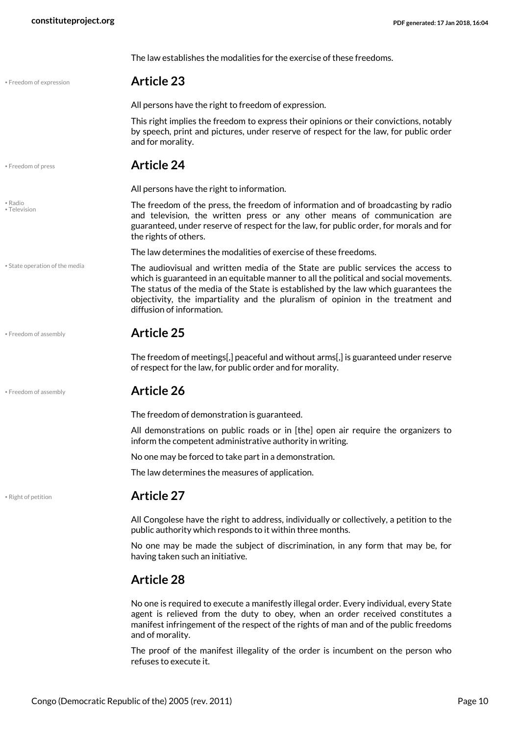The law establishes the modalities for the exercise of these freedoms.

• Freedom of expression

## Article 23

All persons have the right to freedom of expression.

This right implies the freedom to express their opinions or their convictions, notably by speech, print and pictures, under reserve of respect for the law, for public order and for morality.

• Freedom of press

## Article 24

All persons have the right to information.

• Radio
• Television

The freedom of the press, the freedom of information and of broadcasting by radio and television, the written press or any other means of communication are guaranteed, under reserve of respect for the law, for public order, for morals and for the rights of others.

The law determines the modalities of exercise of these freedoms.

• State operation of the media

The audiovisual and written media of the State are public services the access to which is guaranteed in an equitable manner to all the political and social movements. The status of the media of the State is established by the law which guarantees the objectivity, the impartiality and the pluralism of opinion in the treatment and diffusion of information.

• Freedom of assembly

## Article 25

The freedom of meetings[,] peaceful and without arms[,] is guaranteed under reserve of respect for the law, for public order and for morality.

• Freedom of assembly

## Article 26

The freedom of demonstration is guaranteed.

All demonstrations on public roads or in [the] open air require the organizers to inform the competent administrative authority in writing.

No one may be forced to take part in a demonstration.

The law determines the measures of application.

• Right of petition

## Article 27

All Congolese have the right to address, individually or collectively, a petition to the public authority which responds to it within three months.

No one may be made the subject of discrimination, in any form that may be, for having taken such an initiative.

## Article 28

No one is required to execute a manifestly illegal order. Every individual, every State agent is relieved from the duty to obey, when an order received constitutes a manifest infringement of the respect of the rights of man and of the public freedoms and of morality.

The proof of the manifest illegality of the order is incumbent on the person who refuses to execute it.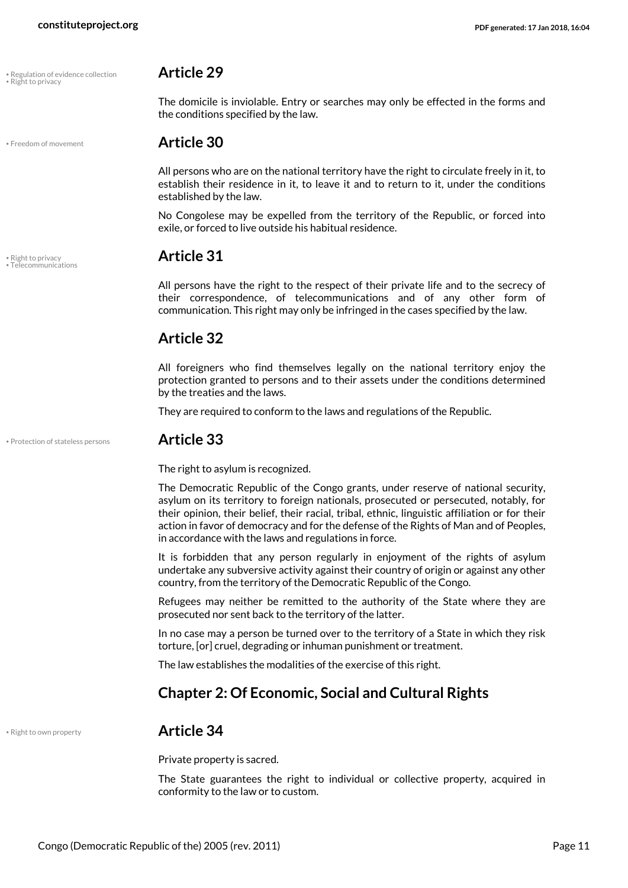• Regulation of evidence collection
• Right to privacy

## Article 29

The domicile is inviolable. Entry or searches may only be effected in the forms and the conditions specified by the law.

• Freedom of movement

## Article 30

All persons who are on the national territory have the right to circulate freely in it, to establish their residence in it, to leave it and to return to it, under the conditions established by the law.

No Congolese may be expelled from the territory of the Republic, or forced into exile, or forced to live outside his habitual residence.

• Right to privacy
• Telecommunications

## Article 31

All persons have the right to the respect of their private life and to the secrecy of their correspondence, of telecommunications and of any other form of communication. This right may only be infringed in the cases specified by the law.

## Article 32

All foreigners who find themselves legally on the national territory enjoy the protection granted to persons and to their assets under the conditions determined by the treaties and the laws.

They are required to conform to the laws and regulations of the Republic.

• Protection of stateless persons

## Article 33

The right to asylum is recognized.

The Democratic Republic of the Congo grants, under reserve of national security, asylum on its territory to foreign nationals, prosecuted or persecuted, notably, for their opinion, their belief, their racial, tribal, ethnic, linguistic affiliation or for their action in favor of democracy and for the defense of the Rights of Man and of Peoples, in accordance with the laws and regulations in force.

It is forbidden that any person regularly in enjoyment of the rights of asylum undertake any subversive activity against their country of origin or against any other country, from the territory of the Democratic Republic of the Congo.

Refugees may neither be remitted to the authority of the State where they are prosecuted nor sent back to the territory of the latter.

In no case may a person be turned over to the territory of a State in which they risk torture, [or] cruel, degrading or inhuman punishment or treatment.

The law establishes the modalities of the exercise of this right.

# Chapter 2: Of Economic, Social and Cultural Rights

• Right to own property

## Article 34

Private property is sacred.

The State guarantees the right to individual or collective property, acquired in conformity to the law or to custom.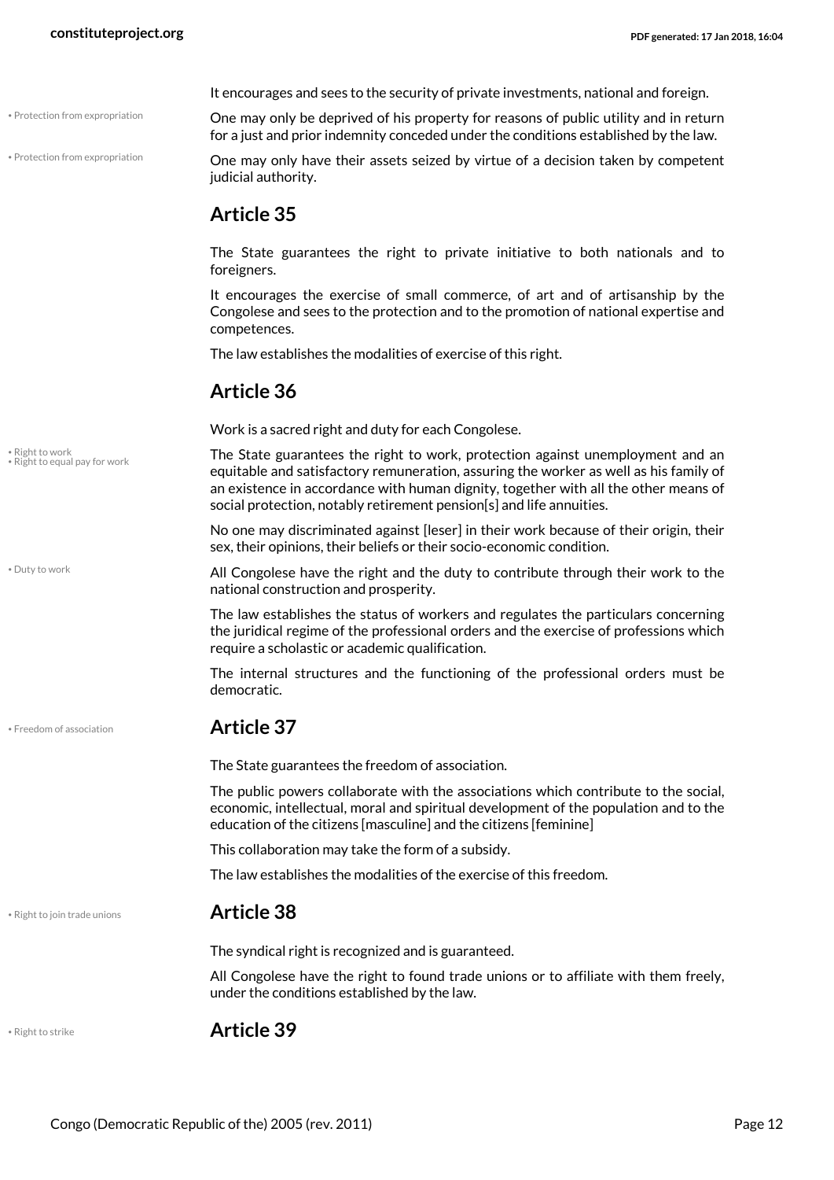It encourages and sees to the security of private investments, national and foreign.

• Protection from expropriation

One may only be deprived of his property for reasons of public utility and in return for a just and prior indemnity conceded under the conditions established by the law.

• Protection from expropriation

One may only have their assets seized by virtue of a decision taken by competent judicial authority.

## Article 35

The State guarantees the right to private initiative to both nationals and to foreigners.

It encourages the exercise of small commerce, of art and of artisanship by the Congolese and sees to the protection and to the promotion of national expertise and competences.

The law establishes the modalities of exercise of this right.

## Article 36

Work is a sacred right and duty for each Congolese.

• Right to work
• Right to equal pay for work

The State guarantees the right to work, protection against unemployment and an equitable and satisfactory remuneration, assuring the worker as well as his family of an existence in accordance with human dignity, together with all the other means of social protection, notably retirement pension[s] and life annuities.

No one may discriminated against [leser] in their work because of their origin, their sex, their opinions, their beliefs or their socio-economic condition.

• Duty to work

All Congolese have the right and the duty to contribute through their work to the national construction and prosperity.

The law establishes the status of workers and regulates the particulars concerning the juridical regime of the professional orders and the exercise of professions which require a scholastic or academic qualification.

The internal structures and the functioning of the professional orders must be democratic.

• Freedom of association

## Article 37

The State guarantees the freedom of association.

The public powers collaborate with the associations which contribute to the social, economic, intellectual, moral and spiritual development of the population and to the education of the citizens [masculine] and the citizens [feminine]

This collaboration may take the form of a subsidy.

The law establishes the modalities of the exercise of this freedom.

• Right to join trade unions

## Article 38

The syndical right is recognized and is guaranteed.

All Congolese have the right to found trade unions or to affiliate with them freely, under the conditions established by the law.

• Right to strike

## Article 39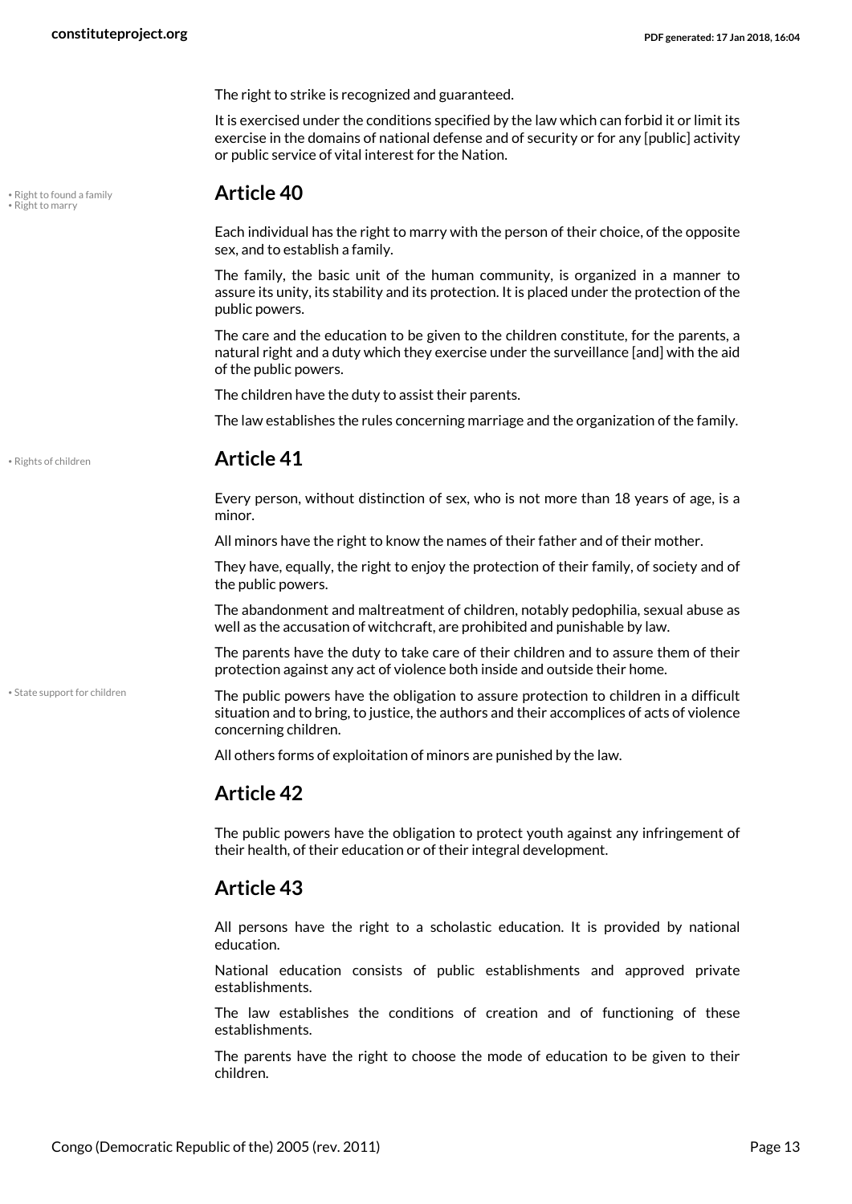The right to strike is recognized and guaranteed.

It is exercised under the conditions specified by the law which can forbid it or limit its exercise in the domains of national defense and of security or for any [public] activity or public service of vital interest for the Nation.

• Right to found a family
• Right to marry

## Article 40

Each individual has the right to marry with the person of their choice, of the opposite sex, and to establish a family.

The family, the basic unit of the human community, is organized in a manner to assure its unity, its stability and its protection. It is placed under the protection of the public powers.

The care and the education to be given to the children constitute, for the parents, a natural right and a duty which they exercise under the surveillance [and] with the aid of the public powers.

The children have the duty to assist their parents.

The law establishes the rules concerning marriage and the organization of the family.

• Rights of children

## Article 41

Every person, without distinction of sex, who is not more than 18 years of age, is a minor.

All minors have the right to know the names of their father and of their mother.

They have, equally, the right to enjoy the protection of their family, of society and of the public powers.

The abandonment and maltreatment of children, notably pedophilia, sexual abuse as well as the accusation of witchcraft, are prohibited and punishable by law.

The parents have the duty to take care of their children and to assure them of their protection against any act of violence both inside and outside their home.

• State support for children

The public powers have the obligation to assure protection to children in a difficult situation and to bring, to justice, the authors and their accomplices of acts of violence concerning children.

All others forms of exploitation of minors are punished by the law.

## Article 42

The public powers have the obligation to protect youth against any infringement of their health, of their education or of their integral development.

## Article 43

All persons have the right to a scholastic education. It is provided by national education.

National education consists of public establishments and approved private establishments.

The law establishes the conditions of creation and of functioning of these establishments.

The parents have the right to choose the mode of education to be given to their children.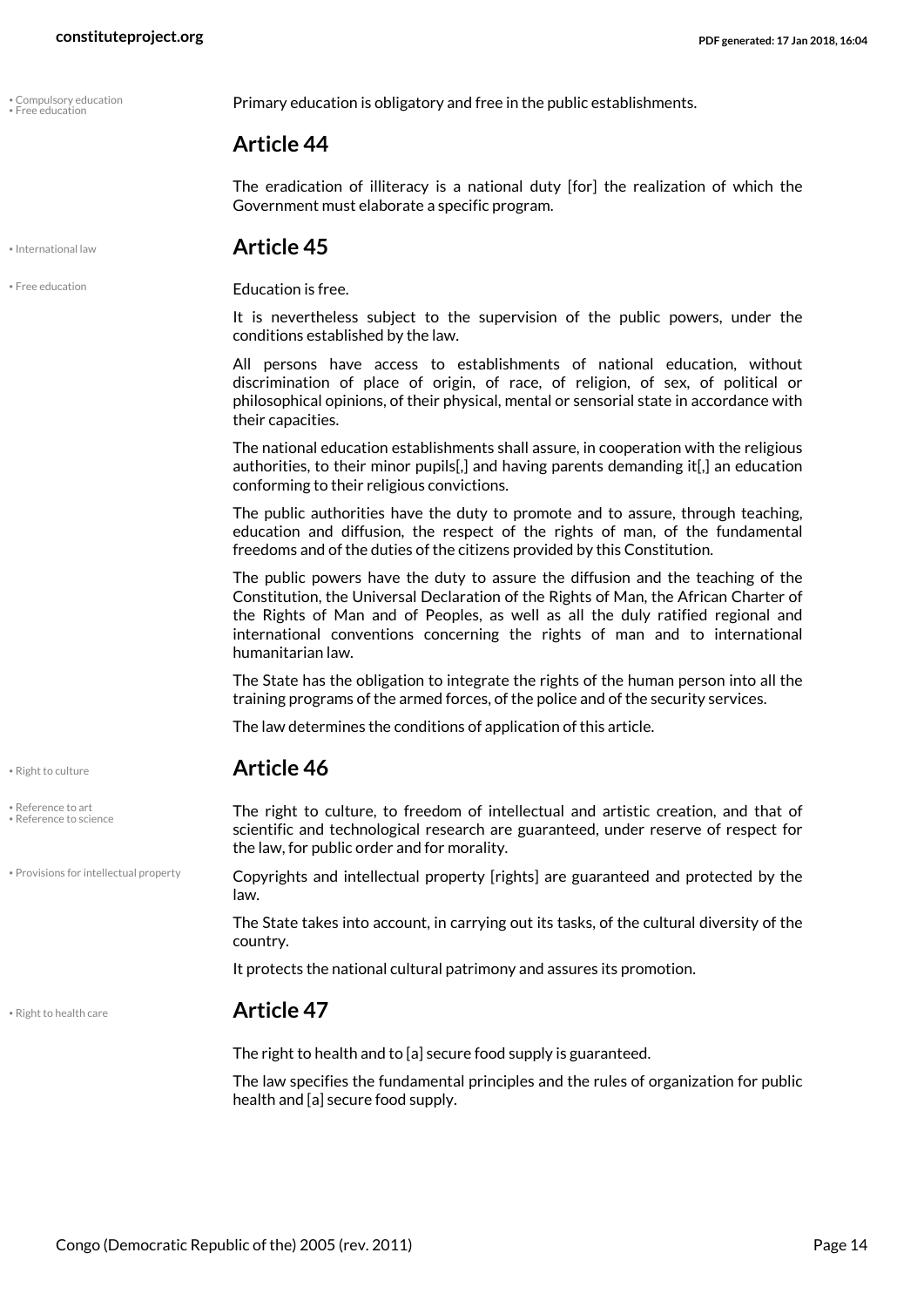Primary education is obligatory and free in the public establishments.

## Article 44

The eradication of illiteracy is a national duty [for] the realization of which the Government must elaborate a specific program.

## Article 45

Education is free.

It is nevertheless subject to the supervision of the public powers, under the conditions established by the law.

All persons have access to establishments of national education, without discrimination of place of origin, of race, of religion, of sex, of political or philosophical opinions, of their physical, mental or sensorial state in accordance with their capacities.

The national education establishments shall assure, in cooperation with the religious authorities, to their minor pupils[,] and having parents demanding it[,] an education conforming to their religious convictions.

The public authorities have the duty to promote and to assure, through teaching, education and diffusion, the respect of the rights of man, of the fundamental freedoms and of the duties of the citizens provided by this Constitution.

The public powers have the duty to assure the diffusion and the teaching of the Constitution, the Universal Declaration of the Rights of Man, the African Charter of the Rights of Man and of Peoples, as well as all the duly ratified regional and international conventions concerning the rights of man and to international humanitarian law.

The State has the obligation to integrate the rights of the human person into all the training programs of the armed forces, of the police and of the security services.

The law determines the conditions of application of this article.

## Article 46

The right to culture, to freedom of intellectual and artistic creation, and that of scientific and technological research are guaranteed, under reserve of respect for the law, for public order and for morality.

Copyrights and intellectual property [rights] are guaranteed and protected by the law.

The State takes into account, in carrying out its tasks, of the cultural diversity of the country.

It protects the national cultural patrimony and assures its promotion.

## Article 47

The right to health and to [a] secure food supply is guaranteed.

The law specifies the fundamental principles and the rules of organization for public health and [a] secure food supply.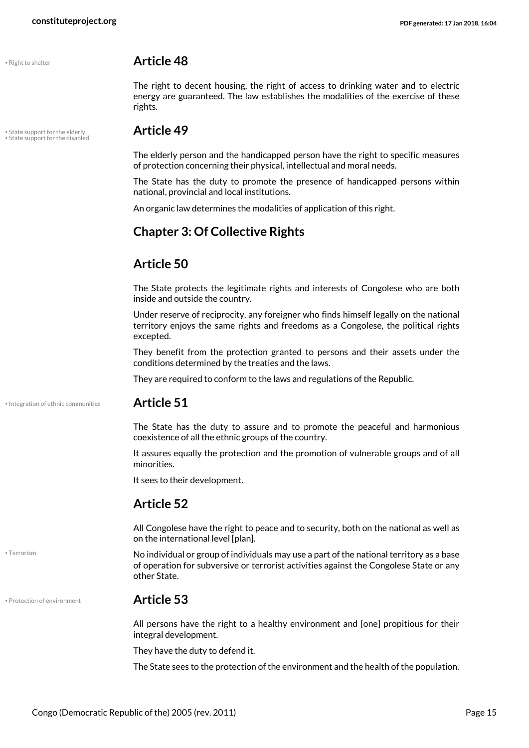• Right to shelter

## Article 48

The right to decent housing, the right of access to drinking water and to electric energy are guaranteed. The law establishes the modalities of the exercise of these rights.

• State support for the elderly
• State support for the disabled

## Article 49

The elderly person and the handicapped person have the right to specific measures of protection concerning their physical, intellectual and moral needs.

The State has the duty to promote the presence of handicapped persons within national, provincial and local institutions.

An organic law determines the modalities of application of this right.

# Chapter 3: Of Collective Rights

## Article 50

The State protects the legitimate rights and interests of Congolese who are both inside and outside the country.

Under reserve of reciprocity, any foreigner who finds himself legally on the national territory enjoys the same rights and freedoms as a Congolese, the political rights excepted.

They benefit from the protection granted to persons and their assets under the conditions determined by the treaties and the laws.

They are required to conform to the laws and regulations of the Republic.

• Integration of ethnic communities

## Article 51

The State has the duty to assure and to promote the peaceful and harmonious coexistence of all the ethnic groups of the country.

It assures equally the protection and the promotion of vulnerable groups and of all minorities.

It sees to their development.

## Article 52

All Congolese have the right to peace and to security, both on the national as well as on the international level [plan].

• Terrorism

No individual or group of individuals may use a part of the national territory as a base of operation for subversive or terrorist activities against the Congolese State or any other State.

• Protection of environment

## Article 53

All persons have the right to a healthy environment and [one] propitious for their integral development.

They have the duty to defend it.

The State sees to the protection of the environment and the health of the population.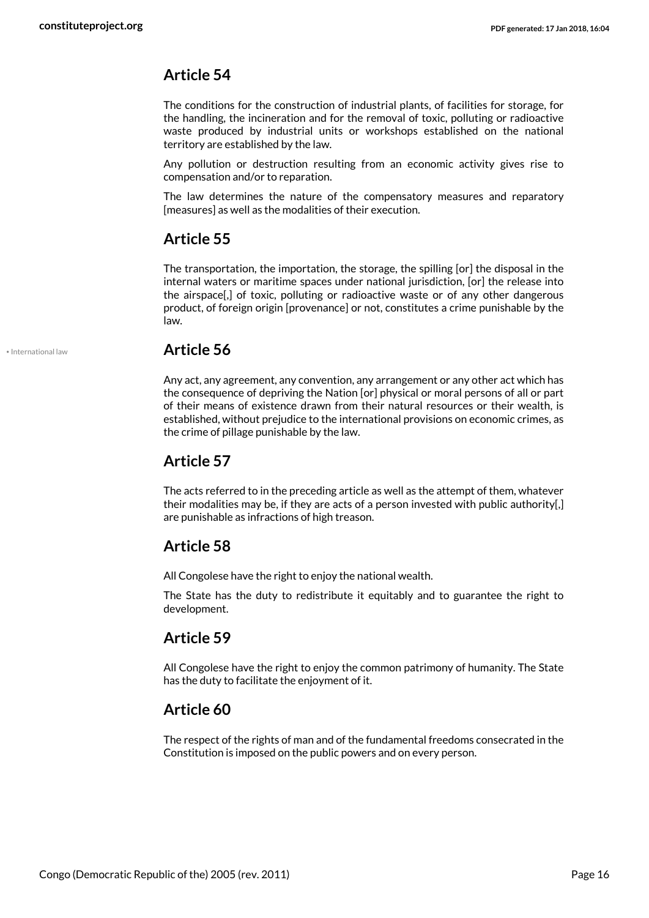## Article 54

The conditions for the construction of industrial plants, of facilities for storage, for the handling, the incineration and for the removal of toxic, polluting or radioactive waste produced by industrial units or workshops established on the national territory are established by the law.

Any pollution or destruction resulting from an economic activity gives rise to compensation and/or to reparation.

The law determines the nature of the compensatory measures and reparatory [measures] as well as the modalities of their execution.

## Article 55

The transportation, the importation, the storage, the spilling [or] the disposal in the internal waters or maritime spaces under national jurisdiction, [or] the release into the airspace[,] of toxic, polluting or radioactive waste or of any other dangerous product, of foreign origin [provenance] or not, constitutes a crime punishable by the law.

## Article 56

• International law

Any act, any agreement, any convention, any arrangement or any other act which has the consequence of depriving the Nation [or] physical or moral persons of all or part of their means of existence drawn from their natural resources or their wealth, is established, without prejudice to the international provisions on economic crimes, as the crime of pillage punishable by the law.

## Article 57

The acts referred to in the preceding article as well as the attempt of them, whatever their modalities may be, if they are acts of a person invested with public authority[,] are punishable as infractions of high treason.

## Article 58

All Congolese have the right to enjoy the national wealth.

The State has the duty to redistribute it equitably and to guarantee the right to development.

## Article 59

All Congolese have the right to enjoy the common patrimony of humanity. The State has the duty to facilitate the enjoyment of it.

## Article 60

The respect of the rights of man and of the fundamental freedoms consecrated in the Constitution is imposed on the public powers and on every person.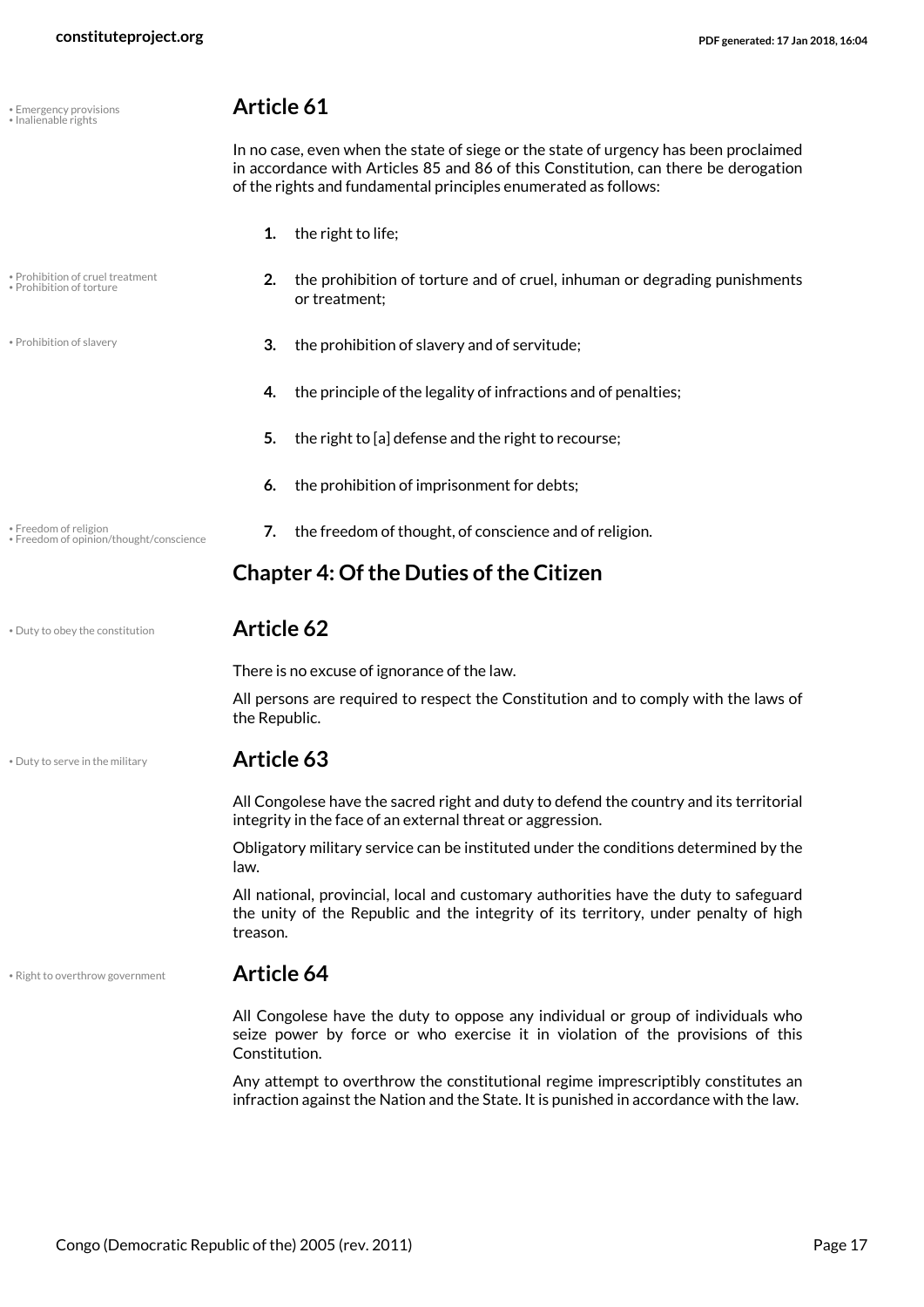### Article 61

In no case, even when the state of siege or the state of urgency has been proclaimed in accordance with Articles 85 and 86 of this Constitution, can there be derogation of the rights and fundamental principles enumerated as follows:

1. the right to life;
2. the prohibition of torture and of cruel, inhuman or degrading punishments or treatment;
3. the prohibition of slavery and of servitude;
4. the principle of the legality of infractions and of penalties;
5. the right to [a] defense and the right to recourse;
6. the prohibition of imprisonment for debts;
7. the freedom of thought, of conscience and of religion.

## Chapter 4: Of the Duties of the Citizen

### Article 62

There is no excuse of ignorance of the law.

All persons are required to respect the Constitution and to comply with the laws of the Republic.

### Article 63

All Congolese have the sacred right and duty to defend the country and its territorial integrity in the face of an external threat or aggression.

Obligatory military service can be instituted under the conditions determined by the law.

All national, provincial, local and customary authorities have the duty to safeguard the unity of the Republic and the integrity of its territory, under penalty of high treason.

### Article 64

All Congolese have the duty to oppose any individual or group of individuals who seize power by force or who exercise it in violation of the provisions of this Constitution.

Any attempt to overthrow the constitutional regime imprescriptibly constitutes an infraction against the Nation and the State. It is punished in accordance with the law.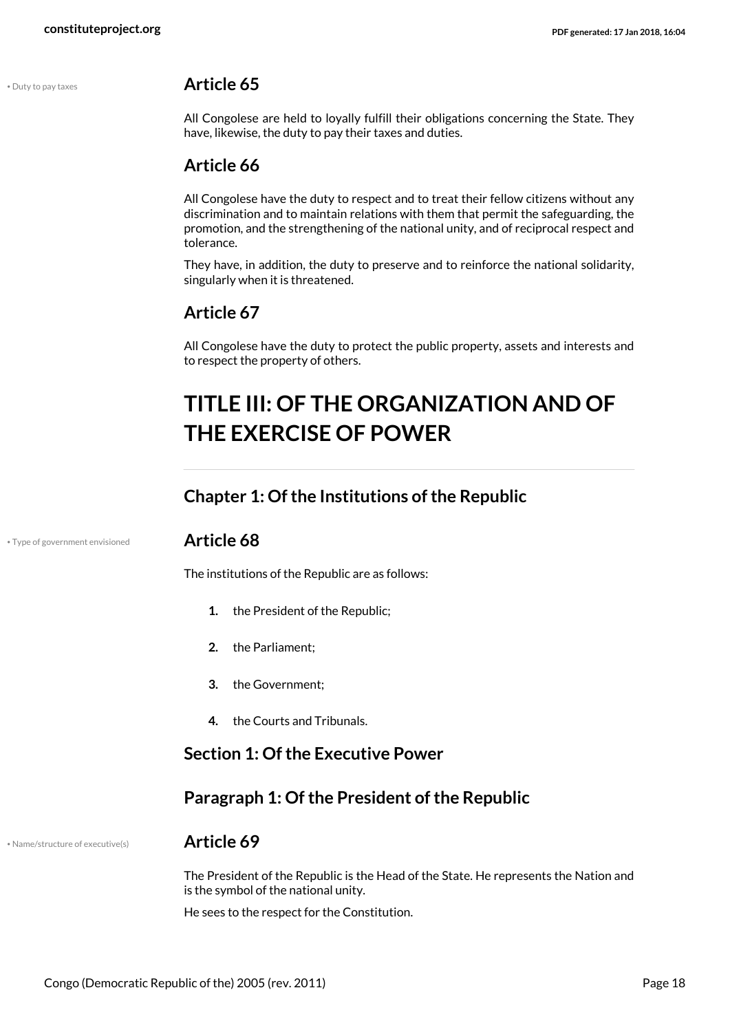• Duty to pay taxes

## Article 65

All Congolese are held to loyally fulfill their obligations concerning the State. They have, likewise, the duty to pay their taxes and duties.

## Article 66

All Congolese have the duty to respect and to treat their fellow citizens without any discrimination and to maintain relations with them that permit the safeguarding, the promotion, and the strengthening of the national unity, and of reciprocal respect and tolerance.

They have, in addition, the duty to preserve and to reinforce the national solidarity, singularly when it is threatened.

## Article 67

All Congolese have the duty to protect the public property, assets and interests and to respect the property of others.

# TITLE III: OF THE ORGANIZATION AND OF THE EXERCISE OF POWER

### Chapter 1: Of the Institutions of the Republic

• Type of government envisioned

## Article 68

The institutions of the Republic are as follows:

1. the President of the Republic;
2. the Parliament;
3. the Government;
4. the Courts and Tribunals.

### Section 1: Of the Executive Power

### Paragraph 1: Of the President of the Republic

• Name/structure of executive(s)

## Article 69

The President of the Republic is the Head of the State. He represents the Nation and is the symbol of the national unity.

He sees to the respect for the Constitution.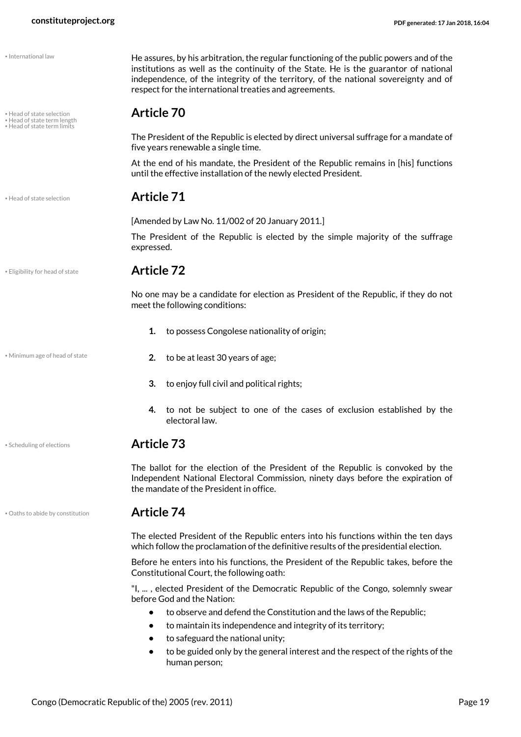He assures, by his arbitration, the regular functioning of the public powers and of the institutions as well as the continuity of the State. He is the guarantor of national independence, of the integrity of the territory, of the national sovereignty and of respect for the international treaties and agreements.

## Article 70

The President of the Republic is elected by direct universal suffrage for a mandate of five years renewable a single time.

At the end of his mandate, the President of the Republic remains in [his] functions until the effective installation of the newly elected President.

## Article 71

[Amended by Law No. 11/002 of 20 January 2011.]

The President of the Republic is elected by the simple majority of the suffrage expressed.

## Article 72

No one may be a candidate for election as President of the Republic, if they do not meet the following conditions:

1. to possess Congolese nationality of origin;
2. to be at least 30 years of age;
3. to enjoy full civil and political rights;
4. to not be subject to one of the cases of exclusion established by the electoral law.

## Article 73

The ballot for the election of the President of the Republic is convoked by the Independent National Electoral Commission, ninety days before the expiration of the mandate of the President in office.

## Article 74

The elected President of the Republic enters into his functions within the ten days which follow the proclamation of the definitive results of the presidential election.

Before he enters into his functions, the President of the Republic takes, before the Constitutional Court, the following oath:

"I, ... , elected President of the Democratic Republic of the Congo, solemnly swear before God and the Nation:

- to observe and defend the Constitution and the laws of the Republic;
- to maintain its independence and integrity of its territory;
- to safeguard the national unity;
- to be guided only by the general interest and the respect of the rights of the human person;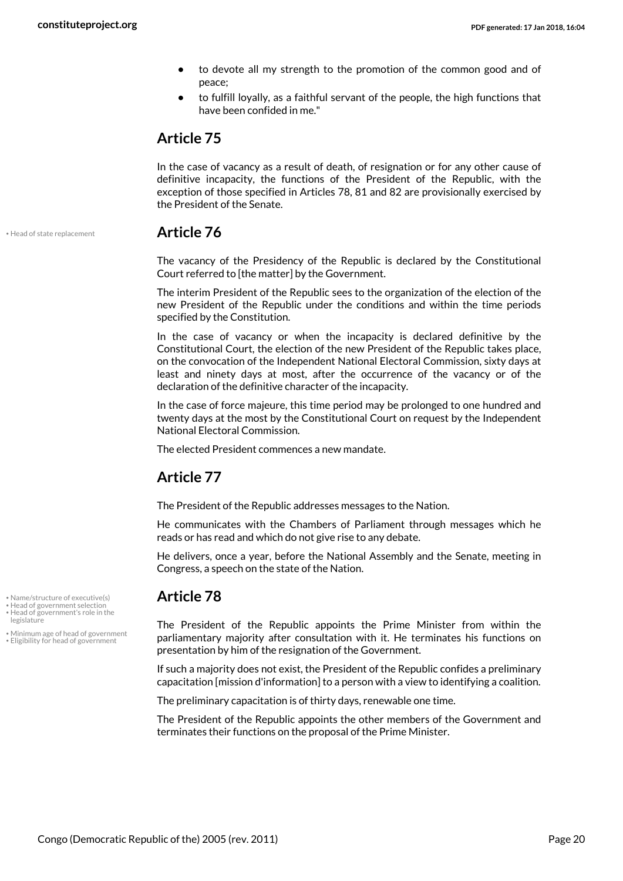- to devote all my strength to the promotion of the common good and of peace;
- to fulfill loyally, as a faithful servant of the people, the high functions that have been confided in me."

## Article 75

In the case of vacancy as a result of death, of resignation or for any other cause of definitive incapacity, the functions of the President of the Republic, with the exception of those specified in Articles 78, 81 and 82 are provisionally exercised by the President of the Senate.

## Article 76

- Head of state replacement

The vacancy of the Presidency of the Republic is declared by the Constitutional Court referred to [the matter] by the Government.

The interim President of the Republic sees to the organization of the election of the new President of the Republic under the conditions and within the time periods specified by the Constitution.

In the case of vacancy or when the incapacity is declared definitive by the Constitutional Court, the election of the new President of the Republic takes place, on the convocation of the Independent National Electoral Commission, sixty days at least and ninety days at most, after the occurrence of the vacancy or of the declaration of the definitive character of the incapacity.

In the case of force majeure, this time period may be prolonged to one hundred and twenty days at the most by the Constitutional Court on request by the Independent National Electoral Commission.

The elected President commences a new mandate.

## Article 77

The President of the Republic addresses messages to the Nation.

He communicates with the Chambers of Parliament through messages which he reads or has read and which do not give rise to any debate.

He delivers, once a year, before the National Assembly and the Senate, meeting in Congress, a speech on the state of the Nation.

## Article 78

- Name/structure of executive(s)
- Head of government selection
- Head of government's role in the legislature
- Minimum age of head of government
- Eligibility for head of government

The President of the Republic appoints the Prime Minister from within the parliamentary majority after consultation with it. He terminates his functions on presentation by him of the resignation of the Government.

If such a majority does not exist, the President of the Republic confides a preliminary capacitation [mission d'information] to a person with a view to identifying a coalition.

The preliminary capacitation is of thirty days, renewable one time.

The President of the Republic appoints the other members of the Government and terminates their functions on the proposal of the Prime Minister.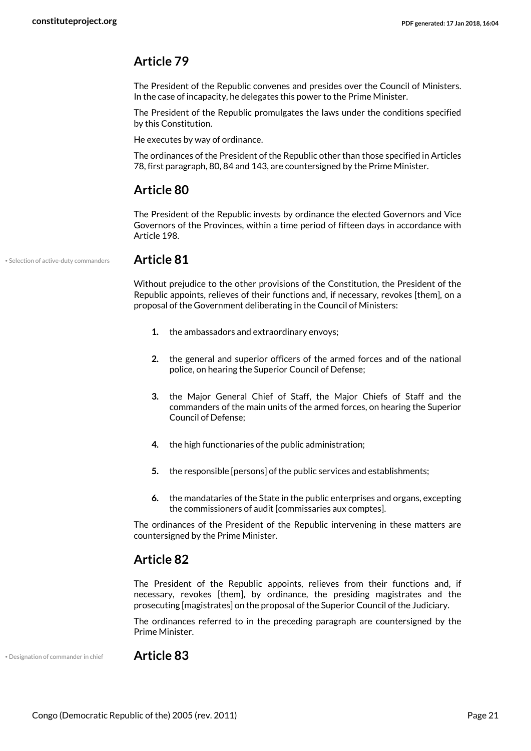## Article 79

The President of the Republic convenes and presides over the Council of Ministers. In the case of incapacity, he delegates this power to the Prime Minister.

The President of the Republic promulgates the laws under the conditions specified by this Constitution.

He executes by way of ordinance.

The ordinances of the President of the Republic other than those specified in Articles 78, first paragraph, 80, 84 and 143, are countersigned by the Prime Minister.

## Article 80

The President of the Republic invests by ordinance the elected Governors and Vice Governors of the Provinces, within a time period of fifteen days in accordance with Article 198.

• Selection of active-duty commanders

## Article 81

Without prejudice to the other provisions of the Constitution, the President of the Republic appoints, relieves of their functions and, if necessary, revokes [them], on a proposal of the Government deliberating in the Council of Ministers:

1. the ambassadors and extraordinary envoys;
2. the general and superior officers of the armed forces and of the national police, on hearing the Superior Council of Defense;
3. the Major General Chief of Staff, the Major Chiefs of Staff and the commanders of the main units of the armed forces, on hearing the Superior Council of Defense;
4. the high functionaries of the public administration;
5. the responsible [persons] of the public services and establishments;
6. the mandataries of the State in the public enterprises and organs, excepting the commissioners of audit [commissaries aux comptes].

The ordinances of the President of the Republic intervening in these matters are countersigned by the Prime Minister.

## Article 82

The President of the Republic appoints, relieves from their functions and, if necessary, revokes [them], by ordinance, the presiding magistrates and the prosecuting [magistrates] on the proposal of the Superior Council of the Judiciary.

The ordinances referred to in the preceding paragraph are countersigned by the Prime Minister.

• Designation of commander in chief

## Article 83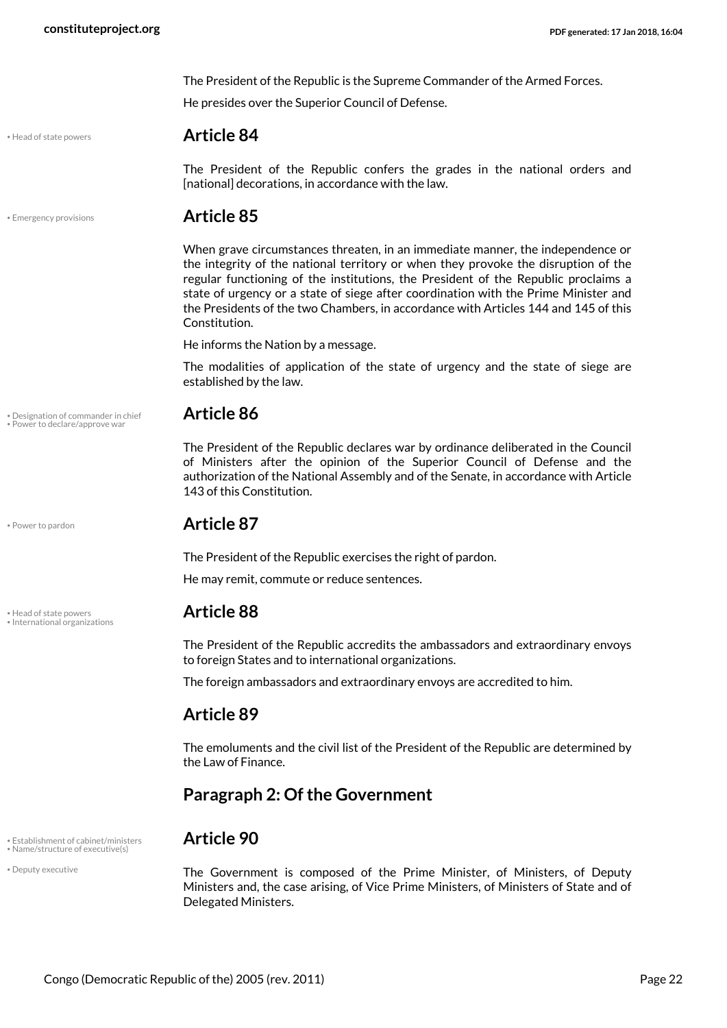The President of the Republic is the Supreme Commander of the Armed Forces.

He presides over the Superior Council of Defense.

• Head of state powers

## Article 84

The President of the Republic confers the grades in the national orders and [national] decorations, in accordance with the law.

• Emergency provisions

## Article 85

When grave circumstances threaten, in an immediate manner, the independence or the integrity of the national territory or when they provoke the disruption of the regular functioning of the institutions, the President of the Republic proclaims a state of urgency or a state of siege after coordination with the Prime Minister and the Presidents of the two Chambers, in accordance with Articles 144 and 145 of this Constitution.

He informs the Nation by a message.

The modalities of application of the state of urgency and the state of siege are established by the law.

• Designation of commander in chief
• Power to declare/approve war

## Article 86

The President of the Republic declares war by ordinance deliberated in the Council of Ministers after the opinion of the Superior Council of Defense and the authorization of the National Assembly and of the Senate, in accordance with Article 143 of this Constitution.

• Power to pardon

## Article 87

The President of the Republic exercises the right of pardon.

He may remit, commute or reduce sentences.

• Head of state powers
• International organizations

## Article 88

The President of the Republic accredits the ambassadors and extraordinary envoys to foreign States and to international organizations.

The foreign ambassadors and extraordinary envoys are accredited to him.

## Article 89

The emoluments and the civil list of the President of the Republic are determined by the Law of Finance.

## Paragraph 2: Of the Government

• Establishment of cabinet/ministers
• Name/structure of executive(s)
• Deputy executive

## Article 90

The Government is composed of the Prime Minister, of Ministers, of Deputy Ministers and, the case arising, of Vice Prime Ministers, of Ministers of State and of Delegated Ministers.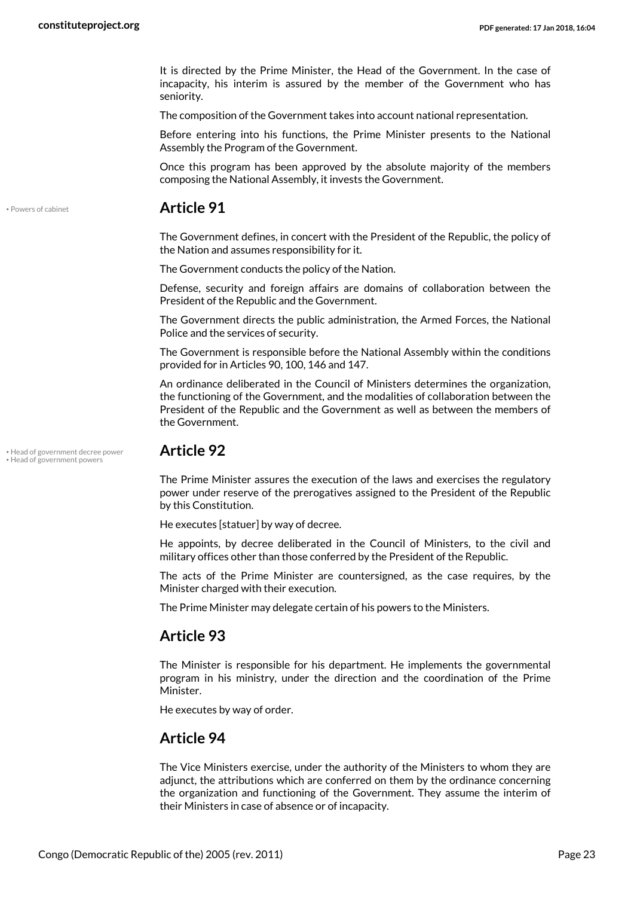It is directed by the Prime Minister, the Head of the Government. In the case of incapacity, his interim is assured by the member of the Government who has seniority.

The composition of the Government takes into account national representation.

Before entering into his functions, the Prime Minister presents to the National Assembly the Program of the Government.

Once this program has been approved by the absolute majority of the members composing the National Assembly, it invests the Government.

## Article 91

The Government defines, in concert with the President of the Republic, the policy of the Nation and assumes responsibility for it.

The Government conducts the policy of the Nation.

Defense, security and foreign affairs are domains of collaboration between the President of the Republic and the Government.

The Government directs the public administration, the Armed Forces, the National Police and the services of security.

The Government is responsible before the National Assembly within the conditions provided for in Articles 90, 100, 146 and 147.

An ordinance deliberated in the Council of Ministers determines the organization, the functioning of the Government, and the modalities of collaboration between the President of the Republic and the Government as well as between the members of the Government.

## Article 92

The Prime Minister assures the execution of the laws and exercises the regulatory power under reserve of the prerogatives assigned to the President of the Republic by this Constitution.

He executes [statuer] by way of decree.

He appoints, by decree deliberated in the Council of Ministers, to the civil and military offices other than those conferred by the President of the Republic.

The acts of the Prime Minister are countersigned, as the case requires, by the Minister charged with their execution.

The Prime Minister may delegate certain of his powers to the Ministers.

## Article 93

The Minister is responsible for his department. He implements the governmental program in his ministry, under the direction and the coordination of the Prime Minister.

He executes by way of order.

## Article 94

The Vice Ministers exercise, under the authority of the Ministers to whom they are adjunct, the attributions which are conferred on them by the ordinance concerning the organization and functioning of the Government. They assume the interim of their Ministers in case of absence or of incapacity.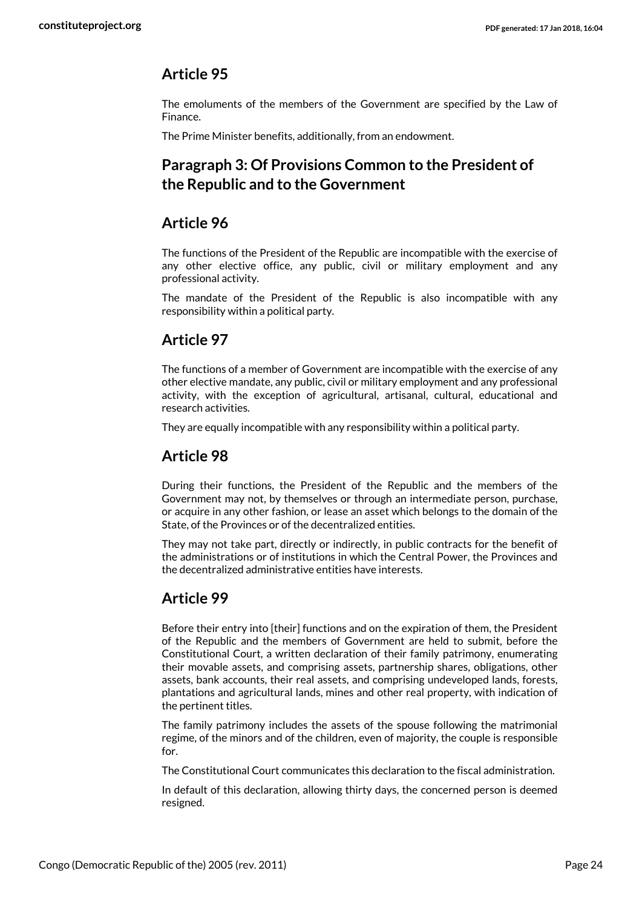## Article 95

The emoluments of the members of the Government are specified by the Law of Finance.

The Prime Minister benefits, additionally, from an endowment.

## Paragraph 3: Of Provisions Common to the President of the Republic and to the Government

## Article 96

The functions of the President of the Republic are incompatible with the exercise of any other elective office, any public, civil or military employment and any professional activity.

The mandate of the President of the Republic is also incompatible with any responsibility within a political party.

## Article 97

The functions of a member of Government are incompatible with the exercise of any other elective mandate, any public, civil or military employment and any professional activity, with the exception of agricultural, artisanal, cultural, educational and research activities.

They are equally incompatible with any responsibility within a political party.

## Article 98

During their functions, the President of the Republic and the members of the Government may not, by themselves or through an intermediate person, purchase, or acquire in any other fashion, or lease an asset which belongs to the domain of the State, of the Provinces or of the decentralized entities.

They may not take part, directly or indirectly, in public contracts for the benefit of the administrations or of institutions in which the Central Power, the Provinces and the decentralized administrative entities have interests.

## Article 99

Before their entry into [their] functions and on the expiration of them, the President of the Republic and the members of Government are held to submit, before the Constitutional Court, a written declaration of their family patrimony, enumerating their movable assets, and comprising assets, partnership shares, obligations, other assets, bank accounts, their real assets, and comprising undeveloped lands, forests, plantations and agricultural lands, mines and other real property, with indication of the pertinent titles.

The family patrimony includes the assets of the spouse following the matrimonial regime, of the minors and of the children, even of majority, the couple is responsible for.

The Constitutional Court communicates this declaration to the fiscal administration.

In default of this declaration, allowing thirty days, the concerned person is deemed resigned.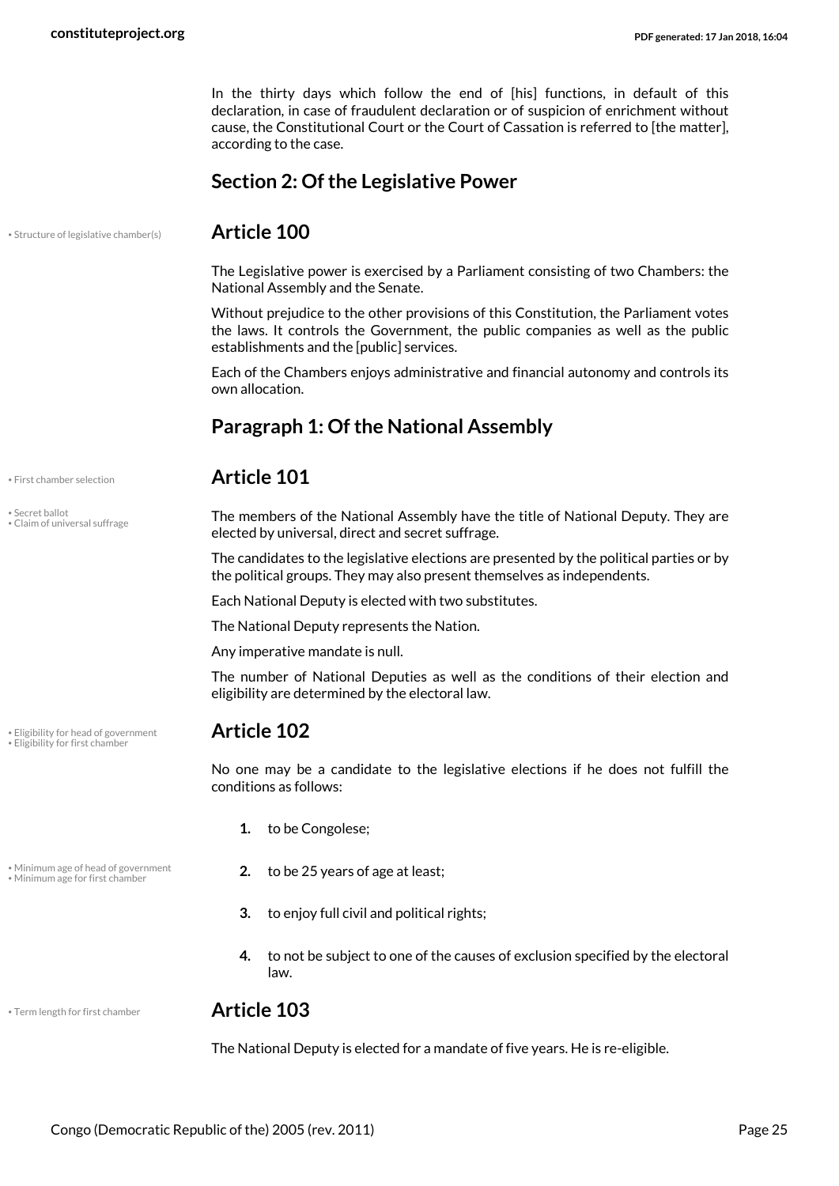In the thirty days which follow the end of [his] functions, in default of this declaration, in case of fraudulent declaration or of suspicion of enrichment without cause, the Constitutional Court or the Court of Cassation is referred to [the matter], according to the case.

## Section 2: Of the Legislative Power

• Structure of legislative chamber(s)

### Article 100

The Legislative power is exercised by a Parliament consisting of two Chambers: the National Assembly and the Senate.

Without prejudice to the other provisions of this Constitution, the Parliament votes the laws. It controls the Government, the public companies as well as the public establishments and the [public] services.

Each of the Chambers enjoys administrative and financial autonomy and controls its own allocation.

## Paragraph 1: Of the National Assembly

• First chamber selection

### Article 101

• Secret ballot
• Claim of universal suffrage

The members of the National Assembly have the title of National Deputy. They are elected by universal, direct and secret suffrage.

The candidates to the legislative elections are presented by the political parties or by the political groups. They may also present themselves as independents.

Each National Deputy is elected with two substitutes.

The National Deputy represents the Nation.

Any imperative mandate is null.

The number of National Deputies as well as the conditions of their election and eligibility are determined by the electoral law.

• Eligibility for head of government
• Eligibility for first chamber

### Article 102

No one may be a candidate to the legislative elections if he does not fulfill the conditions as follows:

1. to be Congolese;

• Minimum age of head of government
• Minimum age for first chamber

2. to be 25 years of age at least;
3. to enjoy full civil and political rights;
4. to not be subject to one of the causes of exclusion specified by the electoral law.

• Term length for first chamber

### Article 103

The National Deputy is elected for a mandate of five years. He is re-eligible.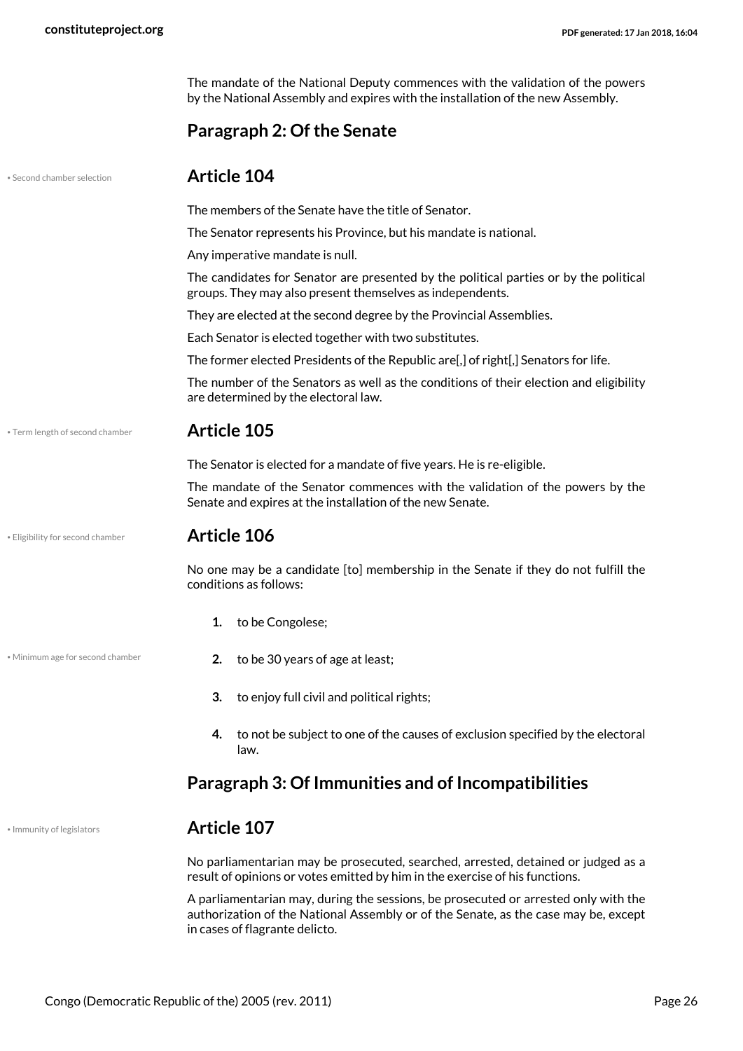The mandate of the National Deputy commences with the validation of the powers by the National Assembly and expires with the installation of the new Assembly.

### Paragraph 2: Of the Senate

## Article 104

The members of the Senate have the title of Senator.

The Senator represents his Province, but his mandate is national.

Any imperative mandate is null.

The candidates for Senator are presented by the political parties or by the political groups. They may also present themselves as independents.

They are elected at the second degree by the Provincial Assemblies.

Each Senator is elected together with two substitutes.

The former elected Presidents of the Republic are[,] of right[,] Senators for life.

The number of the Senators as well as the conditions of their election and eligibility are determined by the electoral law.

## Article 105

The Senator is elected for a mandate of five years. He is re-eligible.

The mandate of the Senator commences with the validation of the powers by the Senate and expires at the installation of the new Senate.

## Article 106

No one may be a candidate [to] membership in the Senate if they do not fulfill the conditions as follows:

1. to be Congolese;
2. to be 30 years of age at least;
3. to enjoy full civil and political rights;
4. to not be subject to one of the causes of exclusion specified by the electoral law.

### Paragraph 3: Of Immunities and of Incompatibilities

## Article 107

No parliamentarian may be prosecuted, searched, arrested, detained or judged as a result of opinions or votes emitted by him in the exercise of his functions.

A parliamentarian may, during the sessions, be prosecuted or arrested only with the authorization of the National Assembly or of the Senate, as the case may be, except in cases of flagrante delicto.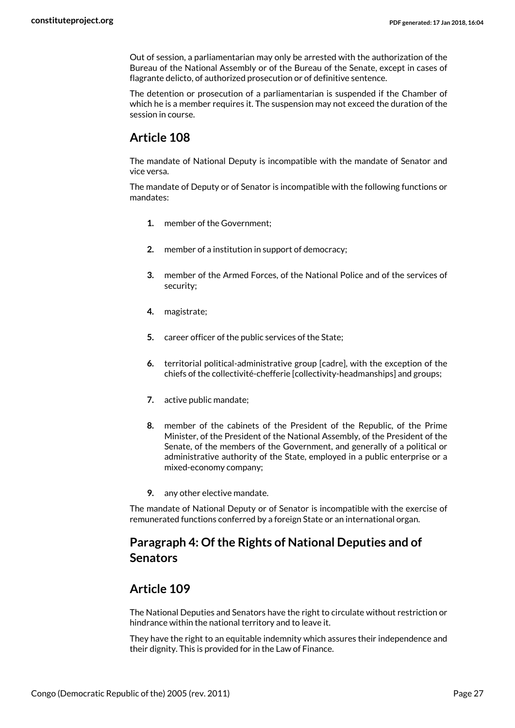Out of session, a parliamentarian may only be arrested with the authorization of the Bureau of the National Assembly or of the Bureau of the Senate, except in cases of flagrante delicto, of authorized prosecution or of definitive sentence.

The detention or prosecution of a parliamentarian is suspended if the Chamber of which he is a member requires it. The suspension may not exceed the duration of the session in course.

## Article 108

The mandate of National Deputy is incompatible with the mandate of Senator and vice versa.

The mandate of Deputy or of Senator is incompatible with the following functions or mandates:

1. member of the Government;
2. member of a institution in support of democracy;
3. member of the Armed Forces, of the National Police and of the services of security;
4. magistrate;
5. career officer of the public services of the State;
6. territorial political-administrative group [cadre], with the exception of the chiefs of the collectivité-chefferie [collectivity-headmanships] and groups;
7. active public mandate;
8. member of the cabinets of the President of the Republic, of the Prime Minister, of the President of the National Assembly, of the President of the Senate, of the members of the Government, and generally of a political or administrative authority of the State, employed in a public enterprise or a mixed-economy company;
9. any other elective mandate.

The mandate of National Deputy or of Senator is incompatible with the exercise of remunerated functions conferred by a foreign State or an international organ.

## Paragraph 4: Of the Rights of National Deputies and of Senators

## Article 109

The National Deputies and Senators have the right to circulate without restriction or hindrance within the national territory and to leave it.

They have the right to an equitable indemnity which assures their independence and their dignity. This is provided for in the Law of Finance.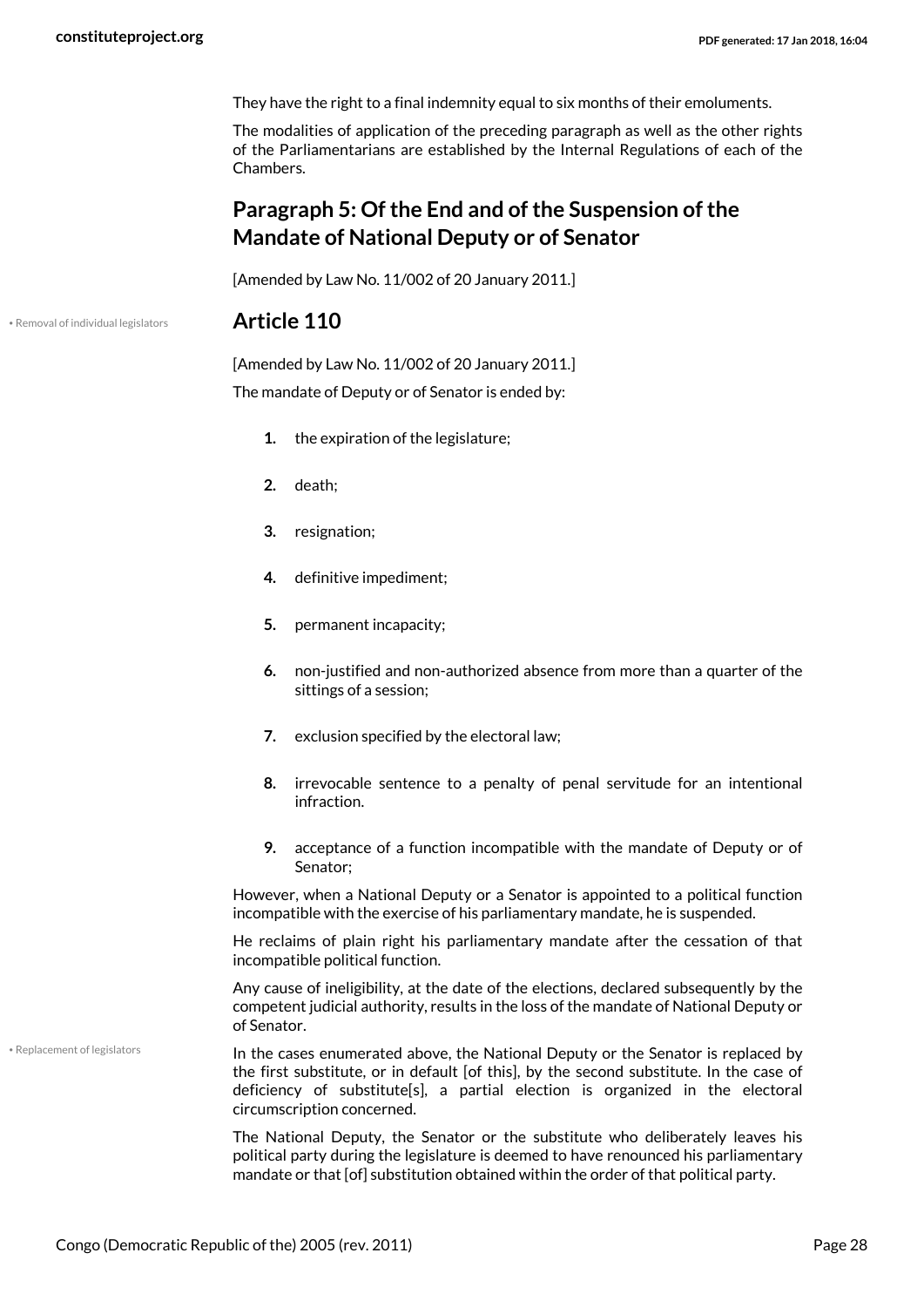They have the right to a final indemnity equal to six months of their emoluments.

The modalities of application of the preceding paragraph as well as the other rights of the Parliamentarians are established by the Internal Regulations of each of the Chambers.

## Paragraph 5: Of the End and of the Suspension of the Mandate of National Deputy or of Senator

[Amended by Law No. 11/002 of 20 January 2011.]

• Removal of individual legislators

## Article 110

[Amended by Law No. 11/002 of 20 January 2011.]

The mandate of Deputy or of Senator is ended by:

1. the expiration of the legislature;
2. death;
3. resignation;
4. definitive impediment;
5. permanent incapacity;
6. non-justified and non-authorized absence from more than a quarter of the sittings of a session;
7. exclusion specified by the electoral law;
8. irrevocable sentence to a penalty of penal servitude for an intentional infraction.
9. acceptance of a function incompatible with the mandate of Deputy or of Senator;

However, when a National Deputy or a Senator is appointed to a political function incompatible with the exercise of his parliamentary mandate, he is suspended.

He reclaims of plain right his parliamentary mandate after the cessation of that incompatible political function.

Any cause of ineligibility, at the date of the elections, declared subsequently by the competent judicial authority, results in the loss of the mandate of National Deputy or of Senator.

• Replacement of legislators

In the cases enumerated above, the National Deputy or the Senator is replaced by the first substitute, or in default [of this], by the second substitute. In the case of deficiency of substitute[s], a partial election is organized in the electoral circumscription concerned.

The National Deputy, the Senator or the substitute who deliberately leaves his political party during the legislature is deemed to have renounced his parliamentary mandate or that [of] substitution obtained within the order of that political party.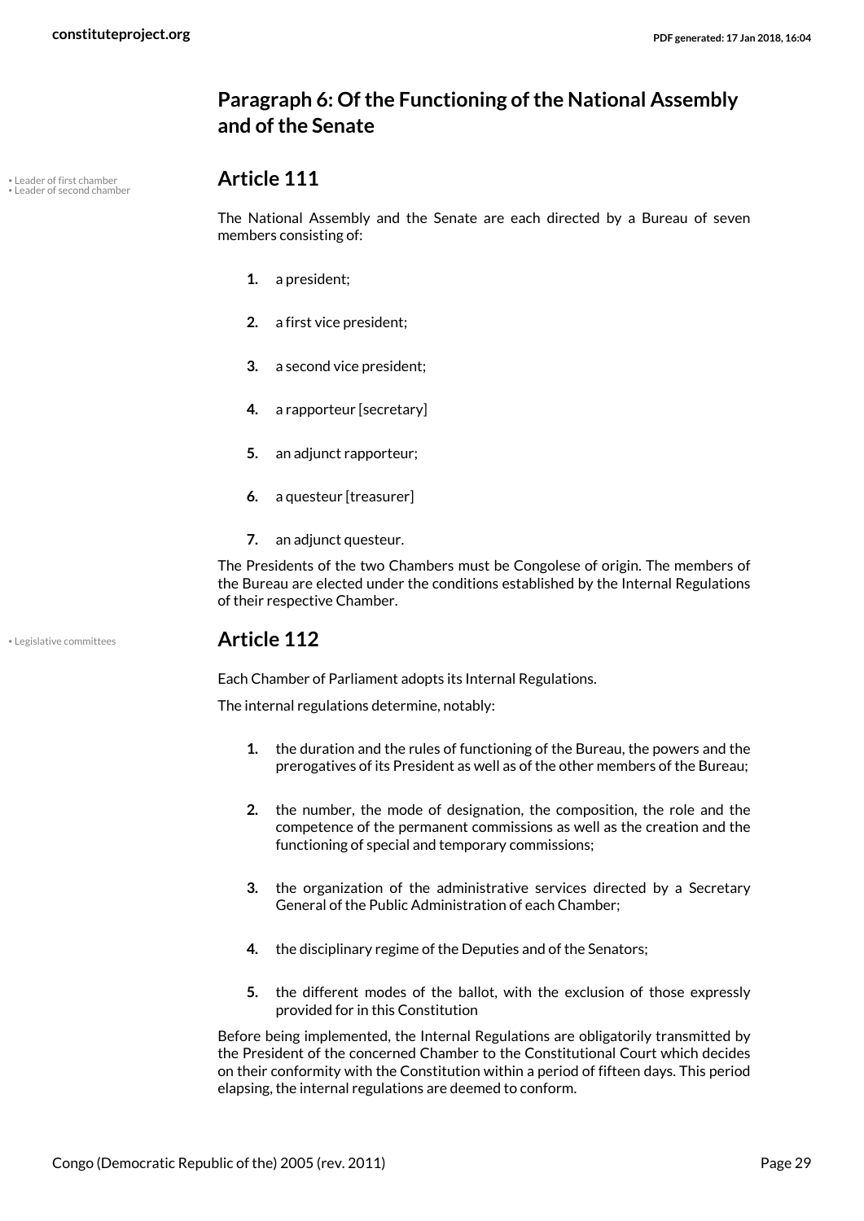## Paragraph 6: Of the Functioning of the National Assembly and of the Senate

• Leader of first chamber
• Leader of second chamber

### Article 111

The National Assembly and the Senate are each directed by a Bureau of seven members consisting of:

1. a president;
2. a first vice president;
3. a second vice president;
4. a rapporteur [secretary]
5. an adjunct rapporteur;
6. a questeur [treasurer]
7. an adjunct questeur.

The Presidents of the two Chambers must be Congolese of origin. The members of the Bureau are elected under the conditions established by the Internal Regulations of their respective Chamber.

• Legislative committees

### Article 112

Each Chamber of Parliament adopts its Internal Regulations.

The internal regulations determine, notably:

1. the duration and the rules of functioning of the Bureau, the powers and the prerogatives of its President as well as of the other members of the Bureau;
2. the number, the mode of designation, the composition, the role and the competence of the permanent commissions as well as the creation and the functioning of special and temporary commissions;
3. the organization of the administrative services directed by a Secretary General of the Public Administration of each Chamber;
4. the disciplinary regime of the Deputies and of the Senators;
5. the different modes of the ballot, with the exclusion of those expressly provided for in this Constitution

Before being implemented, the Internal Regulations are obligatorily transmitted by the President of the concerned Chamber to the Constitutional Court which decides on their conformity with the Constitution within a period of fifteen days. This period elapsing, the internal regulations are deemed to conform.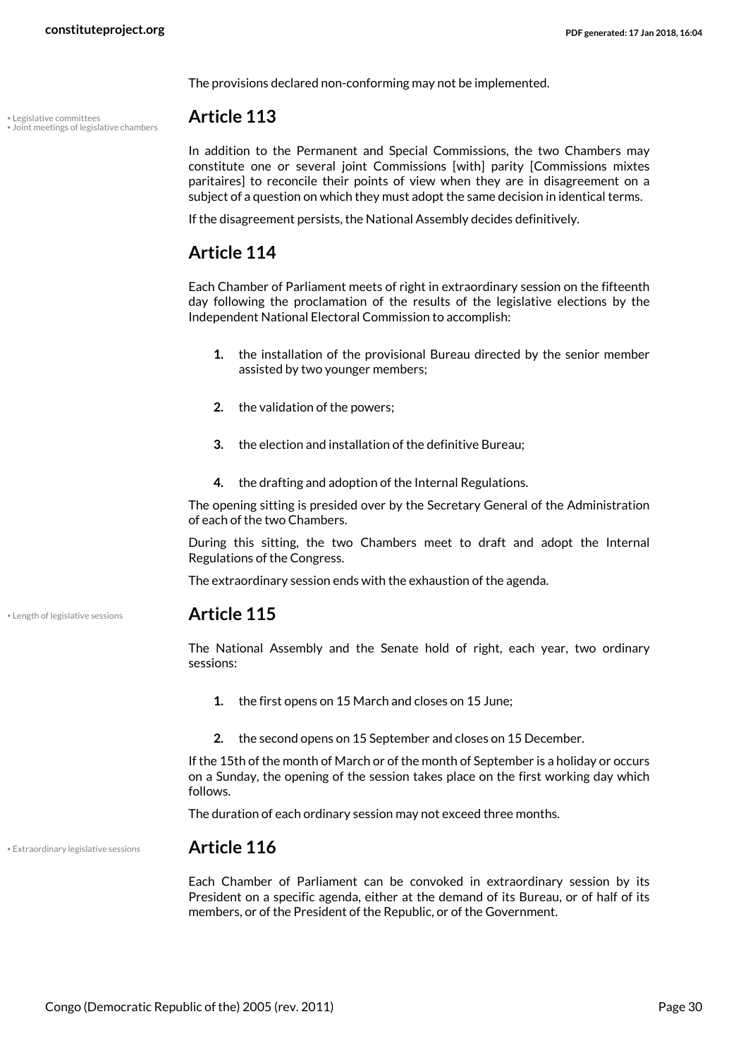The provisions declared non-conforming may not be implemented.

• Legislative committees
• Joint meetings of legislative chambers

## Article 113

In addition to the Permanent and Special Commissions, the two Chambers may constitute one or several joint Commissions [with] parity [Commissions mixtes paritaires] to reconcile their points of view when they are in disagreement on a subject of a question on which they must adopt the same decision in identical terms.

If the disagreement persists, the National Assembly decides definitively.

## Article 114

Each Chamber of Parliament meets of right in extraordinary session on the fifteenth day following the proclamation of the results of the legislative elections by the Independent National Electoral Commission to accomplish:

1. the installation of the provisional Bureau directed by the senior member assisted by two younger members;
2. the validation of the powers;
3. the election and installation of the definitive Bureau;
4. the drafting and adoption of the Internal Regulations.

The opening sitting is presided over by the Secretary General of the Administration of each of the two Chambers.

During this sitting, the two Chambers meet to draft and adopt the Internal Regulations of the Congress.

The extraordinary session ends with the exhaustion of the agenda.

• Length of legislative sessions

## Article 115

The National Assembly and the Senate hold of right, each year, two ordinary sessions:

1. the first opens on 15 March and closes on 15 June;
2. the second opens on 15 September and closes on 15 December.

If the 15th of the month of March or of the month of September is a holiday or occurs on a Sunday, the opening of the session takes place on the first working day which follows.

The duration of each ordinary session may not exceed three months.

• Extraordinary legislative sessions

## Article 116

Each Chamber of Parliament can be convoked in extraordinary session by its President on a specific agenda, either at the demand of its Bureau, or of half of its members, or of the President of the Republic, or of the Government.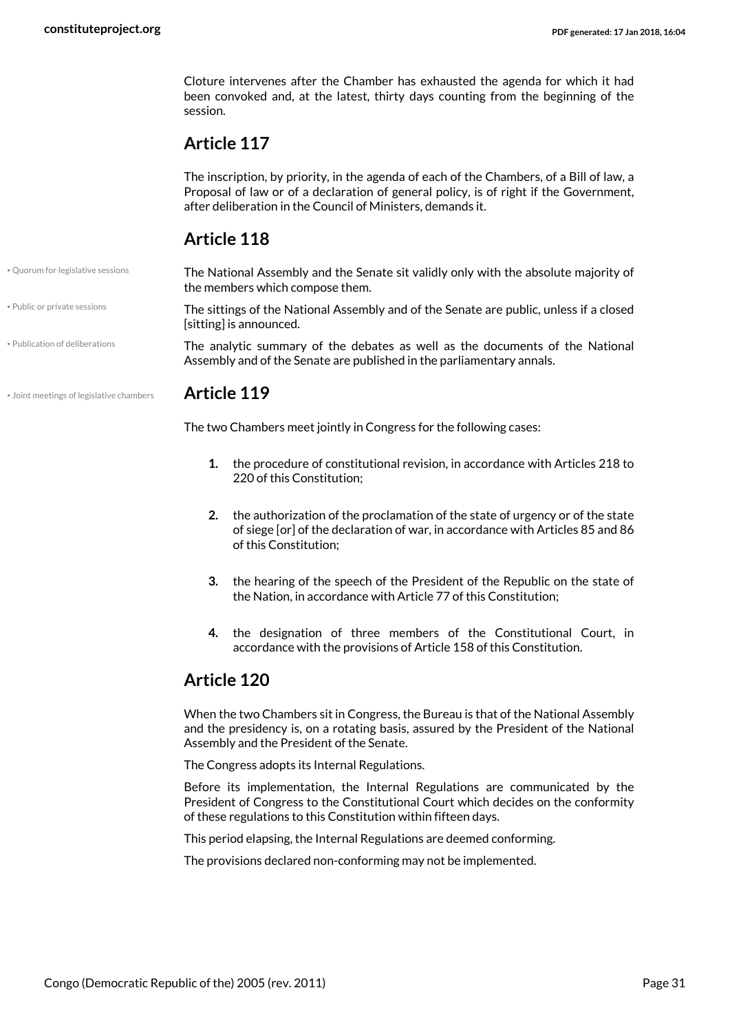Cloture intervenes after the Chamber has exhausted the agenda for which it had been convoked and, at the latest, thirty days counting from the beginning of the session.

## Article 117

The inscription, by priority, in the agenda of each of the Chambers, of a Bill of law, a Proposal of law or of a declaration of general policy, is of right if the Government, after deliberation in the Council of Ministers, demands it.

## Article 118

The National Assembly and the Senate sit validly only with the absolute majority of the members which compose them.

The sittings of the National Assembly and of the Senate are public, unless if a closed [sitting] is announced.

The analytic summary of the debates as well as the documents of the National Assembly and of the Senate are published in the parliamentary annals.

## Article 119

The two Chambers meet jointly in Congress for the following cases:

1. the procedure of constitutional revision, in accordance with Articles 218 to 220 of this Constitution;
2. the authorization of the proclamation of the state of urgency or of the state of siege [or] of the declaration of war, in accordance with Articles 85 and 86 of this Constitution;
3. the hearing of the speech of the President of the Republic on the state of the Nation, in accordance with Article 77 of this Constitution;
4. the designation of three members of the Constitutional Court, in accordance with the provisions of Article 158 of this Constitution.

## Article 120

When the two Chambers sit in Congress, the Bureau is that of the National Assembly and the presidency is, on a rotating basis, assured by the President of the National Assembly and the President of the Senate.

The Congress adopts its Internal Regulations.

Before its implementation, the Internal Regulations are communicated by the President of Congress to the Constitutional Court which decides on the conformity of these regulations to this Constitution within fifteen days.

This period elapsing, the Internal Regulations are deemed conforming.

The provisions declared non-conforming may not be implemented.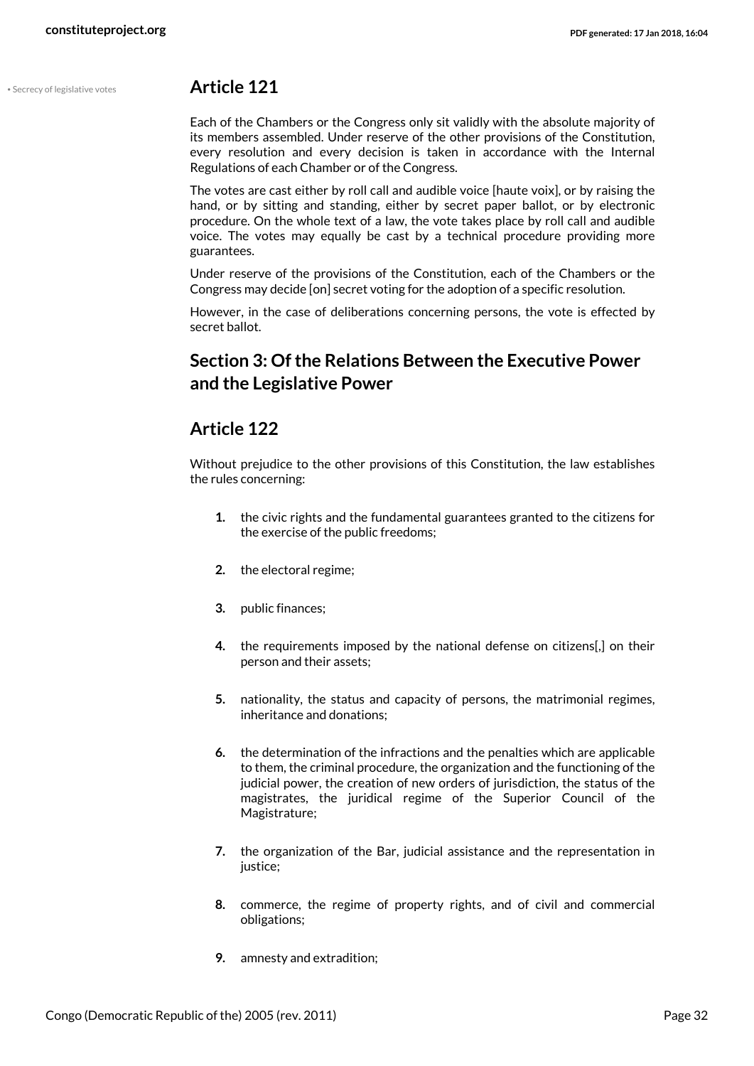• Secrecy of legislative votes

## Article 121

Each of the Chambers or the Congress only sit validly with the absolute majority of its members assembled. Under reserve of the other provisions of the Constitution, every resolution and every decision is taken in accordance with the Internal Regulations of each Chamber or of the Congress.

The votes are cast either by roll call and audible voice [haute voix], or by raising the hand, or by sitting and standing, either by secret paper ballot, or by electronic procedure. On the whole text of a law, the vote takes place by roll call and audible voice. The votes may equally be cast by a technical procedure providing more guarantees.

Under reserve of the provisions of the Constitution, each of the Chambers or the Congress may decide [on] secret voting for the adoption of a specific resolution.

However, in the case of deliberations concerning persons, the vote is effected by secret ballot.

## Section 3: Of the Relations Between the Executive Power and the Legislative Power

## Article 122

Without prejudice to the other provisions of this Constitution, the law establishes the rules concerning:

1. the civic rights and the fundamental guarantees granted to the citizens for the exercise of the public freedoms;
2. the electoral regime;
3. public finances;
4. the requirements imposed by the national defense on citizens[,] on their person and their assets;
5. nationality, the status and capacity of persons, the matrimonial regimes, inheritance and donations;
6. the determination of the infractions and the penalties which are applicable to them, the criminal procedure, the organization and the functioning of the judicial power, the creation of new orders of jurisdiction, the status of the magistrates, the juridical regime of the Superior Council of the Magistrature;
7. the organization of the Bar, judicial assistance and the representation in justice;
8. commerce, the regime of property rights, and of civil and commercial obligations;
9. amnesty and extradition;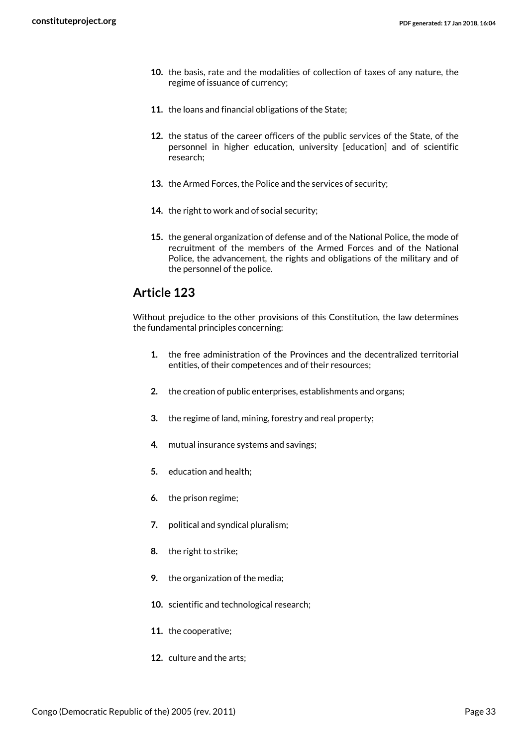10. the basis, rate and the modalities of collection of taxes of any nature, the regime of issuance of currency;
11. the loans and financial obligations of the State;
12. the status of the career officers of the public services of the State, of the personnel in higher education, university [education] and of scientific research;
13. the Armed Forces, the Police and the services of security;
14. the right to work and of social security;
15. the general organization of defense and of the National Police, the mode of recruitment of the members of the Armed Forces and of the National Police, the advancement, the rights and obligations of the military and of the personnel of the police.

## Article 123

Without prejudice to the other provisions of this Constitution, the law determines the fundamental principles concerning:

1. the free administration of the Provinces and the decentralized territorial entities, of their competences and of their resources;
2. the creation of public enterprises, establishments and organs;
3. the regime of land, mining, forestry and real property;
4. mutual insurance systems and savings;
5. education and health;
6. the prison regime;
7. political and syndical pluralism;
8. the right to strike;
9. the organization of the media;
10. scientific and technological research;
11. the cooperative;
12. culture and the arts;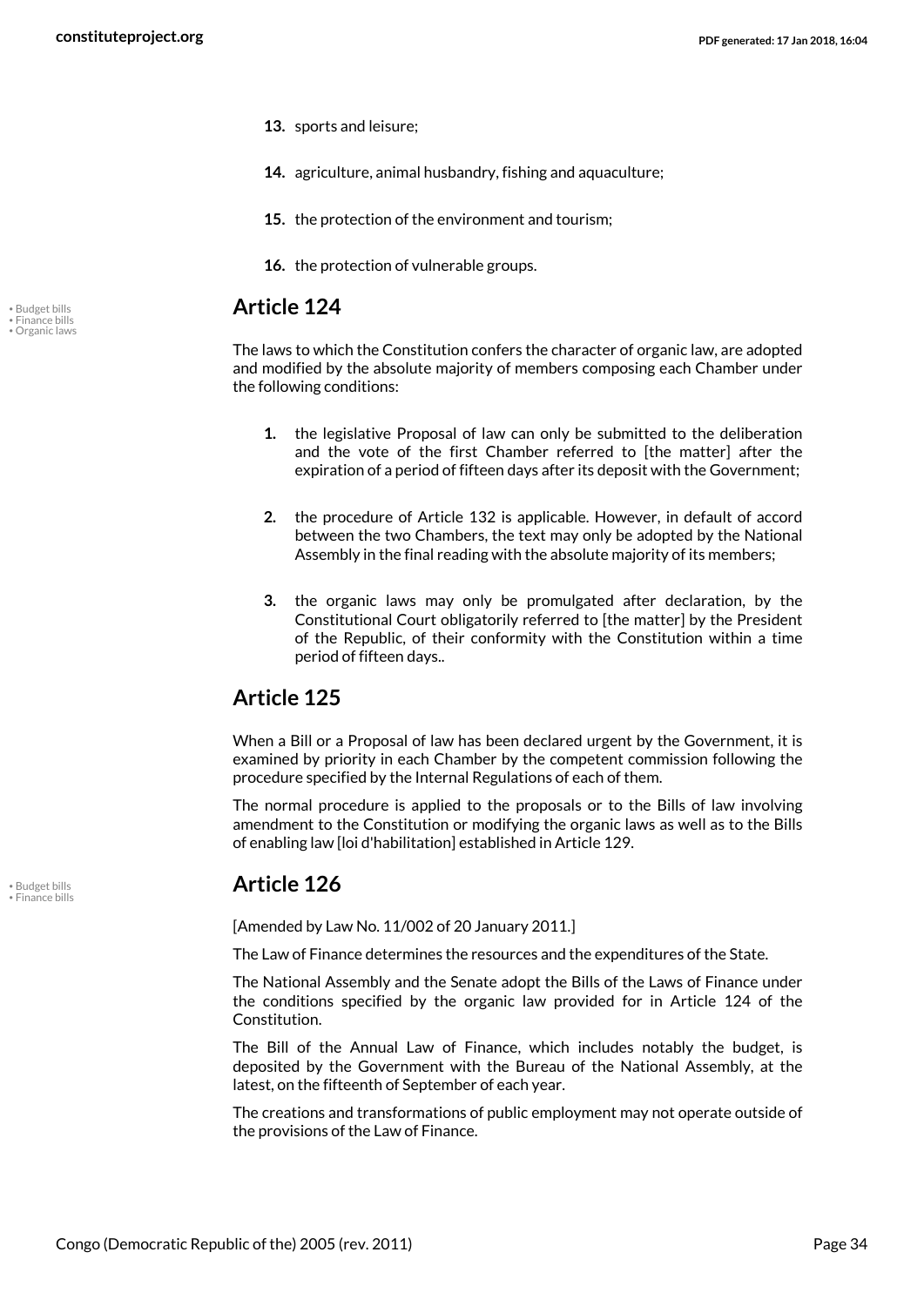13. sports and leisure;

14. agriculture, animal husbandry, fishing and aquaculture;

15. the protection of the environment and tourism;

16. the protection of vulnerable groups.

## Article 124

The laws to which the Constitution confers the character of organic law, are adopted and modified by the absolute majority of members composing each Chamber under the following conditions:

1. the legislative Proposal of law can only be submitted to the deliberation and the vote of the first Chamber referred to [the matter] after the expiration of a period of fifteen days after its deposit with the Government;

2. the procedure of Article 132 is applicable. However, in default of accord between the two Chambers, the text may only be adopted by the National Assembly in the final reading with the absolute majority of its members;

3. the organic laws may only be promulgated after declaration, by the Constitutional Court obligatorily referred to [the matter] by the President of the Republic, of their conformity with the Constitution within a time period of fifteen days..

## Article 125

When a Bill or a Proposal of law has been declared urgent by the Government, it is examined by priority in each Chamber by the competent commission following the procedure specified by the Internal Regulations of each of them.

The normal procedure is applied to the proposals or to the Bills of law involving amendment to the Constitution or modifying the organic laws as well as to the Bills of enabling law [loi d'habilitation] established in Article 129.

## Article 126

[Amended by Law No. 11/002 of 20 January 2011.]

The Law of Finance determines the resources and the expenditures of the State.

The National Assembly and the Senate adopt the Bills of the Laws of Finance under the conditions specified by the organic law provided for in Article 124 of the Constitution.

The Bill of the Annual Law of Finance, which includes notably the budget, is deposited by the Government with the Bureau of the National Assembly, at the latest, on the fifteenth of September of each year.

The creations and transformations of public employment may not operate outside of the provisions of the Law of Finance.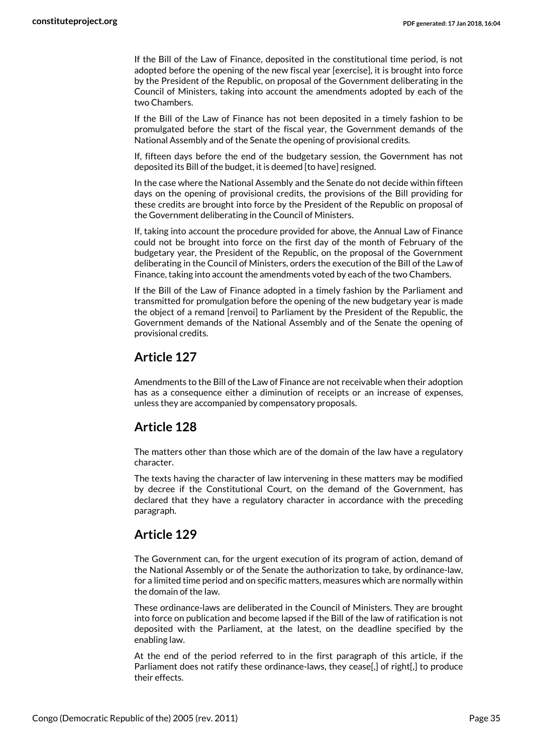If the Bill of the Law of Finance, deposited in the constitutional time period, is not adopted before the opening of the new fiscal year [exercise], it is brought into force by the President of the Republic, on proposal of the Government deliberating in the Council of Ministers, taking into account the amendments adopted by each of the two Chambers.

If the Bill of the Law of Finance has not been deposited in a timely fashion to be promulgated before the start of the fiscal year, the Government demands of the National Assembly and of the Senate the opening of provisional credits.

If, fifteen days before the end of the budgetary session, the Government has not deposited its Bill of the budget, it is deemed [to have] resigned.

In the case where the National Assembly and the Senate do not decide within fifteen days on the opening of provisional credits, the provisions of the Bill providing for these credits are brought into force by the President of the Republic on proposal of the Government deliberating in the Council of Ministers.

If, taking into account the procedure provided for above, the Annual Law of Finance could not be brought into force on the first day of the month of February of the budgetary year, the President of the Republic, on the proposal of the Government deliberating in the Council of Ministers, orders the execution of the Bill of the Law of Finance, taking into account the amendments voted by each of the two Chambers.

If the Bill of the Law of Finance adopted in a timely fashion by the Parliament and transmitted for promulgation before the opening of the new budgetary year is made the object of a remand [renvoi] to Parliament by the President of the Republic, the Government demands of the National Assembly and of the Senate the opening of provisional credits.

## Article 127

Amendments to the Bill of the Law of Finance are not receivable when their adoption has as a consequence either a diminution of receipts or an increase of expenses, unless they are accompanied by compensatory proposals.

## Article 128

The matters other than those which are of the domain of the law have a regulatory character.

The texts having the character of law intervening in these matters may be modified by decree if the Constitutional Court, on the demand of the Government, has declared that they have a regulatory character in accordance with the preceding paragraph.

## Article 129

The Government can, for the urgent execution of its program of action, demand of the National Assembly or of the Senate the authorization to take, by ordinance-law, for a limited time period and on specific matters, measures which are normally within the domain of the law.

These ordinance-laws are deliberated in the Council of Ministers. They are brought into force on publication and become lapsed if the Bill of the law of ratification is not deposited with the Parliament, at the latest, on the deadline specified by the enabling law.

At the end of the period referred to in the first paragraph of this article, if the Parliament does not ratify these ordinance-laws, they cease[,] of right[,] to produce their effects.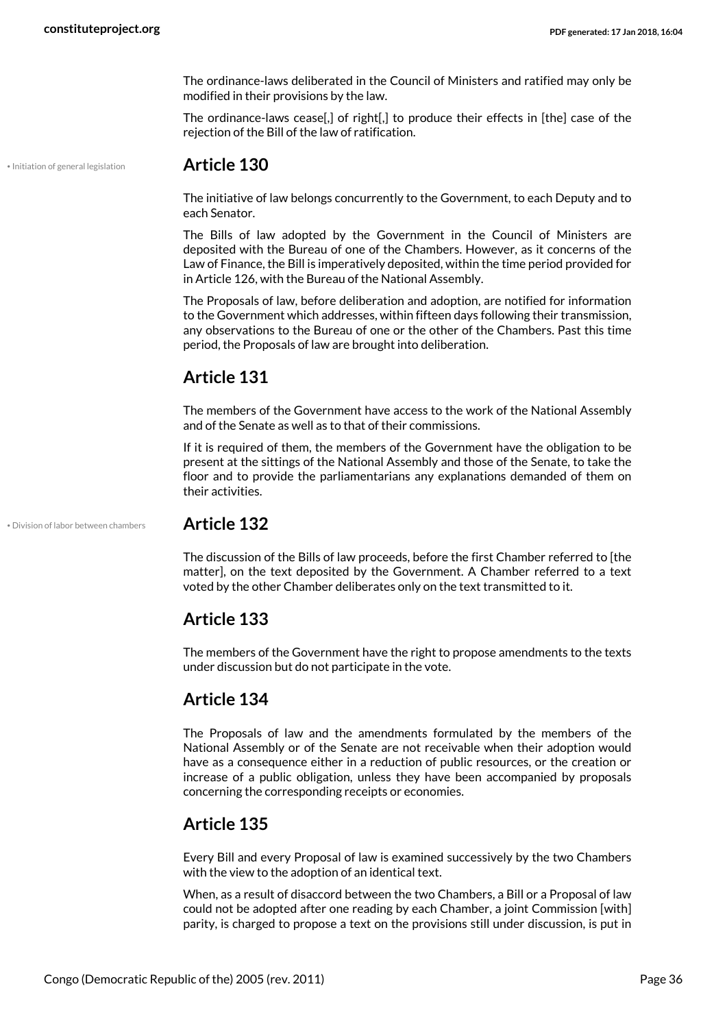The ordinance-laws deliberated in the Council of Ministers and ratified may only be modified in their provisions by the law.

The ordinance-laws cease[,] of right[,] to produce their effects in [the] case of the rejection of the Bill of the law of ratification.

• Initiation of general legislation

## Article 130

The initiative of law belongs concurrently to the Government, to each Deputy and to each Senator.

The Bills of law adopted by the Government in the Council of Ministers are deposited with the Bureau of one of the Chambers. However, as it concerns of the Law of Finance, the Bill is imperatively deposited, within the time period provided for in Article 126, with the Bureau of the National Assembly.

The Proposals of law, before deliberation and adoption, are notified for information to the Government which addresses, within fifteen days following their transmission, any observations to the Bureau of one or the other of the Chambers. Past this time period, the Proposals of law are brought into deliberation.

## Article 131

The members of the Government have access to the work of the National Assembly and of the Senate as well as to that of their commissions.

If it is required of them, the members of the Government have the obligation to be present at the sittings of the National Assembly and those of the Senate, to take the floor and to provide the parliamentarians any explanations demanded of them on their activities.

• Division of labor between chambers

## Article 132

The discussion of the Bills of law proceeds, before the first Chamber referred to [the matter], on the text deposited by the Government. A Chamber referred to a text voted by the other Chamber deliberates only on the text transmitted to it.

## Article 133

The members of the Government have the right to propose amendments to the texts under discussion but do not participate in the vote.

## Article 134

The Proposals of law and the amendments formulated by the members of the National Assembly or of the Senate are not receivable when their adoption would have as a consequence either in a reduction of public resources, or the creation or increase of a public obligation, unless they have been accompanied by proposals concerning the corresponding receipts or economies.

## Article 135

Every Bill and every Proposal of law is examined successively by the two Chambers with the view to the adoption of an identical text.

When, as a result of disaccord between the two Chambers, a Bill or a Proposal of law could not be adopted after one reading by each Chamber, a joint Commission [with] parity, is charged to propose a text on the provisions still under discussion, is put in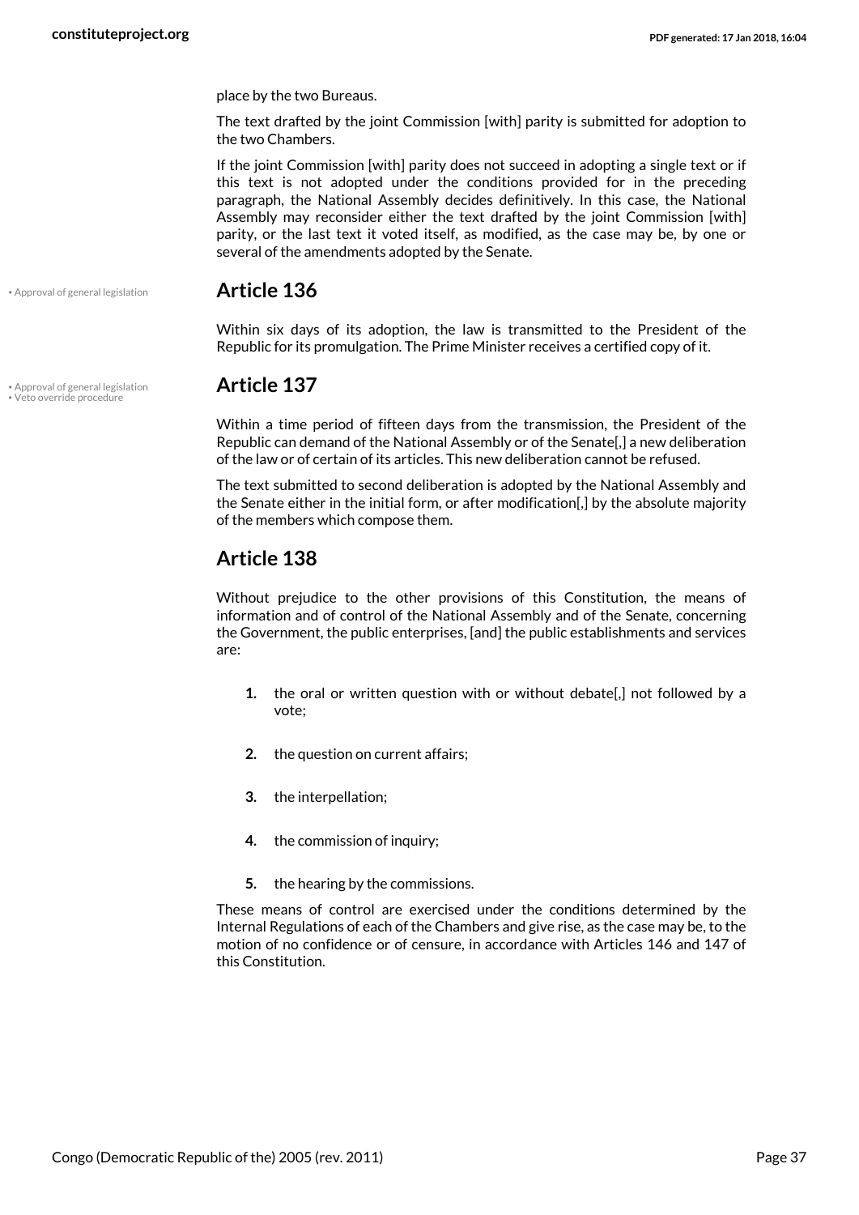place by the two Bureaus.

The text drafted by the joint Commission [with] parity is submitted for adoption to the two Chambers.

If the joint Commission [with] parity does not succeed in adopting a single text or if this text is not adopted under the conditions provided for in the preceding paragraph, the National Assembly decides definitively. In this case, the National Assembly may reconsider either the text drafted by the joint Commission [with] parity, or the last text it voted itself, as modified, as the case may be, by one or several of the amendments adopted by the Senate.

• Approval of general legislation

## Article 136

Within six days of its adoption, the law is transmitted to the President of the Republic for its promulgation. The Prime Minister receives a certified copy of it.

• Approval of general legislation
• Veto override procedure

## Article 137

Within a time period of fifteen days from the transmission, the President of the Republic can demand of the National Assembly or of the Senate[,] a new deliberation of the law or of certain of its articles. This new deliberation cannot be refused.

The text submitted to second deliberation is adopted by the National Assembly and the Senate either in the initial form, or after modification[,] by the absolute majority of the members which compose them.

## Article 138

Without prejudice to the other provisions of this Constitution, the means of information and of control of the National Assembly and of the Senate, concerning the Government, the public enterprises, [and] the public establishments and services are:

1. the oral or written question with or without debate[,] not followed by a vote;
2. the question on current affairs;
3. the interpellation;
4. the commission of inquiry;
5. the hearing by the commissions.

These means of control are exercised under the conditions determined by the Internal Regulations of each of the Chambers and give rise, as the case may be, to the motion of no confidence or of censure, in accordance with Articles 146 and 147 of this Constitution.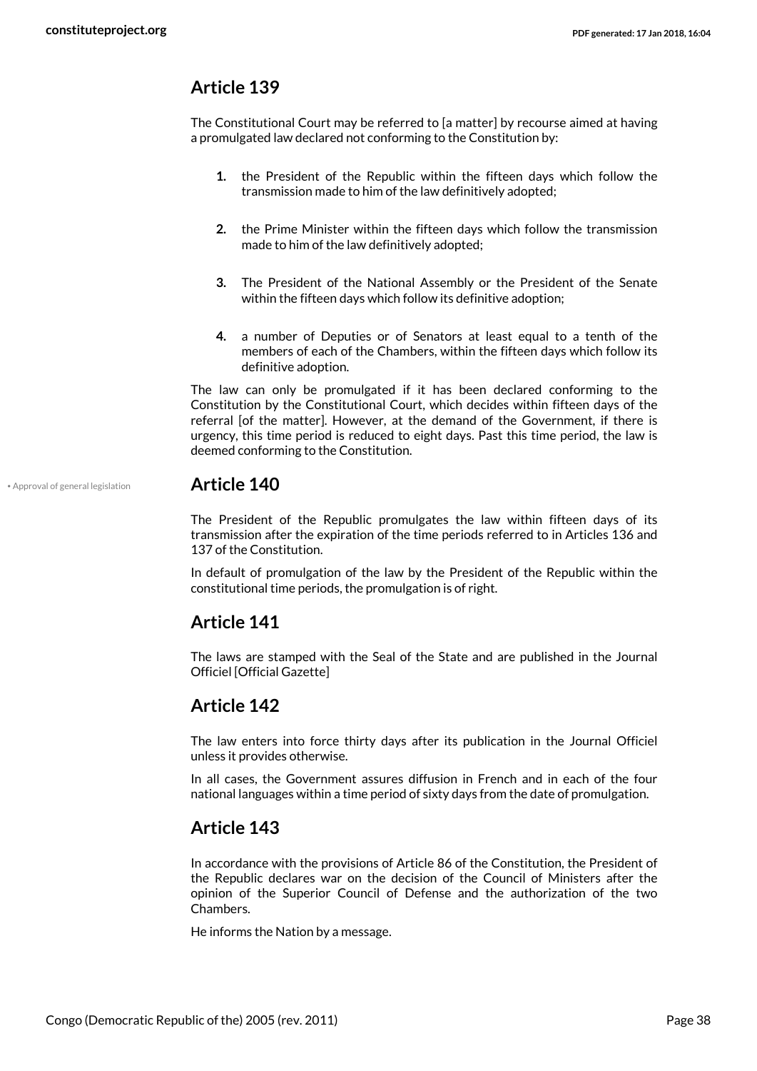## Article 139

The Constitutional Court may be referred to [a matter] by recourse aimed at having a promulgated law declared not conforming to the Constitution by:

1. the President of the Republic within the fifteen days which follow the transmission made to him of the law definitively adopted;
2. the Prime Minister within the fifteen days which follow the transmission made to him of the law definitively adopted;
3. The President of the National Assembly or the President of the Senate within the fifteen days which follow its definitive adoption;
4. a number of Deputies or of Senators at least equal to a tenth of the members of each of the Chambers, within the fifteen days which follow its definitive adoption.

The law can only be promulgated if it has been declared conforming to the Constitution by the Constitutional Court, which decides within fifteen days of the referral [of the matter]. However, at the demand of the Government, if there is urgency, this time period is reduced to eight days. Past this time period, the law is deemed conforming to the Constitution.

## Article 140

• Approval of general legislation

The President of the Republic promulgates the law within fifteen days of its transmission after the expiration of the time periods referred to in Articles 136 and 137 of the Constitution.

In default of promulgation of the law by the President of the Republic within the constitutional time periods, the promulgation is of right.

## Article 141

The laws are stamped with the Seal of the State and are published in the Journal Officiel [Official Gazette]

## Article 142

The law enters into force thirty days after its publication in the Journal Officiel unless it provides otherwise.

In all cases, the Government assures diffusion in French and in each of the four national languages within a time period of sixty days from the date of promulgation.

## Article 143

In accordance with the provisions of Article 86 of the Constitution, the President of the Republic declares war on the decision of the Council of Ministers after the opinion of the Superior Council of Defense and the authorization of the two Chambers.

He informs the Nation by a message.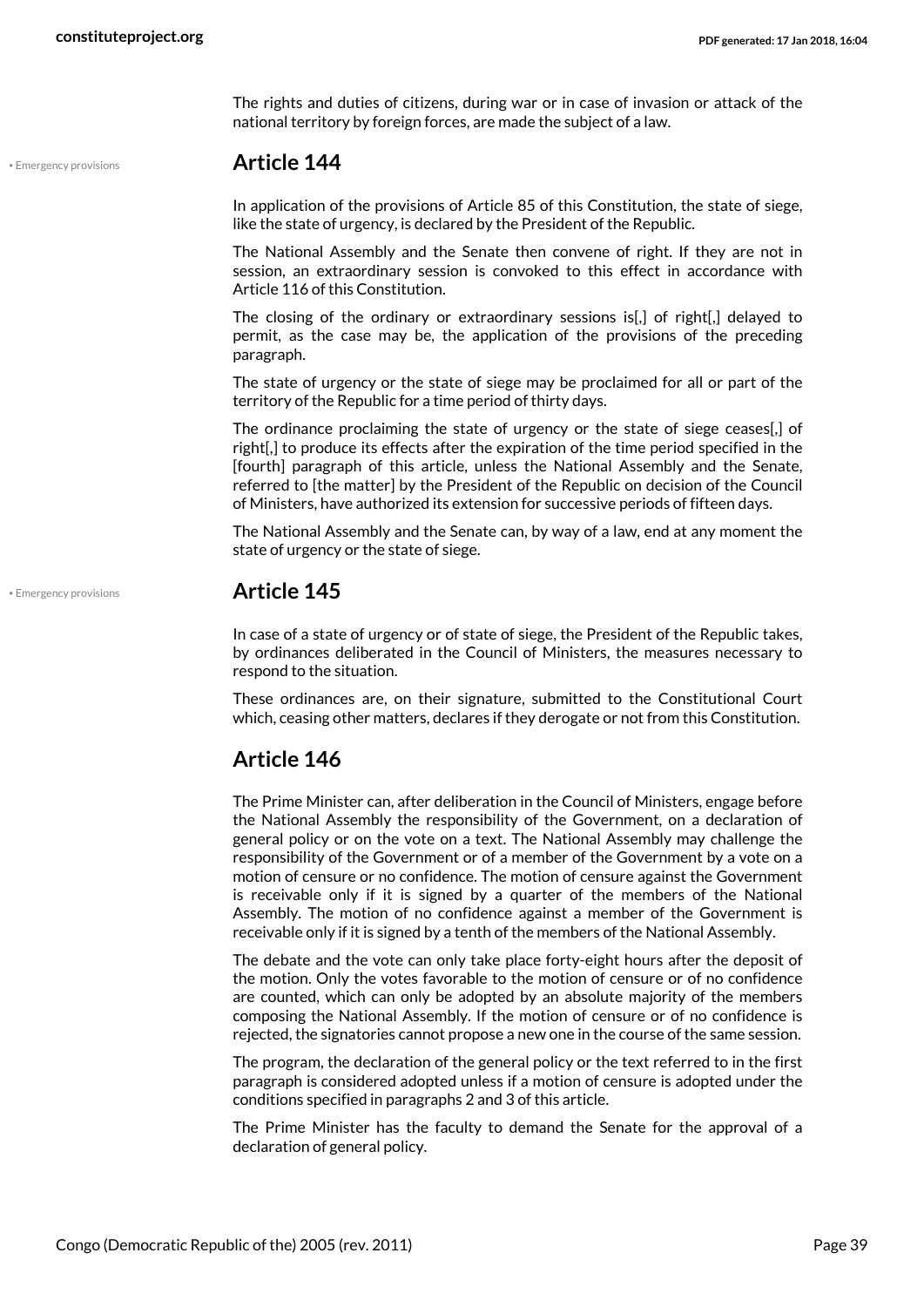The rights and duties of citizens, during war or in case of invasion or attack of the national territory by foreign forces, are made the subject of a law.

## Article 144

In application of the provisions of Article 85 of this Constitution, the state of siege, like the state of urgency, is declared by the President of the Republic.

The National Assembly and the Senate then convene of right. If they are not in session, an extraordinary session is convoked to this effect in accordance with Article 116 of this Constitution.

The closing of the ordinary or extraordinary sessions is[,] of right[,] delayed to permit, as the case may be, the application of the provisions of the preceding paragraph.

The state of urgency or the state of siege may be proclaimed for all or part of the territory of the Republic for a time period of thirty days.

The ordinance proclaiming the state of urgency or the state of siege ceases[,] of right[,] to produce its effects after the expiration of the time period specified in the [fourth] paragraph of this article, unless the National Assembly and the Senate, referred to [the matter] by the President of the Republic on decision of the Council of Ministers, have authorized its extension for successive periods of fifteen days.

The National Assembly and the Senate can, by way of a law, end at any moment the state of urgency or the state of siege.

## Article 145

In case of a state of urgency or of state of siege, the President of the Republic takes, by ordinances deliberated in the Council of Ministers, the measures necessary to respond to the situation.

These ordinances are, on their signature, submitted to the Constitutional Court which, ceasing other matters, declares if they derogate or not from this Constitution.

## Article 146

The Prime Minister can, after deliberation in the Council of Ministers, engage before the National Assembly the responsibility of the Government, on a declaration of general policy or on the vote on a text. The National Assembly may challenge the responsibility of the Government or of a member of the Government by a vote on a motion of censure or no confidence. The motion of censure against the Government is receivable only if it is signed by a quarter of the members of the National Assembly. The motion of no confidence against a member of the Government is receivable only if it is signed by a tenth of the members of the National Assembly.

The debate and the vote can only take place forty-eight hours after the deposit of the motion. Only the votes favorable to the motion of censure or of no confidence are counted, which can only be adopted by an absolute majority of the members composing the National Assembly. If the motion of censure or of no confidence is rejected, the signatories cannot propose a new one in the course of the same session.

The program, the declaration of the general policy or the text referred to in the first paragraph is considered adopted unless if a motion of censure is adopted under the conditions specified in paragraphs 2 and 3 of this article.

The Prime Minister has the faculty to demand the Senate for the approval of a declaration of general policy.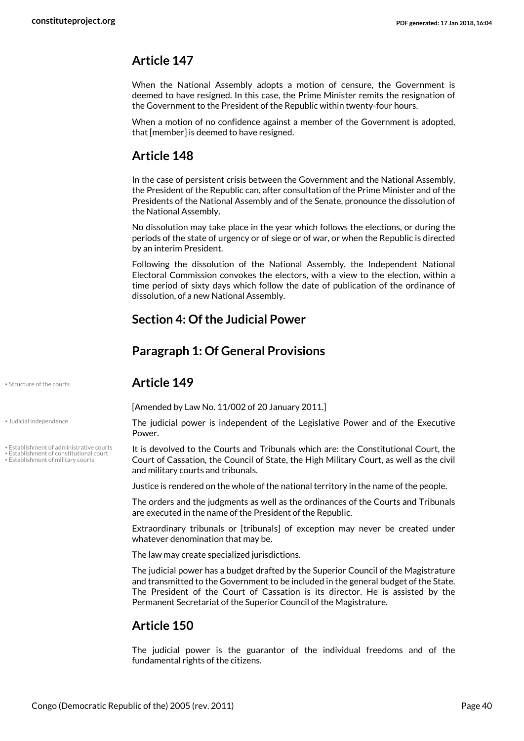## Article 147

When the National Assembly adopts a motion of censure, the Government is deemed to have resigned. In this case, the Prime Minister remits the resignation of the Government to the President of the Republic within twenty-four hours.

When a motion of no confidence against a member of the Government is adopted, that [member] is deemed to have resigned.

## Article 148

In the case of persistent crisis between the Government and the National Assembly, the President of the Republic can, after consultation of the Prime Minister and of the Presidents of the National Assembly and of the Senate, pronounce the dissolution of the National Assembly.

No dissolution may take place in the year which follows the elections, or during the periods of the state of urgency or of siege or of war, or when the Republic is directed by an interim President.

Following the dissolution of the National Assembly, the Independent National Electoral Commission convokes the electors, with a view to the election, within a time period of sixty days which follow the date of publication of the ordinance of dissolution, of a new National Assembly.

## Section 4: Of the Judicial Power

## Paragraph 1: Of General Provisions

## Article 149

[Amended by Law No. 11/002 of 20 January 2011.]

The judicial power is independent of the Legislative Power and of the Executive Power.

It is devolved to the Courts and Tribunals which are: the Constitutional Court, the Court of Cassation, the Council of State, the High Military Court, as well as the civil and military courts and tribunals.

Justice is rendered on the whole of the national territory in the name of the people.

The orders and the judgments as well as the ordinances of the Courts and Tribunals are executed in the name of the President of the Republic.

Extraordinary tribunals or [tribunals] of exception may never be created under whatever denomination that may be.

The law may create specialized jurisdictions.

The judicial power has a budget drafted by the Superior Council of the Magistrature and transmitted to the Government to be included in the general budget of the State. The President of the Court of Cassation is its director. He is assisted by the Permanent Secretariat of the Superior Council of the Magistrature.

## Article 150

The judicial power is the guarantor of the individual freedoms and of the fundamental rights of the citizens.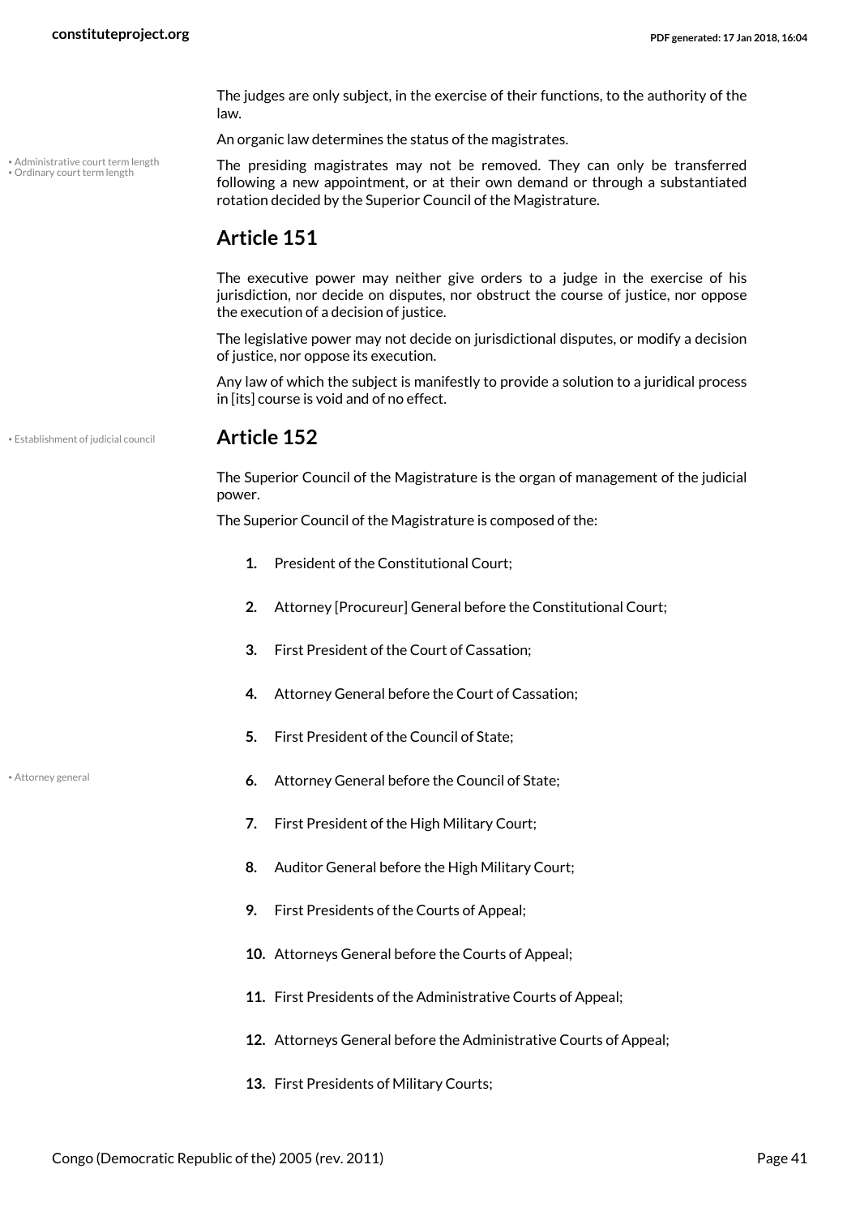The judges are only subject, in the exercise of their functions, to the authority of the law.

An organic law determines the status of the magistrates.

The presiding magistrates may not be removed. They can only be transferred following a new appointment, or at their own demand or through a substantiated rotation decided by the Superior Council of the Magistrature.

## Article 151

The executive power may neither give orders to a judge in the exercise of his jurisdiction, nor decide on disputes, nor obstruct the course of justice, nor oppose the execution of a decision of justice.

The legislative power may not decide on jurisdictional disputes, or modify a decision of justice, nor oppose its execution.

Any law of which the subject is manifestly to provide a solution to a juridical process in [its] course is void and of no effect.

## Article 152

The Superior Council of the Magistrature is the organ of management of the judicial power.

The Superior Council of the Magistrature is composed of the:

1. President of the Constitutional Court;
2. Attorney [Procureur] General before the Constitutional Court;
3. First President of the Court of Cassation;
4. Attorney General before the Court of Cassation;
5. First President of the Council of State;
6. Attorney General before the Council of State;
7. First President of the High Military Court;
8. Auditor General before the High Military Court;
9. First Presidents of the Courts of Appeal;
10. Attorneys General before the Courts of Appeal;
11. First Presidents of the Administrative Courts of Appeal;
12. Attorneys General before the Administrative Courts of Appeal;
13. First Presidents of Military Courts;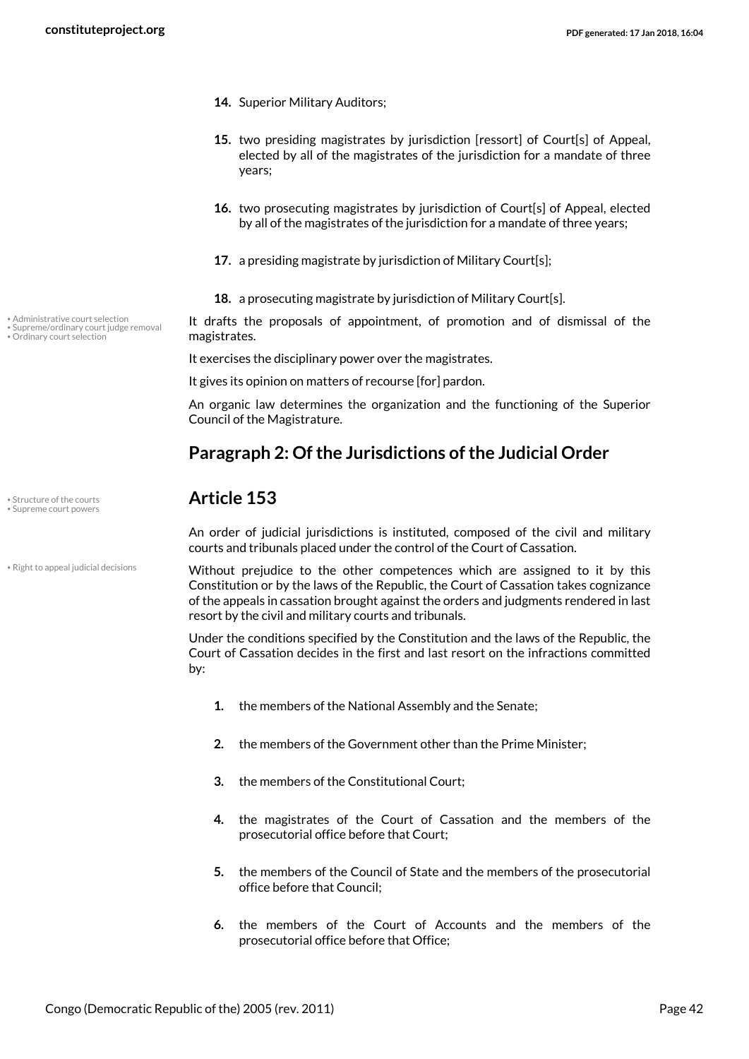14. Superior Military Auditors;

15. two presiding magistrates by jurisdiction [ressort] of Court[s] of Appeal, elected by all of the magistrates of the jurisdiction for a mandate of three years;

16. two prosecuting magistrates by jurisdiction of Court[s] of Appeal, elected by all of the magistrates of the jurisdiction for a mandate of three years;

17. a presiding magistrate by jurisdiction of Military Court[s];

18. a prosecuting magistrate by jurisdiction of Military Court[s].

It drafts the proposals of appointment, of promotion and of dismissal of the magistrates.

It exercises the disciplinary power over the magistrates.

It gives its opinion on matters of recourse [for] pardon.

An organic law determines the organization and the functioning of the Superior Council of the Magistrature.

## Paragraph 2: Of the Jurisdictions of the Judicial Order

## Article 153

An order of judicial jurisdictions is instituted, composed of the civil and military courts and tribunals placed under the control of the Court of Cassation.

Without prejudice to the other competences which are assigned to it by this Constitution or by the laws of the Republic, the Court of Cassation takes cognizance of the appeals in cassation brought against the orders and judgments rendered in last resort by the civil and military courts and tribunals.

Under the conditions specified by the Constitution and the laws of the Republic, the Court of Cassation decides in the first and last resort on the infractions committed by:

1. the members of the National Assembly and the Senate;

2. the members of the Government other than the Prime Minister;

3. the members of the Constitutional Court;

4. the magistrates of the Court of Cassation and the members of the prosecutorial office before that Court;

5. the members of the Council of State and the members of the prosecutorial office before that Council;

6. the members of the Court of Accounts and the members of the prosecutorial office before that Office;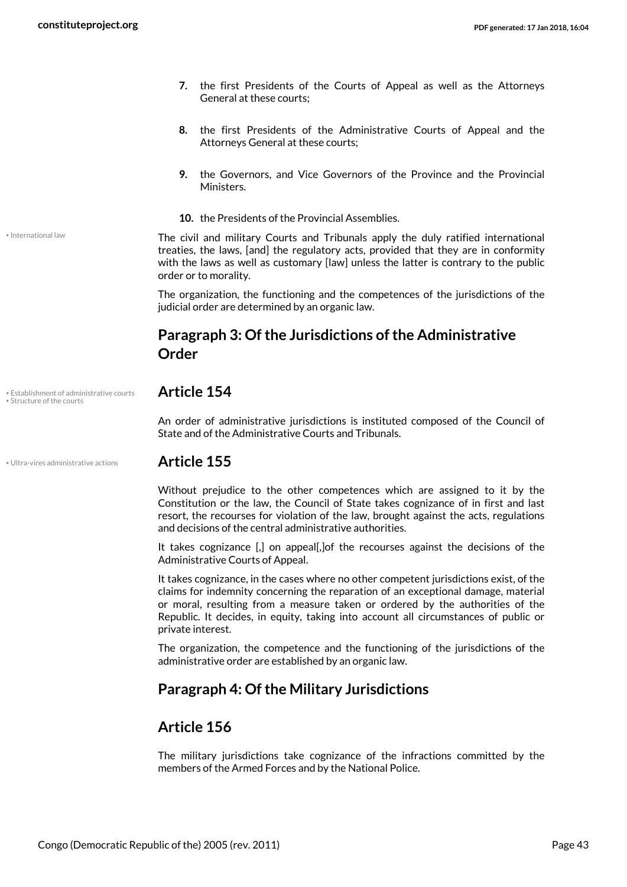7. the first Presidents of the Courts of Appeal as well as the Attorneys General at these courts;

8. the first Presidents of the Administrative Courts of Appeal and the Attorneys General at these courts;

9. the Governors, and Vice Governors of the Province and the Provincial Ministers.

10. the Presidents of the Provincial Assemblies.

The civil and military Courts and Tribunals apply the duly ratified international treaties, the laws, [and] the regulatory acts, provided that they are in conformity with the laws as well as customary [law] unless the latter is contrary to the public order or to morality.

The organization, the functioning and the competences of the jurisdictions of the judicial order are determined by an organic law.

## Paragraph 3: Of the Jurisdictions of the Administrative Order

### Article 154

An order of administrative jurisdictions is instituted composed of the Council of State and of the Administrative Courts and Tribunals.

### Article 155

Without prejudice to the other competences which are assigned to it by the Constitution or the law, the Council of State takes cognizance of in first and last resort, the recourses for violation of the law, brought against the acts, regulations and decisions of the central administrative authorities.

It takes cognizance [,] on appeal[,]of the recourses against the decisions of the Administrative Courts of Appeal.

It takes cognizance, in the cases where no other competent jurisdictions exist, of the claims for indemnity concerning the reparation of an exceptional damage, material or moral, resulting from a measure taken or ordered by the authorities of the Republic. It decides, in equity, taking into account all circumstances of public or private interest.

The organization, the competence and the functioning of the jurisdictions of the administrative order are established by an organic law.

## Paragraph 4: Of the Military Jurisdictions

### Article 156

The military jurisdictions take cognizance of the infractions committed by the members of the Armed Forces and by the National Police.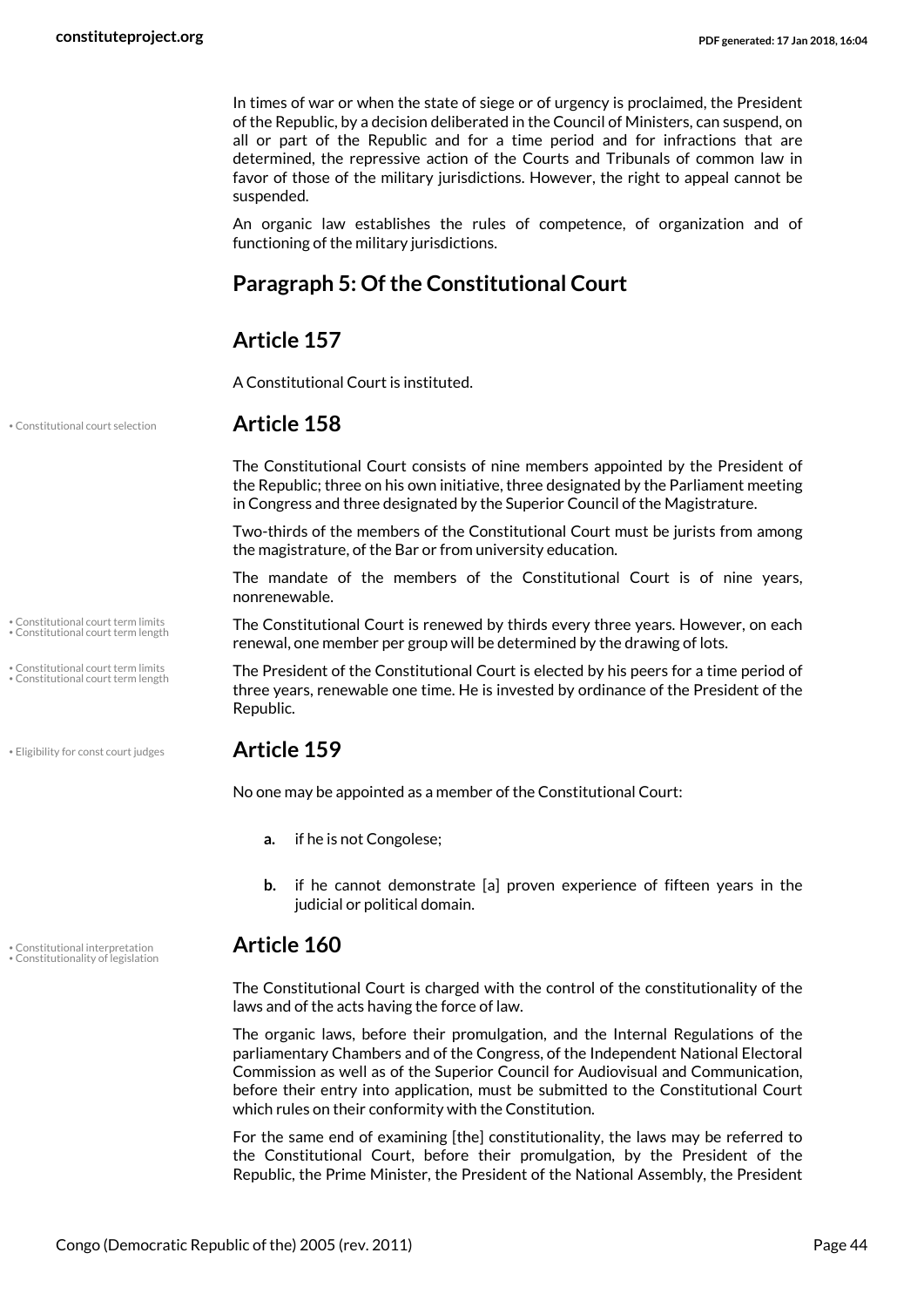In times of war or when the state of siege or of urgency is proclaimed, the President of the Republic, by a decision deliberated in the Council of Ministers, can suspend, on all or part of the Republic and for a time period and for infractions that are determined, the repressive action of the Courts and Tribunals of common law in favor of those of the military jurisdictions. However, the right to appeal cannot be suspended.

An organic law establishes the rules of competence, of organization and of functioning of the military jurisdictions.

## Paragraph 5: Of the Constitutional Court

## Article 157

A Constitutional Court is instituted.

## Article 158

The Constitutional Court consists of nine members appointed by the President of the Republic; three on his own initiative, three designated by the Parliament meeting in Congress and three designated by the Superior Council of the Magistrature.

Two-thirds of the members of the Constitutional Court must be jurists from among the magistrature, of the Bar or from university education.

The mandate of the members of the Constitutional Court is of nine years, nonrenewable.

The Constitutional Court is renewed by thirds every three years. However, on each renewal, one member per group will be determined by the drawing of lots.

The President of the Constitutional Court is elected by his peers for a time period of three years, renewable one time. He is invested by ordinance of the President of the Republic.

## Article 159

No one may be appointed as a member of the Constitutional Court:

- **a.** if he is not Congolese;
- **b.** if he cannot demonstrate [a] proven experience of fifteen years in the judicial or political domain.

## Article 160

The Constitutional Court is charged with the control of the constitutionality of the laws and of the acts having the force of law.

The organic laws, before their promulgation, and the Internal Regulations of the parliamentary Chambers and of the Congress, of the Independent National Electoral Commission as well as of the Superior Council for Audiovisual and Communication, before their entry into application, must be submitted to the Constitutional Court which rules on their conformity with the Constitution.

For the same end of examining [the] constitutionality, the laws may be referred to the Constitutional Court, before their promulgation, by the President of the Republic, the Prime Minister, the President of the National Assembly, the President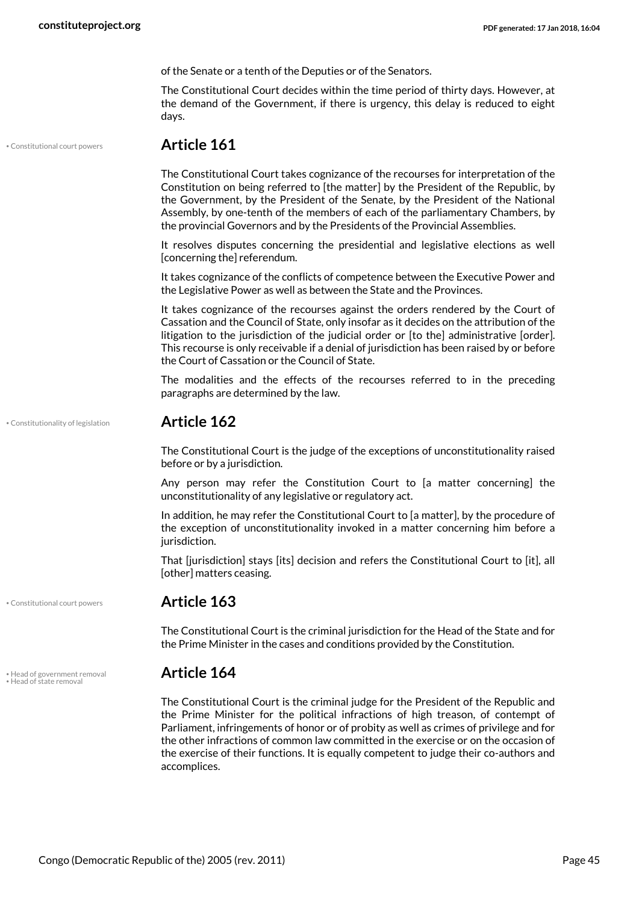of the Senate or a tenth of the Deputies or of the Senators.

The Constitutional Court decides within the time period of thirty days. However, at the demand of the Government, if there is urgency, this delay is reduced to eight days.

• Constitutional court powers

## Article 161

The Constitutional Court takes cognizance of the recourses for interpretation of the Constitution on being referred to [the matter] by the President of the Republic, by the Government, by the President of the Senate, by the President of the National Assembly, by one-tenth of the members of each of the parliamentary Chambers, by the provincial Governors and by the Presidents of the Provincial Assemblies.

It resolves disputes concerning the presidential and legislative elections as well [concerning the] referendum.

It takes cognizance of the conflicts of competence between the Executive Power and the Legislative Power as well as between the State and the Provinces.

It takes cognizance of the recourses against the orders rendered by the Court of Cassation and the Council of State, only insofar as it decides on the attribution of the litigation to the jurisdiction of the judicial order or [to the] administrative [order]. This recourse is only receivable if a denial of jurisdiction has been raised by or before the Court of Cassation or the Council of State.

The modalities and the effects of the recourses referred to in the preceding paragraphs are determined by the law.

• Constitutionality of legislation

## Article 162

The Constitutional Court is the judge of the exceptions of unconstitutionality raised before or by a jurisdiction.

Any person may refer the Constitution Court to [a matter concerning] the unconstitutionality of any legislative or regulatory act.

In addition, he may refer the Constitutional Court to [a matter], by the procedure of the exception of unconstitutionality invoked in a matter concerning him before a jurisdiction.

That [jurisdiction] stays [its] decision and refers the Constitutional Court to [it], all [other] matters ceasing.

• Constitutional court powers

## Article 163

The Constitutional Court is the criminal jurisdiction for the Head of the State and for the Prime Minister in the cases and conditions provided by the Constitution.

• Head of government removal
• Head of state removal

## Article 164

The Constitutional Court is the criminal judge for the President of the Republic and the Prime Minister for the political infractions of high treason, of contempt of Parliament, infringements of honor or of probity as well as crimes of privilege and for the other infractions of common law committed in the exercise or on the occasion of the exercise of their functions. It is equally competent to judge their co-authors and accomplices.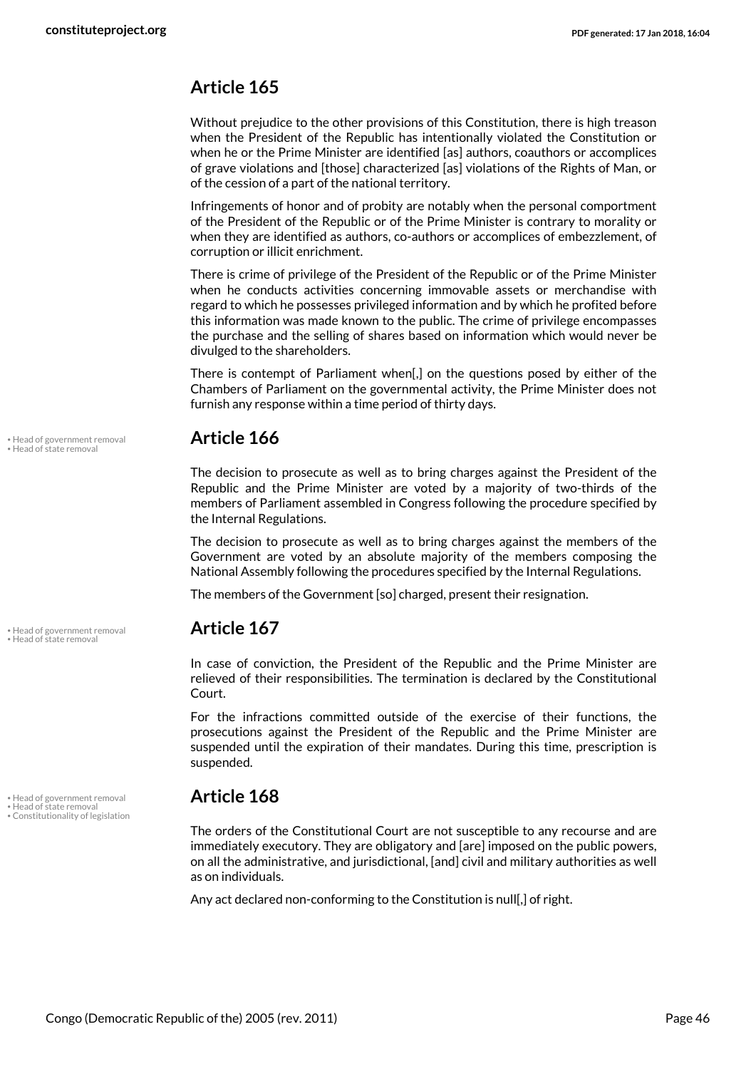## Article 165

Without prejudice to the other provisions of this Constitution, there is high treason when the President of the Republic has intentionally violated the Constitution or when he or the Prime Minister are identified [as] authors, coauthors or accomplices of grave violations and [those] characterized [as] violations of the Rights of Man, or of the cession of a part of the national territory.

Infringements of honor and of probity are notably when the personal comportment of the President of the Republic or of the Prime Minister is contrary to morality or when they are identified as authors, co-authors or accomplices of embezzlement, of corruption or illicit enrichment.

There is crime of privilege of the President of the Republic or of the Prime Minister when he conducts activities concerning immovable assets or merchandise with regard to which he possesses privileged information and by which he profited before this information was made known to the public. The crime of privilege encompasses the purchase and the selling of shares based on information which would never be divulged to the shareholders.

There is contempt of Parliament when[,] on the questions posed by either of the Chambers of Parliament on the governmental activity, the Prime Minister does not furnish any response within a time period of thirty days.

• Head of government removal
• Head of state removal

## Article 166

The decision to prosecute as well as to bring charges against the President of the Republic and the Prime Minister are voted by a majority of two-thirds of the members of Parliament assembled in Congress following the procedure specified by the Internal Regulations.

The decision to prosecute as well as to bring charges against the members of the Government are voted by an absolute majority of the members composing the National Assembly following the procedures specified by the Internal Regulations.

The members of the Government [so] charged, present their resignation.

• Head of government removal
• Head of state removal

## Article 167

In case of conviction, the President of the Republic and the Prime Minister are relieved of their responsibilities. The termination is declared by the Constitutional Court.

For the infractions committed outside of the exercise of their functions, the prosecutions against the President of the Republic and the Prime Minister are suspended until the expiration of their mandates. During this time, prescription is suspended.

• Head of government removal
• Head of state removal
• Constitutionality of legislation

## Article 168

The orders of the Constitutional Court are not susceptible to any recourse and are immediately executory. They are obligatory and [are] imposed on the public powers, on all the administrative, and jurisdictional, [and] civil and military authorities as well as on individuals.

Any act declared non-conforming to the Constitution is null[,] of right.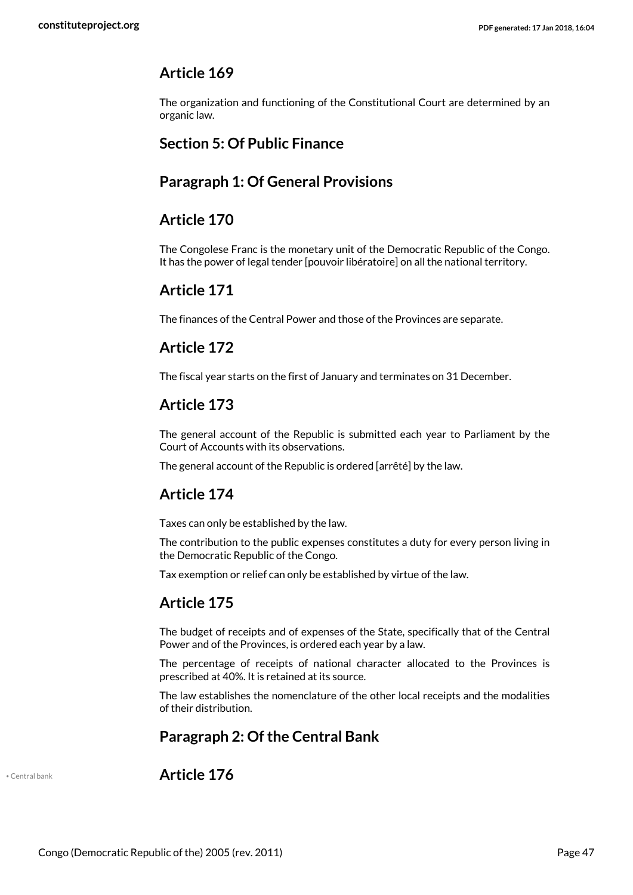## Article 169

The organization and functioning of the Constitutional Court are determined by an organic law.

## Section 5: Of Public Finance

## Paragraph 1: Of General Provisions

## Article 170

The Congolese Franc is the monetary unit of the Democratic Republic of the Congo. It has the power of legal tender [pouvoir libératoire] on all the national territory.

## Article 171

The finances of the Central Power and those of the Provinces are separate.

## Article 172

The fiscal year starts on the first of January and terminates on 31 December.

## Article 173

The general account of the Republic is submitted each year to Parliament by the Court of Accounts with its observations.

The general account of the Republic is ordered [arrêté] by the law.

## Article 174

Taxes can only be established by the law.

The contribution to the public expenses constitutes a duty for every person living in the Democratic Republic of the Congo.

Tax exemption or relief can only be established by virtue of the law.

## Article 175

The budget of receipts and of expenses of the State, specifically that of the Central Power and of the Provinces, is ordered each year by a law.

The percentage of receipts of national character allocated to the Provinces is prescribed at 40%. It is retained at its source.

The law establishes the nomenclature of the other local receipts and the modalities of their distribution.

## Paragraph 2: Of the Central Bank

• Central bank

## Article 176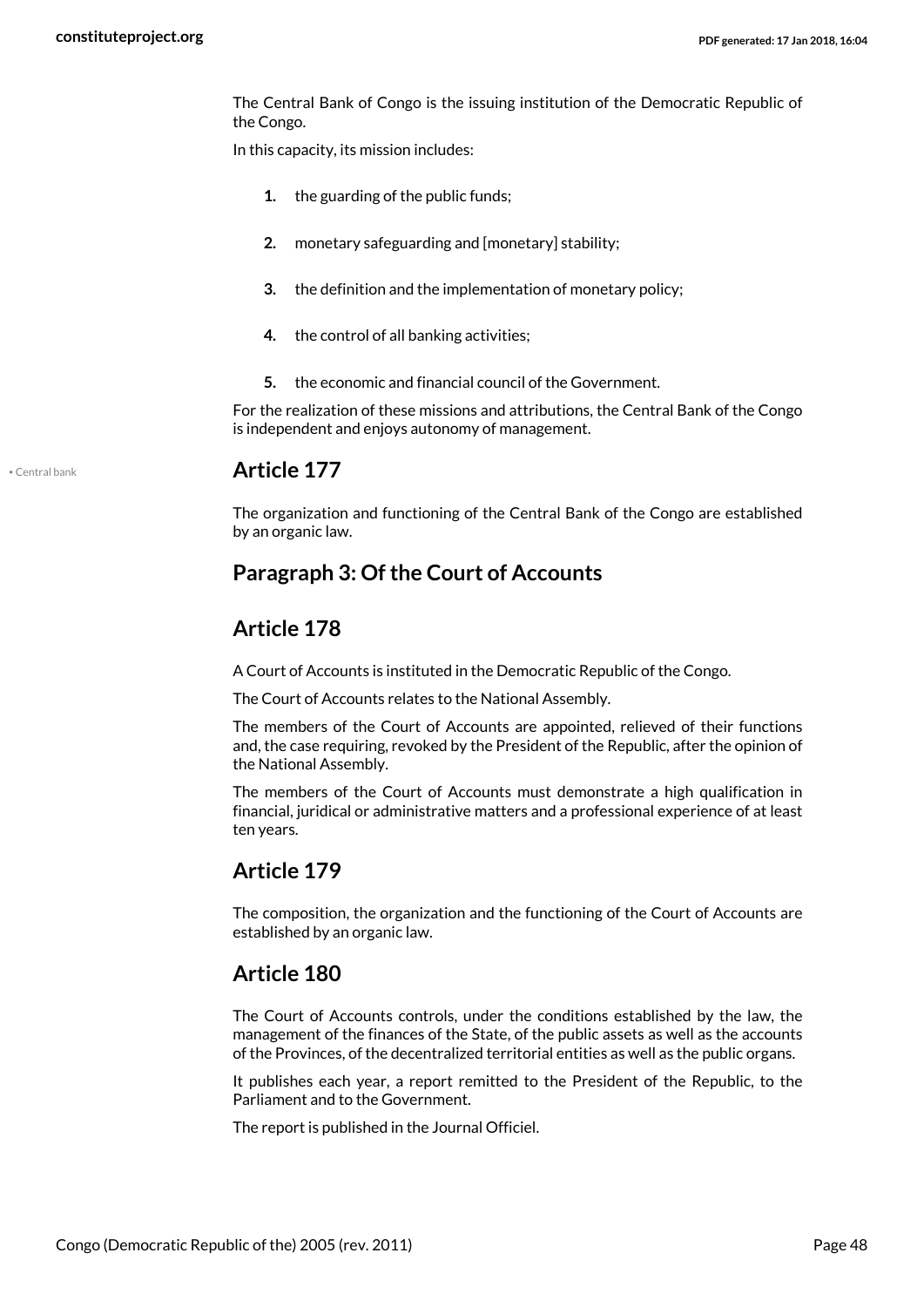The Central Bank of Congo is the issuing institution of the Democratic Republic of the Congo.

In this capacity, its mission includes:

1. the guarding of the public funds;
2. monetary safeguarding and [monetary] stability;
3. the definition and the implementation of monetary policy;
4. the control of all banking activities;
5. the economic and financial council of the Government.

For the realization of these missions and attributions, the Central Bank of the Congo is independent and enjoys autonomy of management.

## Article 177

The organization and functioning of the Central Bank of the Congo are established by an organic law.

## Paragraph 3: Of the Court of Accounts

## Article 178

A Court of Accounts is instituted in the Democratic Republic of the Congo.

The Court of Accounts relates to the National Assembly.

The members of the Court of Accounts are appointed, relieved of their functions and, the case requiring, revoked by the President of the Republic, after the opinion of the National Assembly.

The members of the Court of Accounts must demonstrate a high qualification in financial, juridical or administrative matters and a professional experience of at least ten years.

## Article 179

The composition, the organization and the functioning of the Court of Accounts are established by an organic law.

## Article 180

The Court of Accounts controls, under the conditions established by the law, the management of the finances of the State, of the public assets as well as the accounts of the Provinces, of the decentralized territorial entities as well as the public organs.

It publishes each year, a report remitted to the President of the Republic, to the Parliament and to the Government.

The report is published in the Journal Officiel.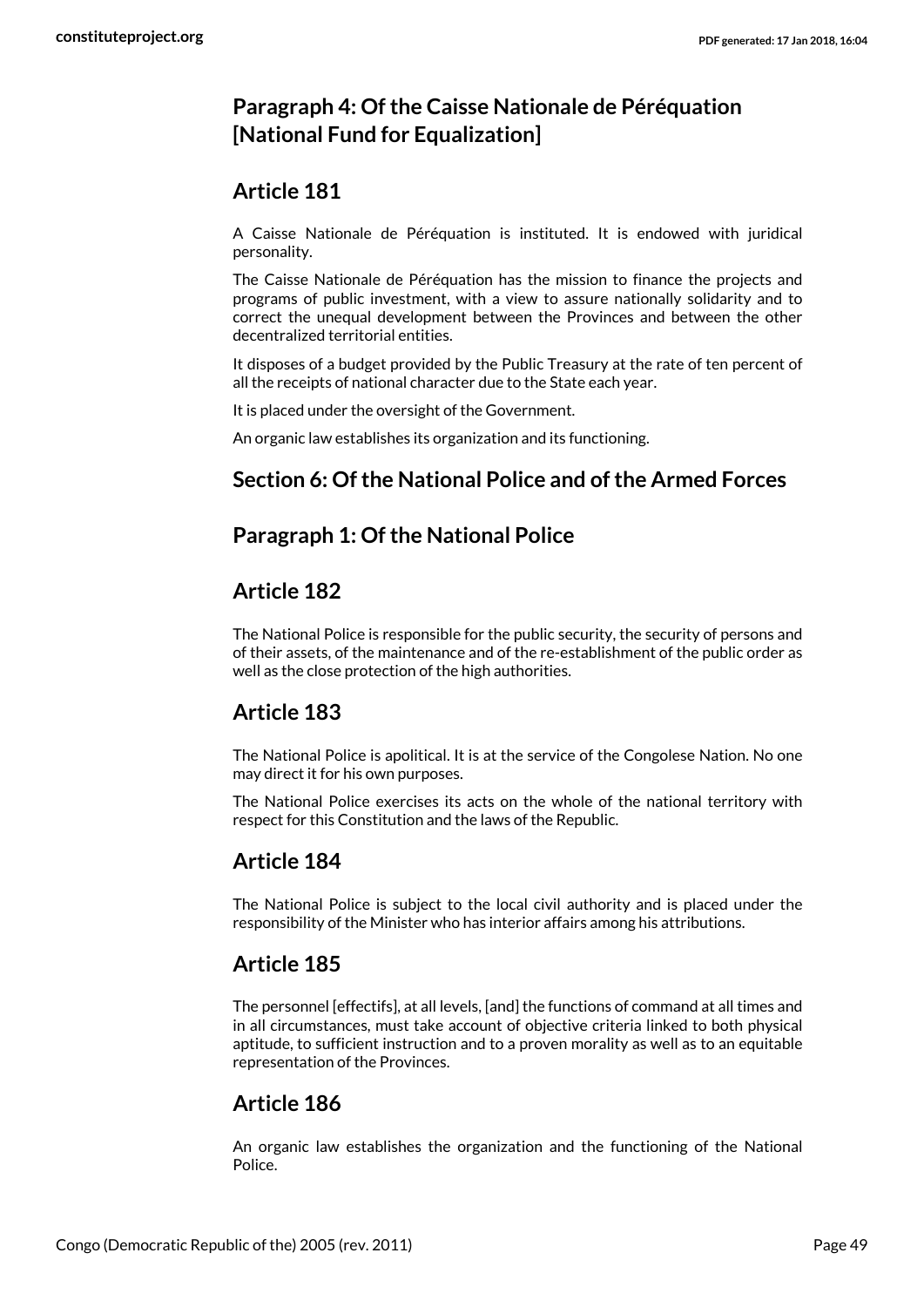### Paragraph 4: Of the Caisse Nationale de Péréquation [National Fund for Equalization]

### Article 181

A Caisse Nationale de Péréquation is instituted. It is endowed with juridical personality.

The Caisse Nationale de Péréquation has the mission to finance the projects and programs of public investment, with a view to assure nationally solidarity and to correct the unequal development between the Provinces and between the other decentralized territorial entities.

It disposes of a budget provided by the Public Treasury at the rate of ten percent of all the receipts of national character due to the State each year.

It is placed under the oversight of the Government.

An organic law establishes its organization and its functioning.

## Section 6: Of the National Police and of the Armed Forces

### Paragraph 1: Of the National Police

### Article 182

The National Police is responsible for the public security, the security of persons and of their assets, of the maintenance and of the re-establishment of the public order as well as the close protection of the high authorities.

### Article 183

The National Police is apolitical. It is at the service of the Congolese Nation. No one may direct it for his own purposes.

The National Police exercises its acts on the whole of the national territory with respect for this Constitution and the laws of the Republic.

### Article 184

The National Police is subject to the local civil authority and is placed under the responsibility of the Minister who has interior affairs among his attributions.

### Article 185

The personnel [effectifs], at all levels, [and] the functions of command at all times and in all circumstances, must take account of objective criteria linked to both physical aptitude, to sufficient instruction and to a proven morality as well as to an equitable representation of the Provinces.

### Article 186

An organic law establishes the organization and the functioning of the National Police.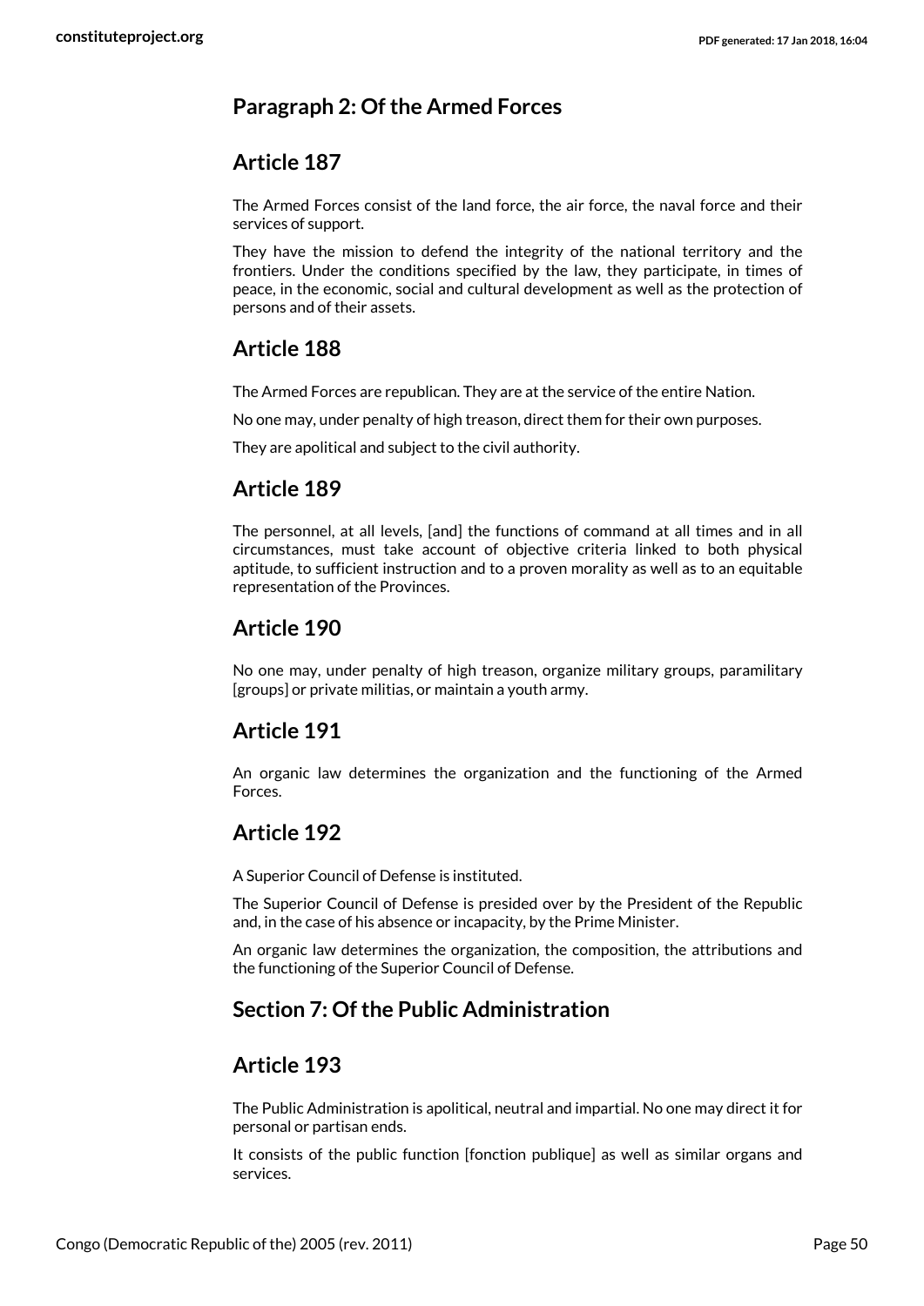## Paragraph 2: Of the Armed Forces

### Article 187

The Armed Forces consist of the land force, the air force, the naval force and their services of support.

They have the mission to defend the integrity of the national territory and the frontiers. Under the conditions specified by the law, they participate, in times of peace, in the economic, social and cultural development as well as the protection of persons and of their assets.

### Article 188

The Armed Forces are republican. They are at the service of the entire Nation.

No one may, under penalty of high treason, direct them for their own purposes.

They are apolitical and subject to the civil authority.

### Article 189

The personnel, at all levels, [and] the functions of command at all times and in all circumstances, must take account of objective criteria linked to both physical aptitude, to sufficient instruction and to a proven morality as well as to an equitable representation of the Provinces.

### Article 190

No one may, under penalty of high treason, organize military groups, paramilitary [groups] or private militias, or maintain a youth army.

### Article 191

An organic law determines the organization and the functioning of the Armed Forces.

### Article 192

A Superior Council of Defense is instituted.

The Superior Council of Defense is presided over by the President of the Republic and, in the case of his absence or incapacity, by the Prime Minister.

An organic law determines the organization, the composition, the attributions and the functioning of the Superior Council of Defense.

## Section 7: Of the Public Administration

### Article 193

The Public Administration is apolitical, neutral and impartial. No one may direct it for personal or partisan ends.

It consists of the public function [fonction publique] as well as similar organs and services.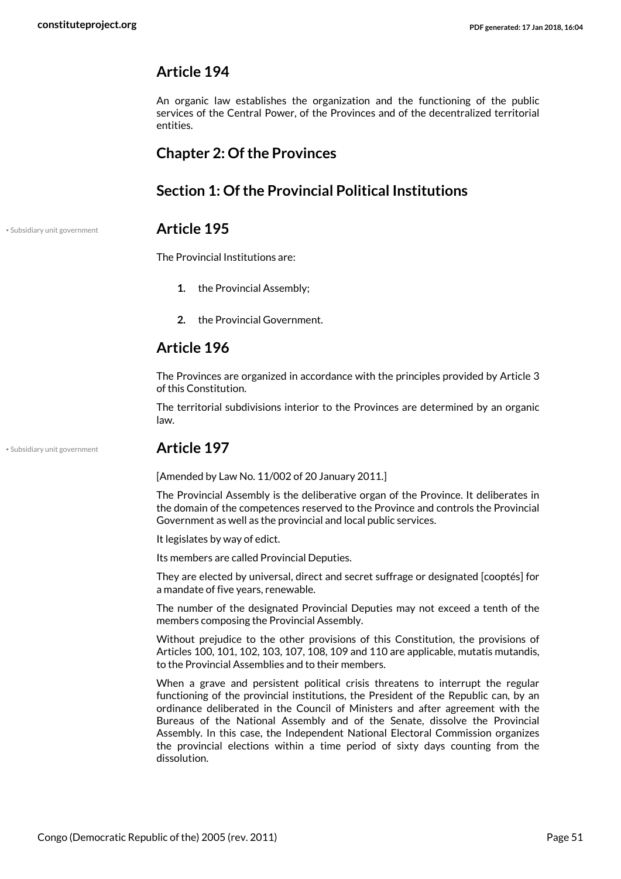## Article 194

An organic law establishes the organization and the functioning of the public services of the Central Power, of the Provinces and of the decentralized territorial entities.

## Chapter 2: Of the Provinces

## Section 1: Of the Provincial Political Institutions

• Subsidiary unit government

## Article 195

The Provincial Institutions are:

1. the Provincial Assembly;
2. the Provincial Government.

## Article 196

The Provinces are organized in accordance with the principles provided by Article 3 of this Constitution.

The territorial subdivisions interior to the Provinces are determined by an organic law.

• Subsidiary unit government

## Article 197

[Amended by Law No. 11/002 of 20 January 2011.]

The Provincial Assembly is the deliberative organ of the Province. It deliberates in the domain of the competences reserved to the Province and controls the Provincial Government as well as the provincial and local public services.

It legislates by way of edict.

Its members are called Provincial Deputies.

They are elected by universal, direct and secret suffrage or designated [cooptés] for a mandate of five years, renewable.

The number of the designated Provincial Deputies may not exceed a tenth of the members composing the Provincial Assembly.

Without prejudice to the other provisions of this Constitution, the provisions of Articles 100, 101, 102, 103, 107, 108, 109 and 110 are applicable, mutatis mutandis, to the Provincial Assemblies and to their members.

When a grave and persistent political crisis threatens to interrupt the regular functioning of the provincial institutions, the President of the Republic can, by an ordinance deliberated in the Council of Ministers and after agreement with the Bureaus of the National Assembly and of the Senate, dissolve the Provincial Assembly. In this case, the Independent National Electoral Commission organizes the provincial elections within a time period of sixty days counting from the dissolution.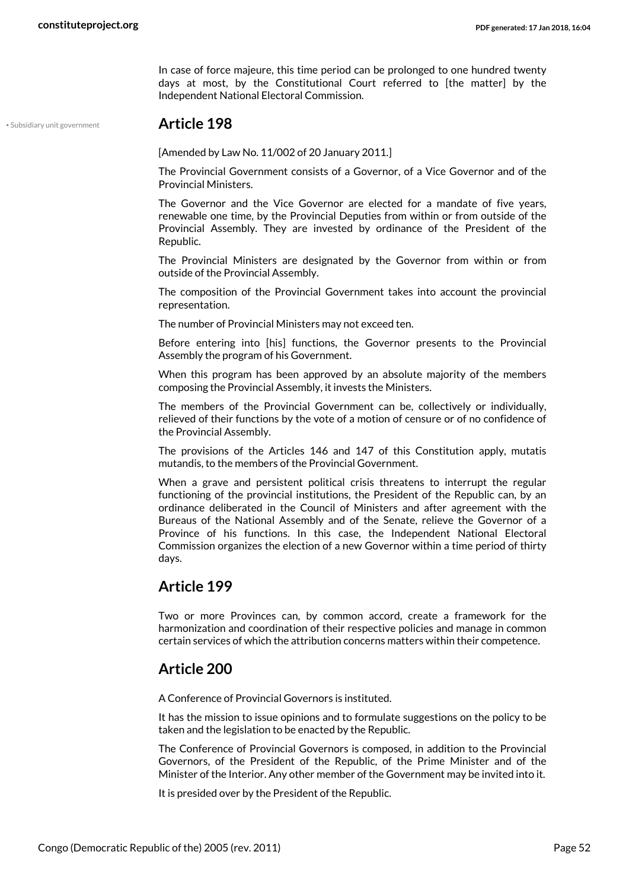In case of force majeure, this time period can be prolonged to one hundred twenty days at most, by the Constitutional Court referred to [the matter] by the Independent National Electoral Commission.

## Article 198

• Subsidiary unit government

[Amended by Law No. 11/002 of 20 January 2011.]

The Provincial Government consists of a Governor, of a Vice Governor and of the Provincial Ministers.

The Governor and the Vice Governor are elected for a mandate of five years, renewable one time, by the Provincial Deputies from within or from outside of the Provincial Assembly. They are invested by ordinance of the President of the Republic.

The Provincial Ministers are designated by the Governor from within or from outside of the Provincial Assembly.

The composition of the Provincial Government takes into account the provincial representation.

The number of Provincial Ministers may not exceed ten.

Before entering into [his] functions, the Governor presents to the Provincial Assembly the program of his Government.

When this program has been approved by an absolute majority of the members composing the Provincial Assembly, it invests the Ministers.

The members of the Provincial Government can be, collectively or individually, relieved of their functions by the vote of a motion of censure or of no confidence of the Provincial Assembly.

The provisions of the Articles 146 and 147 of this Constitution apply, mutatis mutandis, to the members of the Provincial Government.

When a grave and persistent political crisis threatens to interrupt the regular functioning of the provincial institutions, the President of the Republic can, by an ordinance deliberated in the Council of Ministers and after agreement with the Bureaus of the National Assembly and of the Senate, relieve the Governor of a Province of his functions. In this case, the Independent National Electoral Commission organizes the election of a new Governor within a time period of thirty days.

## Article 199

Two or more Provinces can, by common accord, create a framework for the harmonization and coordination of their respective policies and manage in common certain services of which the attribution concerns matters within their competence.

## Article 200

A Conference of Provincial Governors is instituted.

It has the mission to issue opinions and to formulate suggestions on the policy to be taken and the legislation to be enacted by the Republic.

The Conference of Provincial Governors is composed, in addition to the Provincial Governors, of the President of the Republic, of the Prime Minister and of the Minister of the Interior. Any other member of the Government may be invited into it.

It is presided over by the President of the Republic.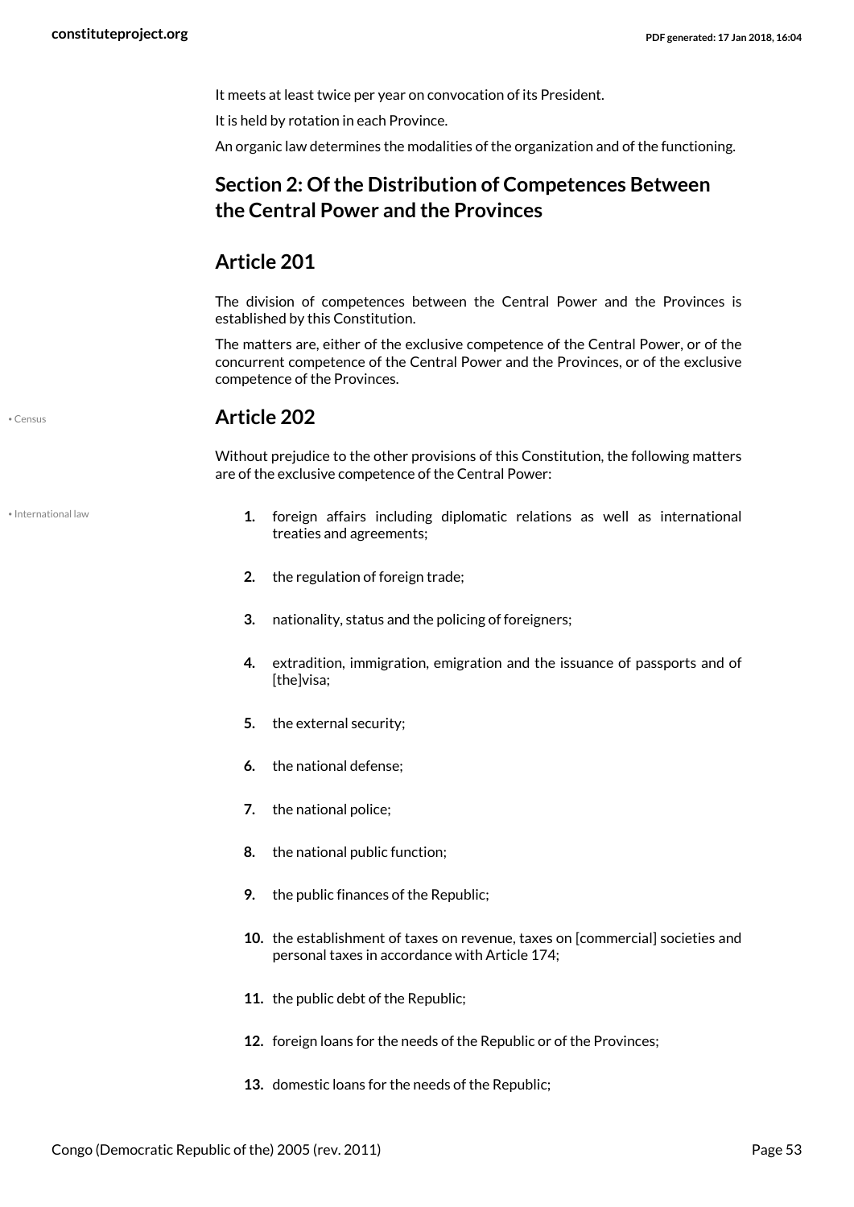It meets at least twice per year on convocation of its President.

It is held by rotation in each Province.

An organic law determines the modalities of the organization and of the functioning.

## Section 2: Of the Distribution of Competences Between the Central Power and the Provinces

### Article 201

The division of competences between the Central Power and the Provinces is established by this Constitution.

The matters are, either of the exclusive competence of the Central Power, or of the concurrent competence of the Central Power and the Provinces, or of the exclusive competence of the Provinces.

### Article 202

Without prejudice to the other provisions of this Constitution, the following matters are of the exclusive competence of the Central Power:

1. foreign affairs including diplomatic relations as well as international treaties and agreements;
2. the regulation of foreign trade;
3. nationality, status and the policing of foreigners;
4. extradition, immigration, emigration and the issuance of passports and of [the]visa;
5. the external security;
6. the national defense;
7. the national police;
8. the national public function;
9. the public finances of the Republic;
10. the establishment of taxes on revenue, taxes on [commercial] societies and personal taxes in accordance with Article 174;
11. the public debt of the Republic;
12. foreign loans for the needs of the Republic or of the Provinces;
13. domestic loans for the needs of the Republic;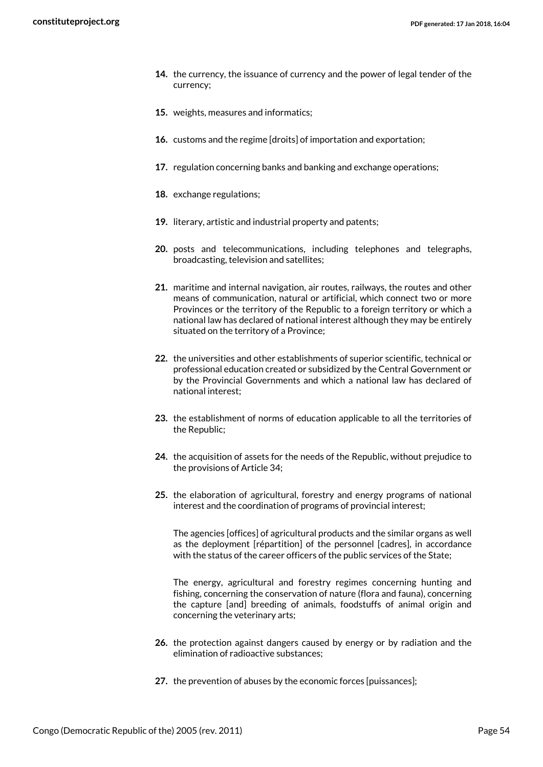14. the currency, the issuance of currency and the power of legal tender of the currency;

15. weights, measures and informatics;

16. customs and the regime [droits] of importation and exportation;

17. regulation concerning banks and banking and exchange operations;

18. exchange regulations;

19. literary, artistic and industrial property and patents;

20. posts and telecommunications, including telephones and telegraphs, broadcasting, television and satellites;

21. maritime and internal navigation, air routes, railways, the routes and other means of communication, natural or artificial, which connect two or more Provinces or the territory of the Republic to a foreign territory or which a national law has declared of national interest although they may be entirely situated on the territory of a Province;

22. the universities and other establishments of superior scientific, technical or professional education created or subsidized by the Central Government or by the Provincial Governments and which a national law has declared of national interest;

23. the establishment of norms of education applicable to all the territories of the Republic;

24. the acquisition of assets for the needs of the Republic, without prejudice to the provisions of Article 34;

25. the elaboration of agricultural, forestry and energy programs of national interest and the coordination of programs of provincial interest;

    The agencies [offices] of agricultural products and the similar organs as well as the deployment [répartition] of the personnel [cadres], in accordance with the status of the career officers of the public services of the State;

    The energy, agricultural and forestry regimes concerning hunting and fishing, concerning the conservation of nature (flora and fauna), concerning the capture [and] breeding of animals, foodstuffs of animal origin and concerning the veterinary arts;

26. the protection against dangers caused by energy or by radiation and the elimination of radioactive substances;

27. the prevention of abuses by the economic forces [puissances];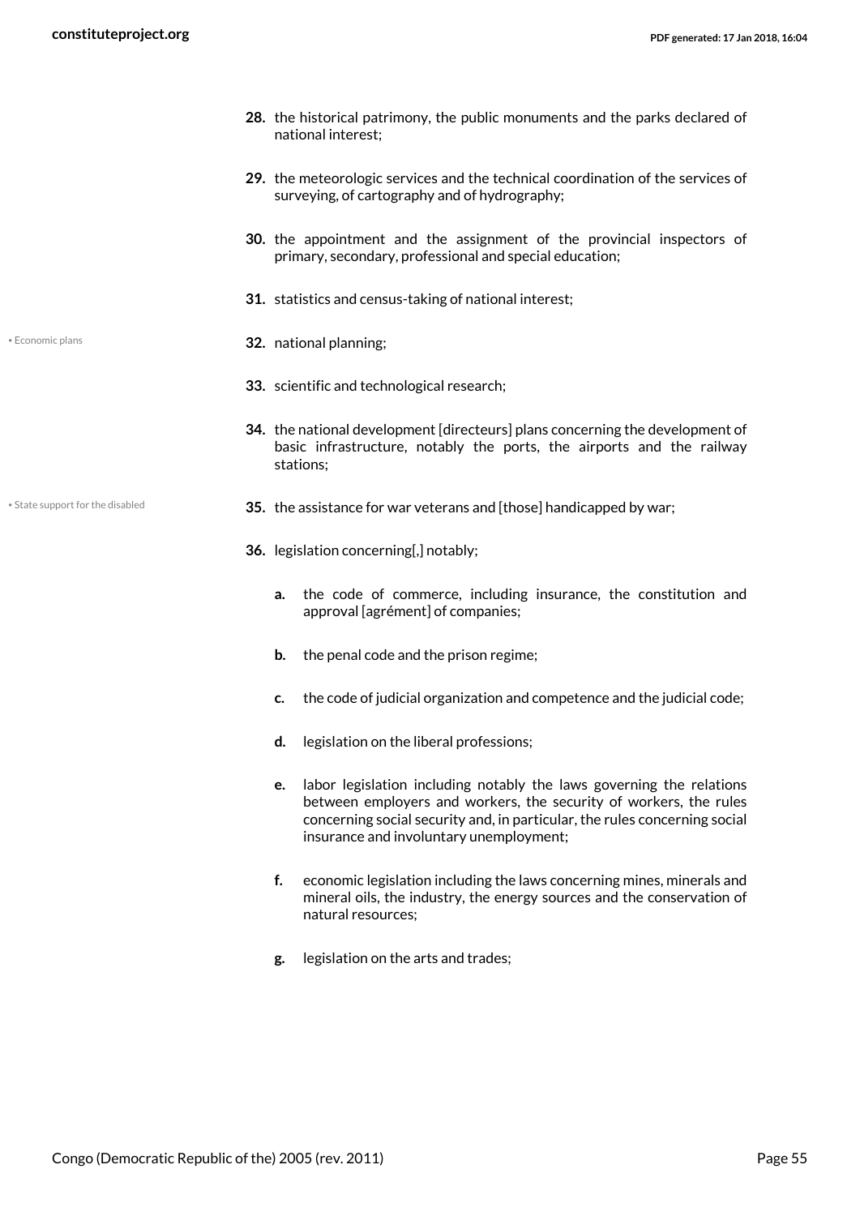28. the historical patrimony, the public monuments and the parks declared of national interest;

29. the meteorologic services and the technical coordination of the services of surveying, of cartography and of hydrography;

30. the appointment and the assignment of the provincial inspectors of primary, secondary, professional and special education;

31. statistics and census-taking of national interest;

• Economic plans

32. national planning;

33. scientific and technological research;

34. the national development [directeurs] plans concerning the development of basic infrastructure, notably the ports, the airports and the railway stations;

• State support for the disabled

35. the assistance for war veterans and [those] handicapped by war;

36. legislation concerning[,] notably;

    a. the code of commerce, including insurance, the constitution and approval [agrément] of companies;

    b. the penal code and the prison regime;

    c. the code of judicial organization and competence and the judicial code;

    d. legislation on the liberal professions;

    e. labor legislation including notably the laws governing the relations between employers and workers, the security of workers, the rules concerning social security and, in particular, the rules concerning social insurance and involuntary unemployment;

    f. economic legislation including the laws concerning mines, minerals and mineral oils, the industry, the energy sources and the conservation of natural resources;

    g. legislation on the arts and trades;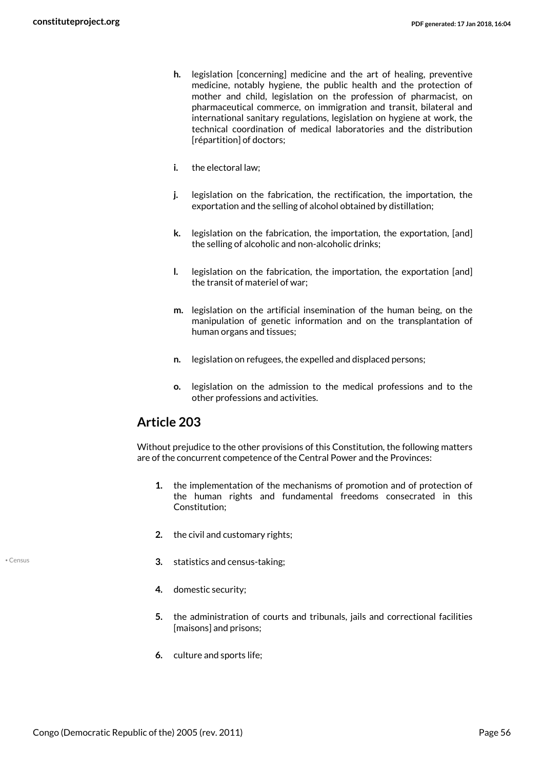- **h.** legislation [concerning] medicine and the art of healing, preventive medicine, notably hygiene, the public health and the protection of mother and child, legislation on the profession of pharmacist, on pharmaceutical commerce, on immigration and transit, bilateral and international sanitary regulations, legislation on hygiene at work, the technical coordination of medical laboratories and the distribution [répartition] of doctors;
- **i.** the electoral law;
- **j.** legislation on the fabrication, the rectification, the importation, the exportation and the selling of alcohol obtained by distillation;
- **k.** legislation on the fabrication, the importation, the exportation, [and] the selling of alcoholic and non-alcoholic drinks;
- **l.** legislation on the fabrication, the importation, the exportation [and] the transit of materiel of war;
- **m.** legislation on the artificial insemination of the human being, on the manipulation of genetic information and on the transplantation of human organs and tissues;
- **n.** legislation on refugees, the expelled and displaced persons;
- **o.** legislation on the admission to the medical professions and to the other professions and activities.

## Article 203

Without prejudice to the other provisions of this Constitution, the following matters are of the concurrent competence of the Central Power and the Provinces:

1. the implementation of the mechanisms of promotion and of protection of the human rights and fundamental freedoms consecrated in this Constitution;
2. the civil and customary rights;
3. statistics and census-taking;
4. domestic security;
5. the administration of courts and tribunals, jails and correctional facilities [maisons] and prisons;
6. culture and sports life;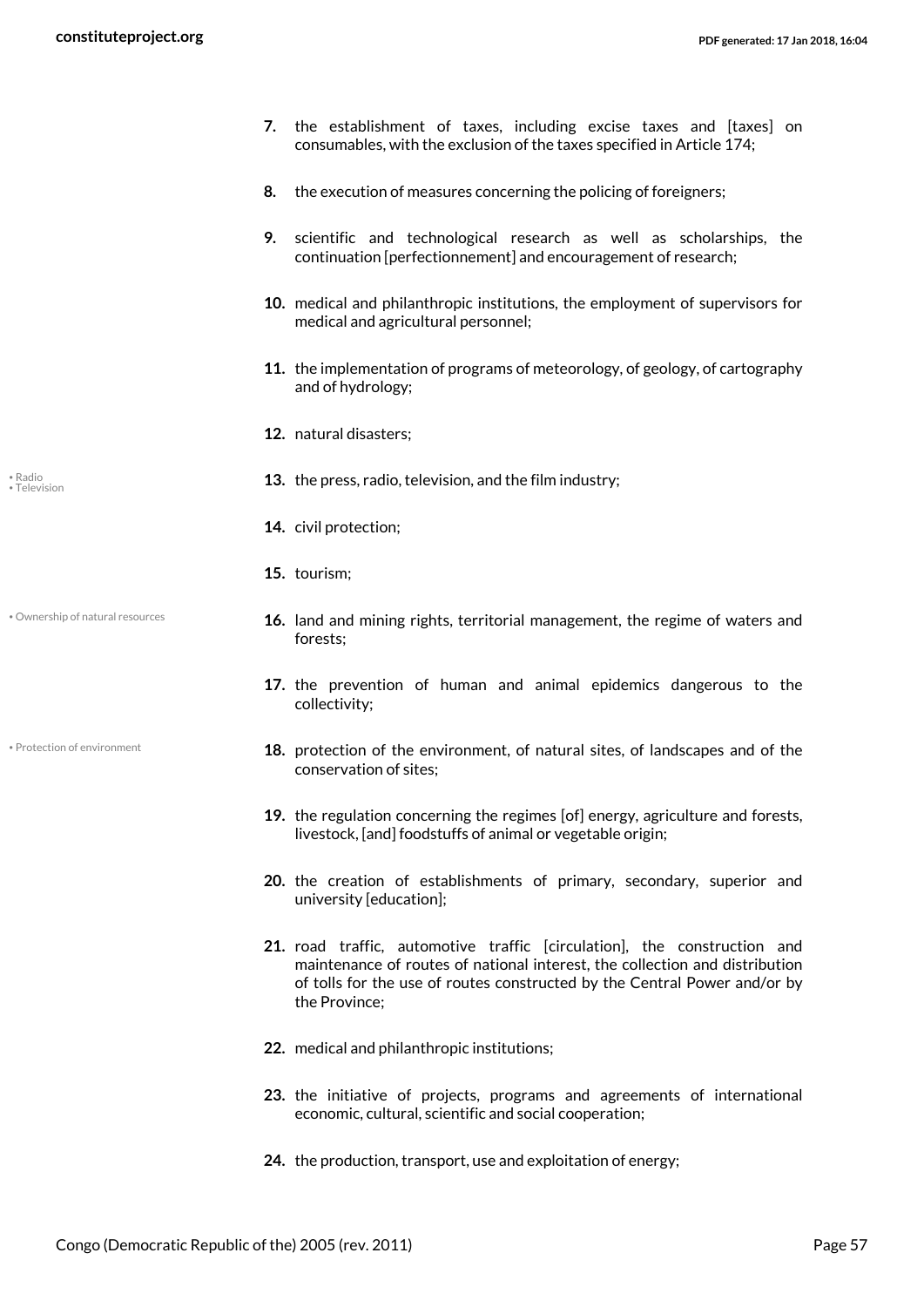7. the establishment of taxes, including excise taxes and [taxes] on consumables, with the exclusion of the taxes specified in Article 174;

8. the execution of measures concerning the policing of foreigners;

9. scientific and technological research as well as scholarships, the continuation [perfectionnement] and encouragement of research;

10. medical and philanthropic institutions, the employment of supervisors for medical and agricultural personnel;

11. the implementation of programs of meteorology, of geology, of cartography and of hydrology;

12. natural disasters;

13. the press, radio, television, and the film industry;

14. civil protection;

15. tourism;

16. land and mining rights, territorial management, the regime of waters and forests;

17. the prevention of human and animal epidemics dangerous to the collectivity;

18. protection of the environment, of natural sites, of landscapes and of the conservation of sites;

19. the regulation concerning the regimes [of] energy, agriculture and forests, livestock, [and] foodstuffs of animal or vegetable origin;

20. the creation of establishments of primary, secondary, superior and university [education];

21. road traffic, automotive traffic [circulation], the construction and maintenance of routes of national interest, the collection and distribution of tolls for the use of routes constructed by the Central Power and/or by the Province;

22. medical and philanthropic institutions;

23. the initiative of projects, programs and agreements of international economic, cultural, scientific and social cooperation;

24. the production, transport, use and exploitation of energy;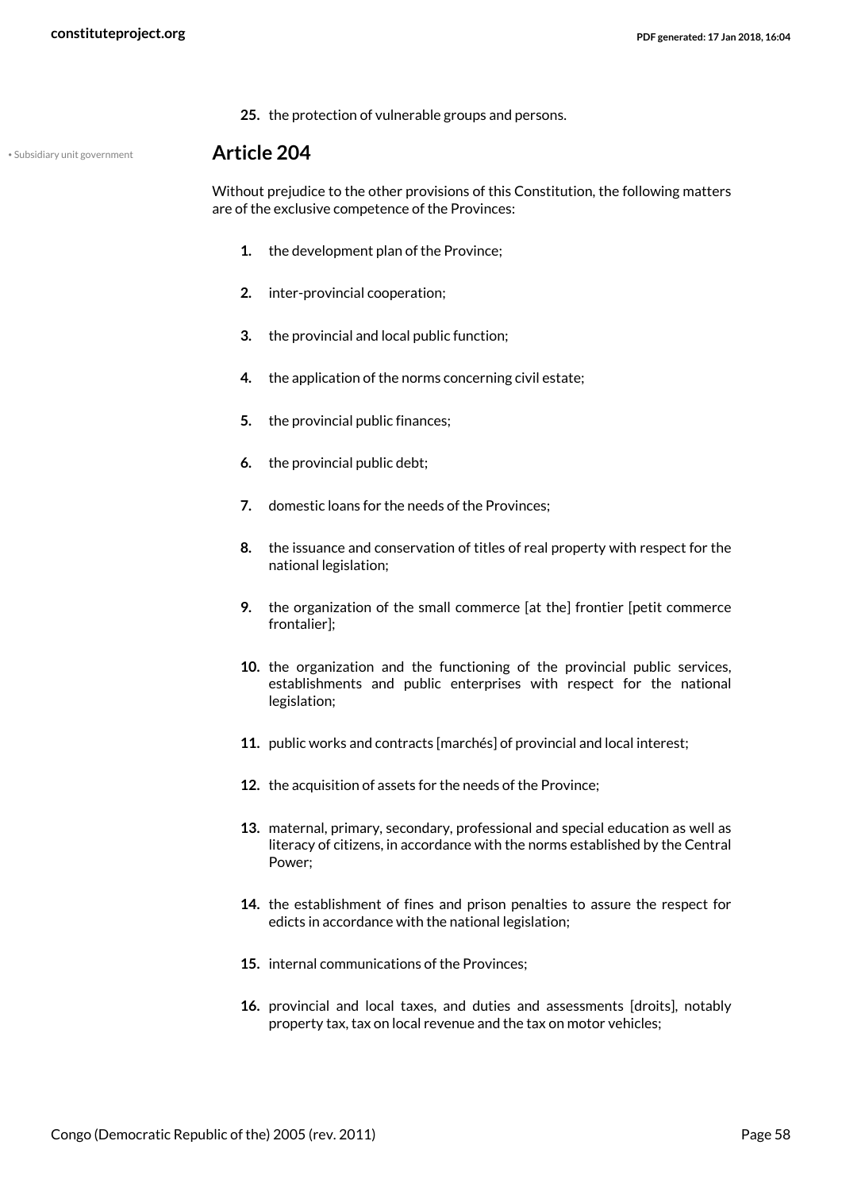25. the protection of vulnerable groups and persons.

• Subsidiary unit government

## Article 204

Without prejudice to the other provisions of this Constitution, the following matters are of the exclusive competence of the Provinces:

1. the development plan of the Province;
2. inter-provincial cooperation;
3. the provincial and local public function;
4. the application of the norms concerning civil estate;
5. the provincial public finances;
6. the provincial public debt;
7. domestic loans for the needs of the Provinces;
8. the issuance and conservation of titles of real property with respect for the national legislation;
9. the organization of the small commerce [at the] frontier [petit commerce frontalier];
10. the organization and the functioning of the provincial public services, establishments and public enterprises with respect for the national legislation;
11. public works and contracts [marchés] of provincial and local interest;
12. the acquisition of assets for the needs of the Province;
13. maternal, primary, secondary, professional and special education as well as literacy of citizens, in accordance with the norms established by the Central Power;
14. the establishment of fines and prison penalties to assure the respect for edicts in accordance with the national legislation;
15. internal communications of the Provinces;
16. provincial and local taxes, and duties and assessments [droits], notably property tax, tax on local revenue and the tax on motor vehicles;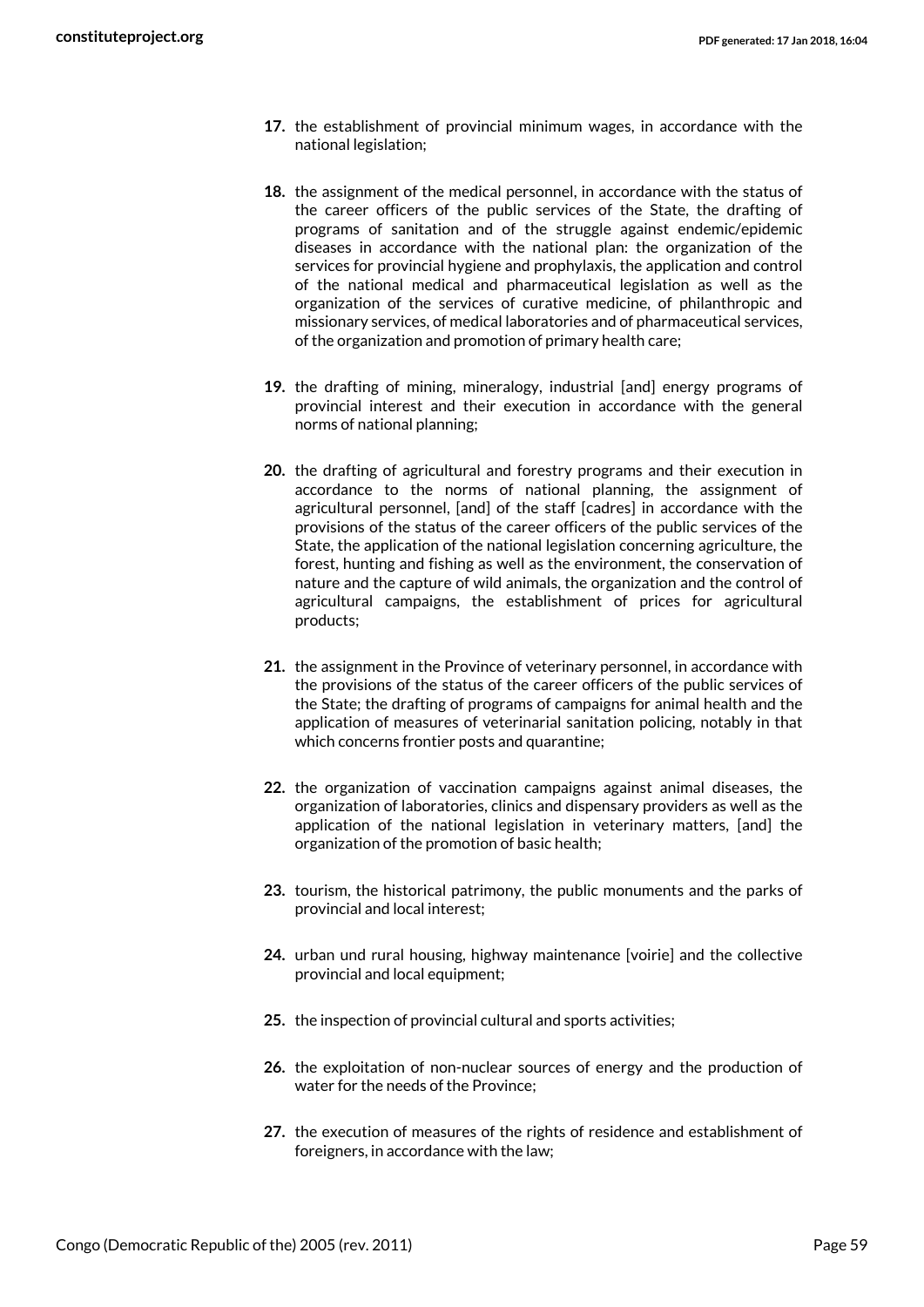17. the establishment of provincial minimum wages, in accordance with the national legislation;

18. the assignment of the medical personnel, in accordance with the status of the career officers of the public services of the State, the drafting of programs of sanitation and of the struggle against endemic/epidemic diseases in accordance with the national plan: the organization of the services for provincial hygiene and prophylaxis, the application and control of the national medical and pharmaceutical legislation as well as the organization of the services of curative medicine, of philanthropic and missionary services, of medical laboratories and of pharmaceutical services, of the organization and promotion of primary health care;

19. the drafting of mining, mineralogy, industrial [and] energy programs of provincial interest and their execution in accordance with the general norms of national planning;

20. the drafting of agricultural and forestry programs and their execution in accordance to the norms of national planning, the assignment of agricultural personnel, [and] of the staff [cadres] in accordance with the provisions of the status of the career officers of the public services of the State, the application of the national legislation concerning agriculture, the forest, hunting and fishing as well as the environment, the conservation of nature and the capture of wild animals, the organization and the control of agricultural campaigns, the establishment of prices for agricultural products;

21. the assignment in the Province of veterinary personnel, in accordance with the provisions of the status of the career officers of the public services of the State; the drafting of programs of campaigns for animal health and the application of measures of veterinarial sanitation policing, notably in that which concerns frontier posts and quarantine;

22. the organization of vaccination campaigns against animal diseases, the organization of laboratories, clinics and dispensary providers as well as the application of the national legislation in veterinary matters, [and] the organization of the promotion of basic health;

23. tourism, the historical patrimony, the public monuments and the parks of provincial and local interest;

24. urban und rural housing, highway maintenance [voirie] and the collective provincial and local equipment;

25. the inspection of provincial cultural and sports activities;

26. the exploitation of non-nuclear sources of energy and the production of water for the needs of the Province;

27. the execution of measures of the rights of residence and establishment of foreigners, in accordance with the law;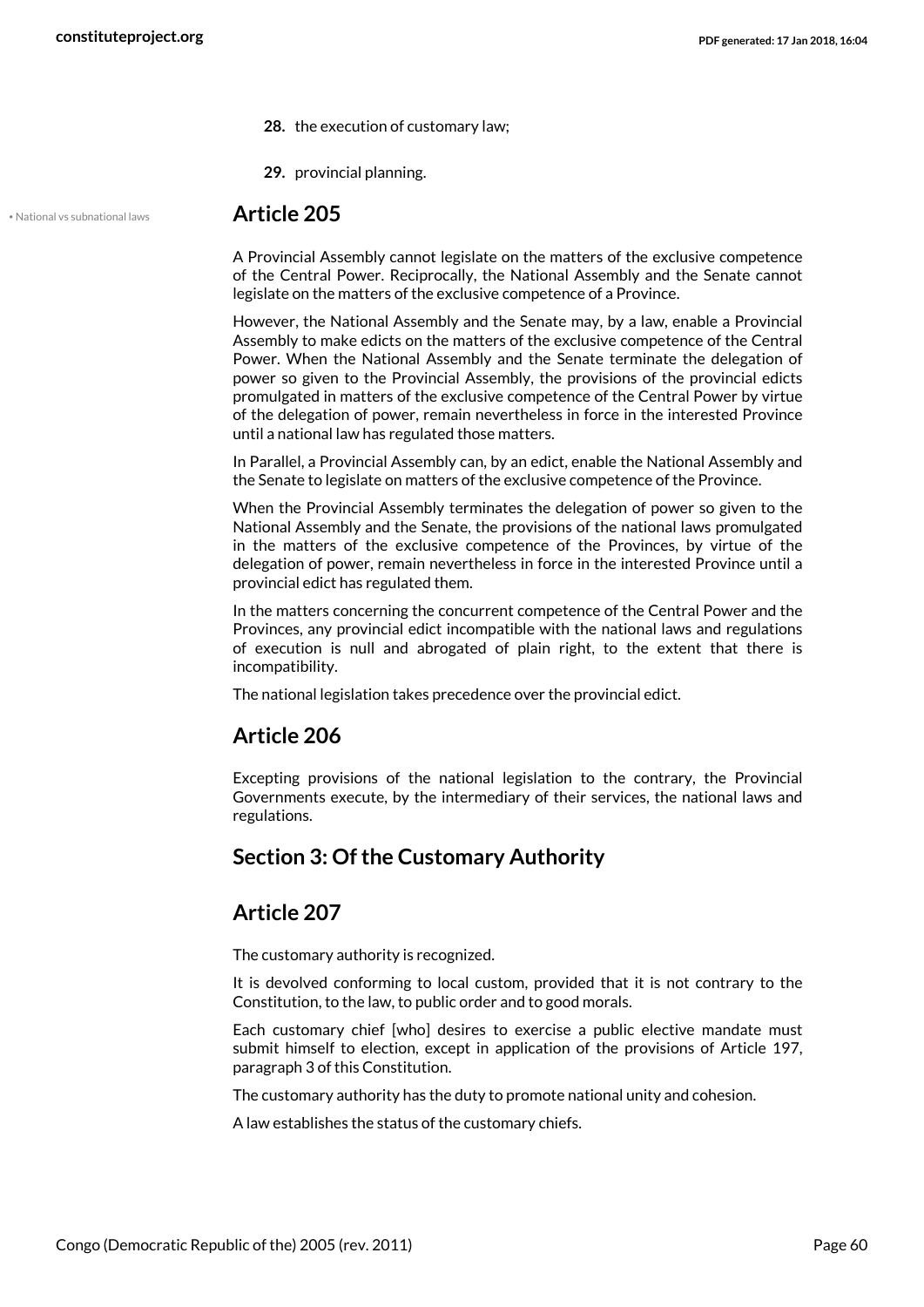28. the execution of customary law;

29. provincial planning.

• National vs subnational laws

## Article 205

A Provincial Assembly cannot legislate on the matters of the exclusive competence of the Central Power. Reciprocally, the National Assembly and the Senate cannot legislate on the matters of the exclusive competence of a Province.

However, the National Assembly and the Senate may, by a law, enable a Provincial Assembly to make edicts on the matters of the exclusive competence of the Central Power. When the National Assembly and the Senate terminate the delegation of power so given to the Provincial Assembly, the provisions of the provincial edicts promulgated in matters of the exclusive competence of the Central Power by virtue of the delegation of power, remain nevertheless in force in the interested Province until a national law has regulated those matters.

In Parallel, a Provincial Assembly can, by an edict, enable the National Assembly and the Senate to legislate on matters of the exclusive competence of the Province.

When the Provincial Assembly terminates the delegation of power so given to the National Assembly and the Senate, the provisions of the national laws promulgated in the matters of the exclusive competence of the Provinces, by virtue of the delegation of power, remain nevertheless in force in the interested Province until a provincial edict has regulated them.

In the matters concerning the concurrent competence of the Central Power and the Provinces, any provincial edict incompatible with the national laws and regulations of execution is null and abrogated of plain right, to the extent that there is incompatibility.

The national legislation takes precedence over the provincial edict.

## Article 206

Excepting provisions of the national legislation to the contrary, the Provincial Governments execute, by the intermediary of their services, the national laws and regulations.

## Section 3: Of the Customary Authority

## Article 207

The customary authority is recognized.

It is devolved conforming to local custom, provided that it is not contrary to the Constitution, to the law, to public order and to good morals.

Each customary chief [who] desires to exercise a public elective mandate must submit himself to election, except in application of the provisions of Article 197, paragraph 3 of this Constitution.

The customary authority has the duty to promote national unity and cohesion.

A law establishes the status of the customary chiefs.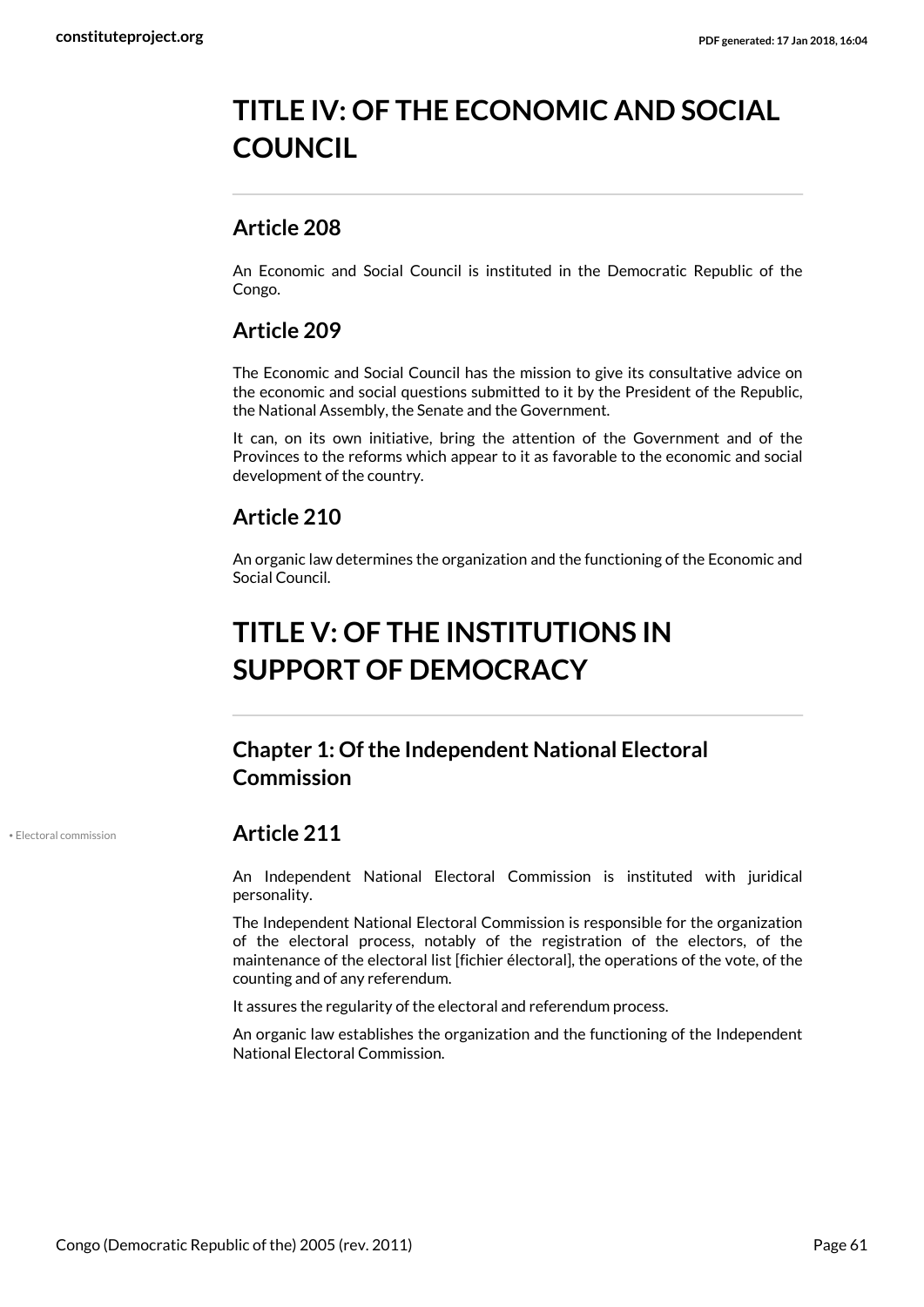# TITLE IV: OF THE ECONOMIC AND SOCIAL COUNCIL

## Article 208

An Economic and Social Council is instituted in the Democratic Republic of the Congo.

## Article 209

The Economic and Social Council has the mission to give its consultative advice on the economic and social questions submitted to it by the President of the Republic, the National Assembly, the Senate and the Government.

It can, on its own initiative, bring the attention of the Government and of the Provinces to the reforms which appear to it as favorable to the economic and social development of the country.

## Article 210

An organic law determines the organization and the functioning of the Economic and Social Council.

# TITLE V: OF THE INSTITUTIONS IN SUPPORT OF DEMOCRACY

## Chapter 1: Of the Independent National Electoral Commission

• Electoral commission

## Article 211

An Independent National Electoral Commission is instituted with juridical personality.

The Independent National Electoral Commission is responsible for the organization of the electoral process, notably of the registration of the electors, of the maintenance of the electoral list [fichier électoral], the operations of the vote, of the counting and of any referendum.

It assures the regularity of the electoral and referendum process.

An organic law establishes the organization and the functioning of the Independent National Electoral Commission.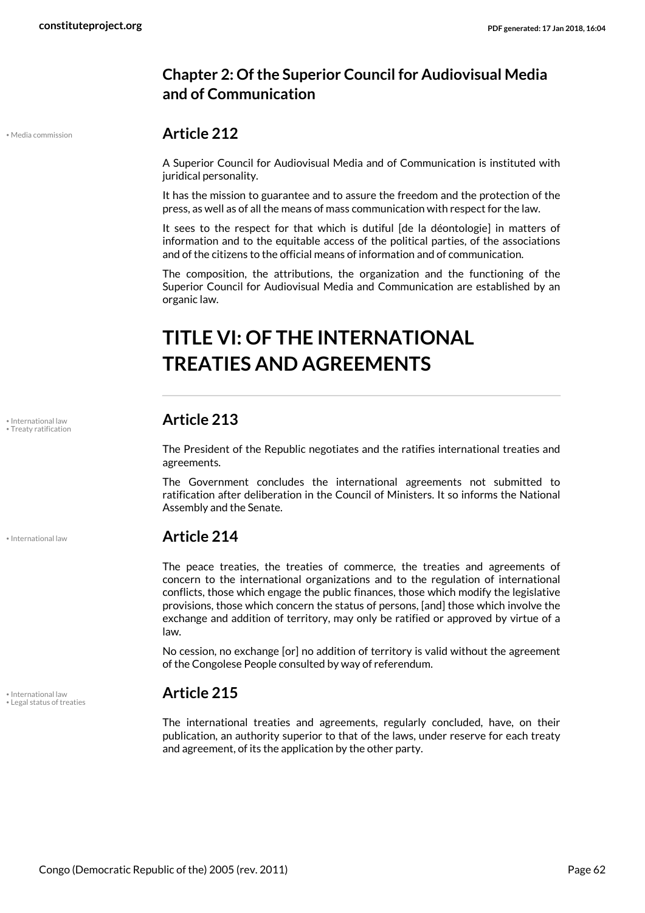## Chapter 2: Of the Superior Council for Audiovisual Media and of Communication

• Media commission

### Article 212

A Superior Council for Audiovisual Media and of Communication is instituted with juridical personality.

It has the mission to guarantee and to assure the freedom and the protection of the press, as well as of all the means of mass communication with respect for the law.

It sees to the respect for that which is dutiful [de la déontologie] in matters of information and to the equitable access of the political parties, of the associations and of the citizens to the official means of information and of communication.

The composition, the attributions, the organization and the functioning of the Superior Council for Audiovisual Media and Communication are established by an organic law.

# TITLE VI: OF THE INTERNATIONAL TREATIES AND AGREEMENTS

• International law
• Treaty ratification

### Article 213

The President of the Republic negotiates and the ratifies international treaties and agreements.

The Government concludes the international agreements not submitted to ratification after deliberation in the Council of Ministers. It so informs the National Assembly and the Senate.

• International law

### Article 214

The peace treaties, the treaties of commerce, the treaties and agreements of concern to the international organizations and to the regulation of international conflicts, those which engage the public finances, those which modify the legislative provisions, those which concern the status of persons, [and] those which involve the exchange and addition of territory, may only be ratified or approved by virtue of a law.

No cession, no exchange [or] no addition of territory is valid without the agreement of the Congolese People consulted by way of referendum.

• International law
• Legal status of treaties

### Article 215

The international treaties and agreements, regularly concluded, have, on their publication, an authority superior to that of the laws, under reserve for each treaty and agreement, of its the application by the other party.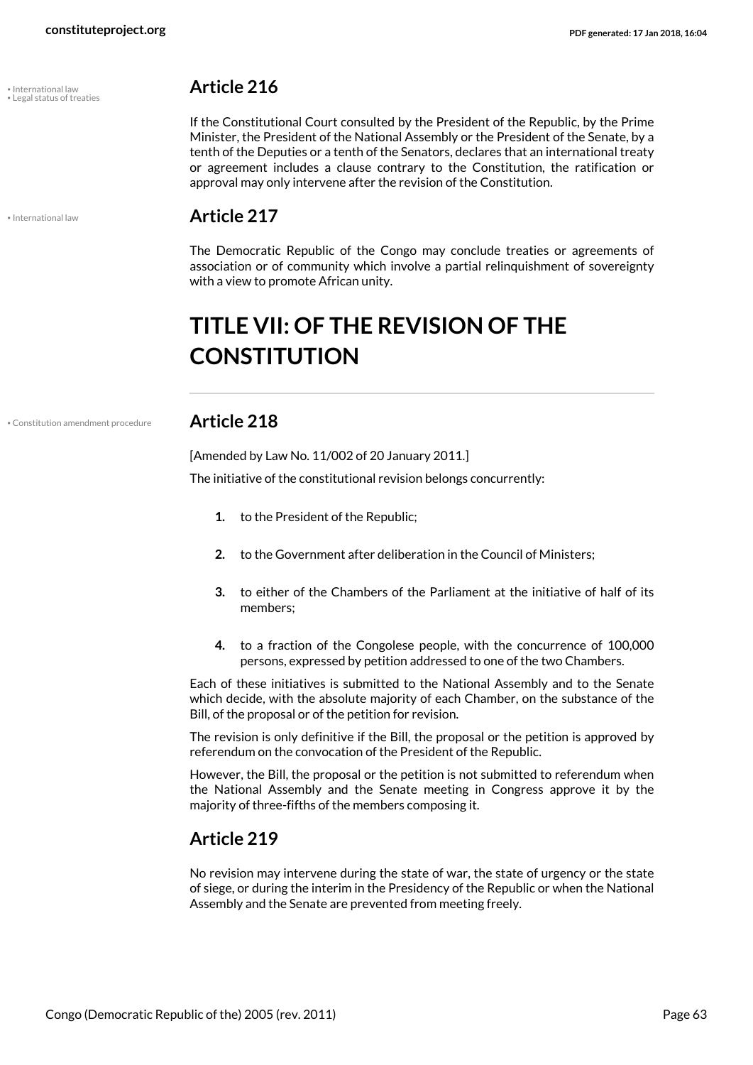## Article 216

If the Constitutional Court consulted by the President of the Republic, by the Prime Minister, the President of the National Assembly or the President of the Senate, by a tenth of the Deputies or a tenth of the Senators, declares that an international treaty or agreement includes a clause contrary to the Constitution, the ratification or approval may only intervene after the revision of the Constitution.

## Article 217

The Democratic Republic of the Congo may conclude treaties or agreements of association or of community which involve a partial relinquishment of sovereignty with a view to promote African unity.

# TITLE VII: OF THE REVISION OF THE CONSTITUTION

## Article 218

[Amended by Law No. 11/002 of 20 January 2011.]

The initiative of the constitutional revision belongs concurrently:

1. to the President of the Republic;
2. to the Government after deliberation in the Council of Ministers;
3. to either of the Chambers of the Parliament at the initiative of half of its members;
4. to a fraction of the Congolese people, with the concurrence of 100,000 persons, expressed by petition addressed to one of the two Chambers.

Each of these initiatives is submitted to the National Assembly and to the Senate which decide, with the absolute majority of each Chamber, on the substance of the Bill, of the proposal or of the petition for revision.

The revision is only definitive if the Bill, the proposal or the petition is approved by referendum on the convocation of the President of the Republic.

However, the Bill, the proposal or the petition is not submitted to referendum when the National Assembly and the Senate meeting in Congress approve it by the majority of three-fifths of the members composing it.

## Article 219

No revision may intervene during the state of war, the state of urgency or the state of siege, or during the interim in the Presidency of the Republic or when the National Assembly and the Senate are prevented from meeting freely.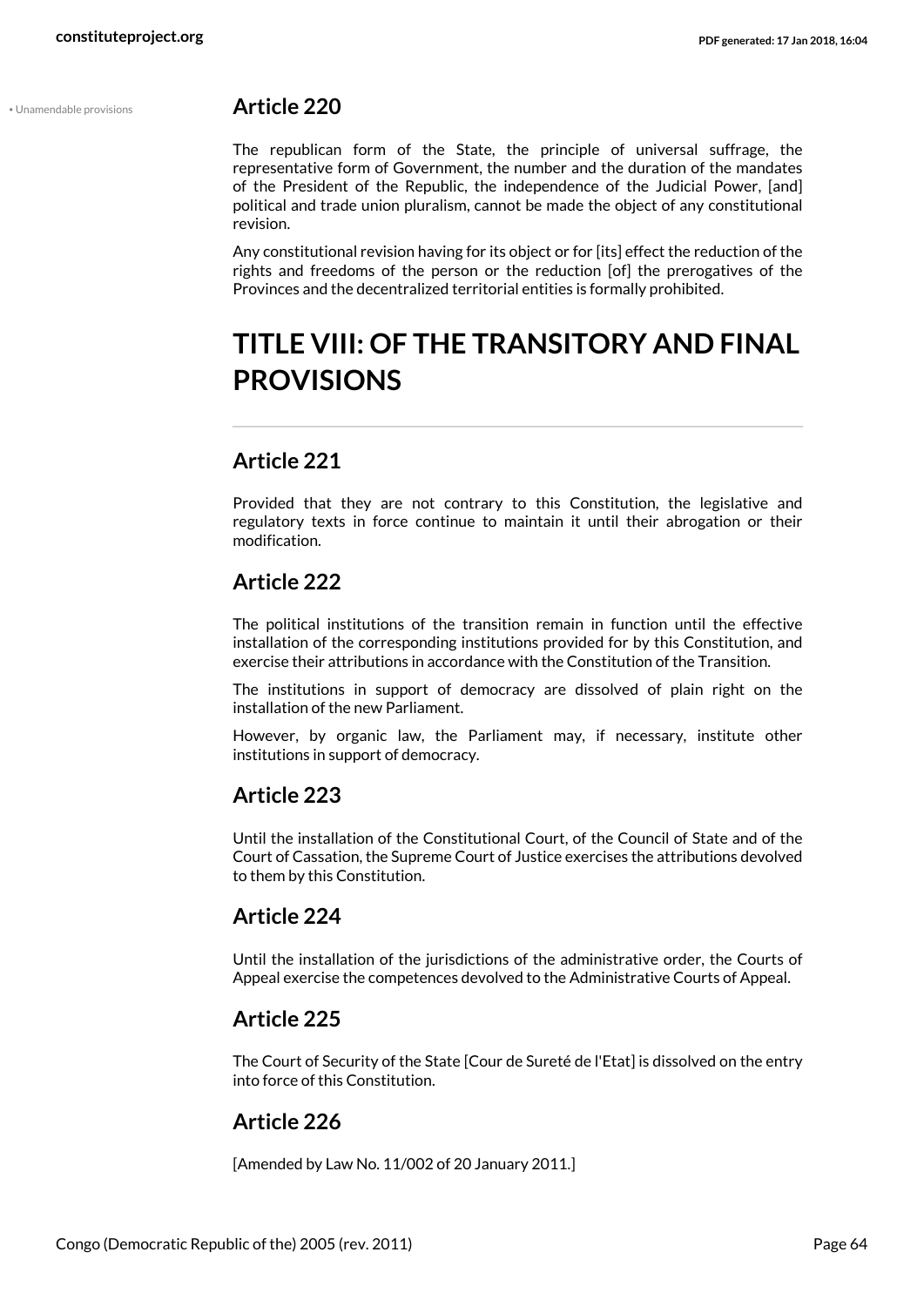• Unamendable provisions

## Article 220

The republican form of the State, the principle of universal suffrage, the representative form of Government, the number and the duration of the mandates of the President of the Republic, the independence of the Judicial Power, [and] political and trade union pluralism, cannot be made the object of any constitutional revision.

Any constitutional revision having for its object or for [its] effect the reduction of the rights and freedoms of the person or the reduction [of] the prerogatives of the Provinces and the decentralized territorial entities is formally prohibited.

# TITLE VIII: OF THE TRANSITORY AND FINAL PROVISIONS

## Article 221

Provided that they are not contrary to this Constitution, the legislative and regulatory texts in force continue to maintain it until their abrogation or their modification.

## Article 222

The political institutions of the transition remain in function until the effective installation of the corresponding institutions provided for by this Constitution, and exercise their attributions in accordance with the Constitution of the Transition.

The institutions in support of democracy are dissolved of plain right on the installation of the new Parliament.

However, by organic law, the Parliament may, if necessary, institute other institutions in support of democracy.

## Article 223

Until the installation of the Constitutional Court, of the Council of State and of the Court of Cassation, the Supreme Court of Justice exercises the attributions devolved to them by this Constitution.

## Article 224

Until the installation of the jurisdictions of the administrative order, the Courts of Appeal exercise the competences devolved to the Administrative Courts of Appeal.

## Article 225

The Court of Security of the State [Cour de Sureté de l'Etat] is dissolved on the entry into force of this Constitution.

## Article 226

[Amended by Law No. 11/002 of 20 January 2011.]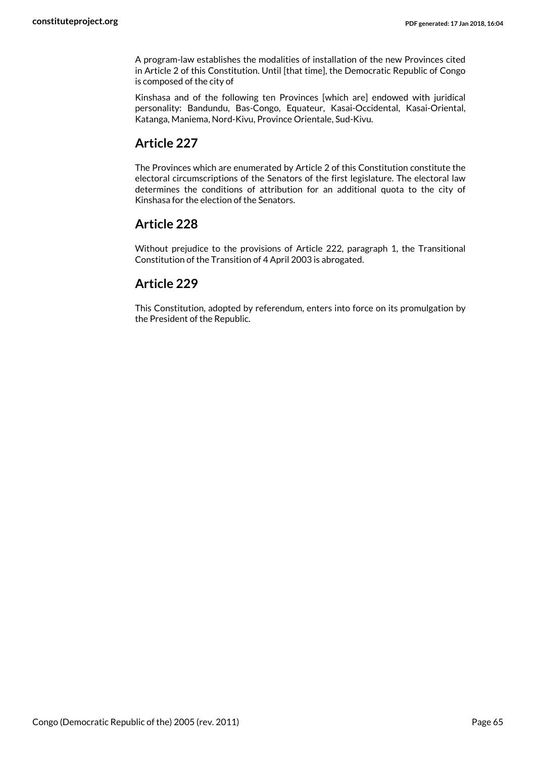A program-law establishes the modalities of installation of the new Provinces cited in Article 2 of this Constitution. Until [that time], the Democratic Republic of Congo is composed of the city of

Kinshasa and of the following ten Provinces [which are] endowed with juridical personality: Bandundu, Bas-Congo, Equateur, Kasai-Occidental, Kasai-Oriental, Katanga, Maniema, Nord-Kivu, Province Orientale, Sud-Kivu.

## Article 227

The Provinces which are enumerated by Article 2 of this Constitution constitute the electoral circumscriptions of the Senators of the first legislature. The electoral law determines the conditions of attribution for an additional quota to the city of Kinshasa for the election of the Senators.

## Article 228

Without prejudice to the provisions of Article 222, paragraph 1, the Transitional Constitution of the Transition of 4 April 2003 is abrogated.

## Article 229

This Constitution, adopted by referendum, enters into force on its promulgation by the President of the Republic.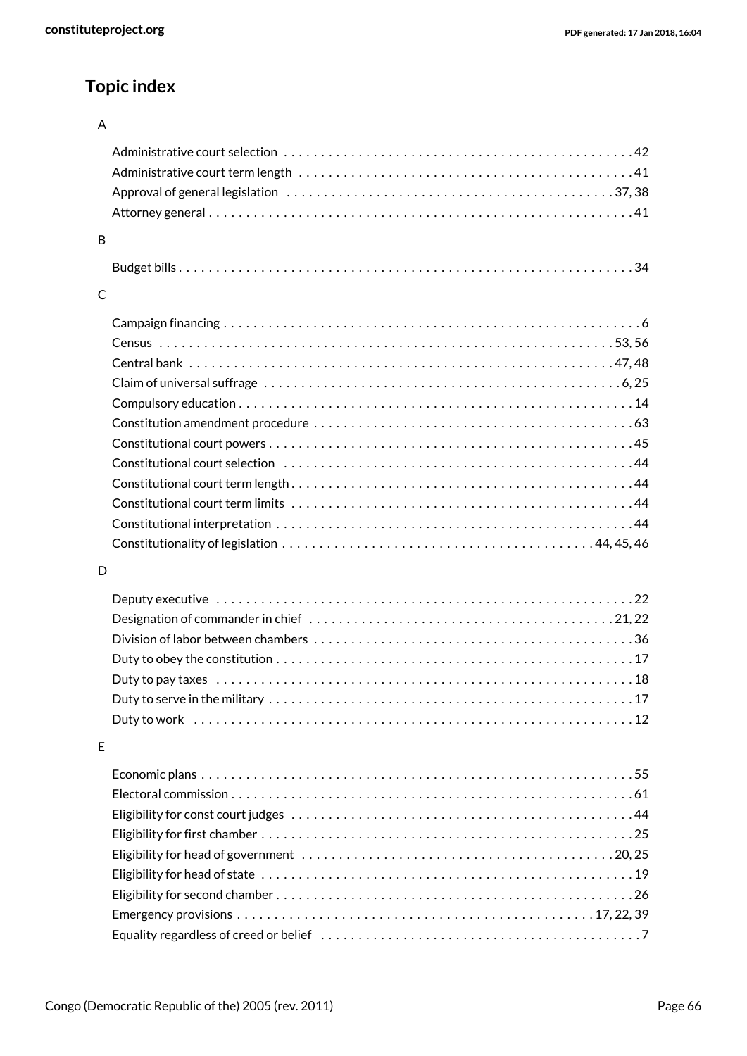## Topic index

### A

- Administrative court selection . . . . . . . . . . 42
- Administrative court term length . . . . . . . . . . 41
- Approval of general legislation . . . . . . . . . . 37, 38
- Attorney general . . . . . . . . . . 41

### B

- Budget bills . . . . . . . . . . 34

### C

- Campaign financing . . . . . . . . . . 6
- Census . . . . . . . . . . 53, 56
- Central bank . . . . . . . . . . 47, 48
- Claim of universal suffrage . . . . . . . . . . 6, 25
- Compulsory education . . . . . . . . . . 14
- Constitution amendment procedure . . . . . . . . . . 63
- Constitutional court powers . . . . . . . . . . 45
- Constitutional court selection . . . . . . . . . . 44
- Constitutional court term length . . . . . . . . . . 44
- Constitutional court term limits . . . . . . . . . . 44
- Constitutional interpretation . . . . . . . . . . 44
- Constitutionality of legislation . . . . . . . . . . 44, 45, 46

### D

- Deputy executive . . . . . . . . . . 22
- Designation of commander in chief . . . . . . . . . . 21, 22
- Division of labor between chambers . . . . . . . . . . 36
- Duty to obey the constitution . . . . . . . . . . 17
- Duty to pay taxes . . . . . . . . . . 18
- Duty to serve in the military . . . . . . . . . . 17
- Duty to work . . . . . . . . . . 12

### E

- Economic plans . . . . . . . . . . 55
- Electoral commission . . . . . . . . . . 61
- Eligibility for const court judges . . . . . . . . . . 44
- Eligibility for first chamber . . . . . . . . . . 25
- Eligibility for head of government . . . . . . . . . . 20, 25
- Eligibility for head of state . . . . . . . . . . 19
- Eligibility for second chamber . . . . . . . . . . 26
- Emergency provisions . . . . . . . . . . 17, 22, 39
- Equality regardless of creed or belief . . . . . . . . . . 7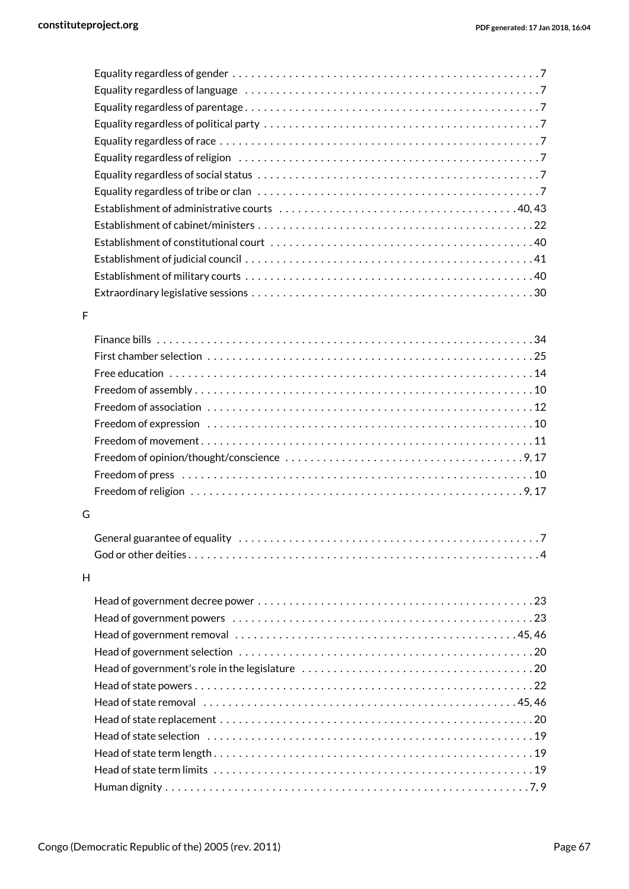Equality regardless of gender . . . . . . . . . . . . . . . . . . . . . . . . . . . . . . . . . . . . . . . . . . . . . . . . . 7
Equality regardless of language . . . . . . . . . . . . . . . . . . . . . . . . . . . . . . . . . . . . . . . . . . . . . . . . 7
Equality regardless of parentage . . . . . . . . . . . . . . . . . . . . . . . . . . . . . . . . . . . . . . . . . . . . . . . 7
Equality regardless of political party . . . . . . . . . . . . . . . . . . . . . . . . . . . . . . . . . . . . . . . . . . . . 7
Equality regardless of race . . . . . . . . . . . . . . . . . . . . . . . . . . . . . . . . . . . . . . . . . . . . . . . . . . . 7
Equality regardless of religion . . . . . . . . . . . . . . . . . . . . . . . . . . . . . . . . . . . . . . . . . . . . . . . . 7
Equality regardless of social status . . . . . . . . . . . . . . . . . . . . . . . . . . . . . . . . . . . . . . . . . . . . . 7
Equality regardless of tribe or clan . . . . . . . . . . . . . . . . . . . . . . . . . . . . . . . . . . . . . . . . . . . . . 7
Establishment of administrative courts . . . . . . . . . . . . . . . . . . . . . . . . . . . . . . . . . . . . . 40, 43
Establishment of cabinet/ministers . . . . . . . . . . . . . . . . . . . . . . . . . . . . . . . . . . . . . . . . . . . . 22
Establishment of constitutional court . . . . . . . . . . . . . . . . . . . . . . . . . . . . . . . . . . . . . . . . . . 40
Establishment of judicial council . . . . . . . . . . . . . . . . . . . . . . . . . . . . . . . . . . . . . . . . . . . . . . 41
Establishment of military courts . . . . . . . . . . . . . . . . . . . . . . . . . . . . . . . . . . . . . . . . . . . . . . 40
Extraordinary legislative sessions . . . . . . . . . . . . . . . . . . . . . . . . . . . . . . . . . . . . . . . . . . . . . 30

F

Finance bills . . . . . . . . . . . . . . . . . . . . . . . . . . . . . . . . . . . . . . . . . . . . . . . . . . . . . . . . . . . . . 34
First chamber selection . . . . . . . . . . . . . . . . . . . . . . . . . . . . . . . . . . . . . . . . . . . . . . . . . . . . . 25
Free education . . . . . . . . . . . . . . . . . . . . . . . . . . . . . . . . . . . . . . . . . . . . . . . . . . . . . . . . . . . 14
Freedom of assembly . . . . . . . . . . . . . . . . . . . . . . . . . . . . . . . . . . . . . . . . . . . . . . . . . . . . . . 10
Freedom of association . . . . . . . . . . . . . . . . . . . . . . . . . . . . . . . . . . . . . . . . . . . . . . . . . . . . . 12
Freedom of expression . . . . . . . . . . . . . . . . . . . . . . . . . . . . . . . . . . . . . . . . . . . . . . . . . . . . . 10
Freedom of movement . . . . . . . . . . . . . . . . . . . . . . . . . . . . . . . . . . . . . . . . . . . . . . . . . . . . . . 11
Freedom of opinion/thought/conscience . . . . . . . . . . . . . . . . . . . . . . . . . . . . . . . . . . . . . . 9, 17
Freedom of press . . . . . . . . . . . . . . . . . . . . . . . . . . . . . . . . . . . . . . . . . . . . . . . . . . . . . . . . . 10
Freedom of religion . . . . . . . . . . . . . . . . . . . . . . . . . . . . . . . . . . . . . . . . . . . . . . . . . . . . . . 9, 17

G

General guarantee of equality . . . . . . . . . . . . . . . . . . . . . . . . . . . . . . . . . . . . . . . . . . . . . . . . . 7
God or other deities . . . . . . . . . . . . . . . . . . . . . . . . . . . . . . . . . . . . . . . . . . . . . . . . . . . . . . . . 4

H

Head of government decree power . . . . . . . . . . . . . . . . . . . . . . . . . . . . . . . . . . . . . . . . . . . . 23
Head of government powers . . . . . . . . . . . . . . . . . . . . . . . . . . . . . . . . . . . . . . . . . . . . . . . . . 23
Head of government removal . . . . . . . . . . . . . . . . . . . . . . . . . . . . . . . . . . . . . . . . . . . . . 45, 46
Head of government selection . . . . . . . . . . . . . . . . . . . . . . . . . . . . . . . . . . . . . . . . . . . . . . . 20
Head of government's role in the legislature . . . . . . . . . . . . . . . . . . . . . . . . . . . . . . . . . . . . 20
Head of state powers . . . . . . . . . . . . . . . . . . . . . . . . . . . . . . . . . . . . . . . . . . . . . . . . . . . . . . 22
Head of state removal . . . . . . . . . . . . . . . . . . . . . . . . . . . . . . . . . . . . . . . . . . . . . . . . . . . 45, 46
Head of state replacement . . . . . . . . . . . . . . . . . . . . . . . . . . . . . . . . . . . . . . . . . . . . . . . . . . 20
Head of state selection . . . . . . . . . . . . . . . . . . . . . . . . . . . . . . . . . . . . . . . . . . . . . . . . . . . . . 19
Head of state term length . . . . . . . . . . . . . . . . . . . . . . . . . . . . . . . . . . . . . . . . . . . . . . . . . . . 19
Head of state term limits . . . . . . . . . . . . . . . . . . . . . . . . . . . . . . . . . . . . . . . . . . . . . . . . . . . . 19
Human dignity . . . . . . . . . . . . . . . . . . . . . . . . . . . . . . . . . . . . . . . . . . . . . . . . . . . . . . . . . . 7, 9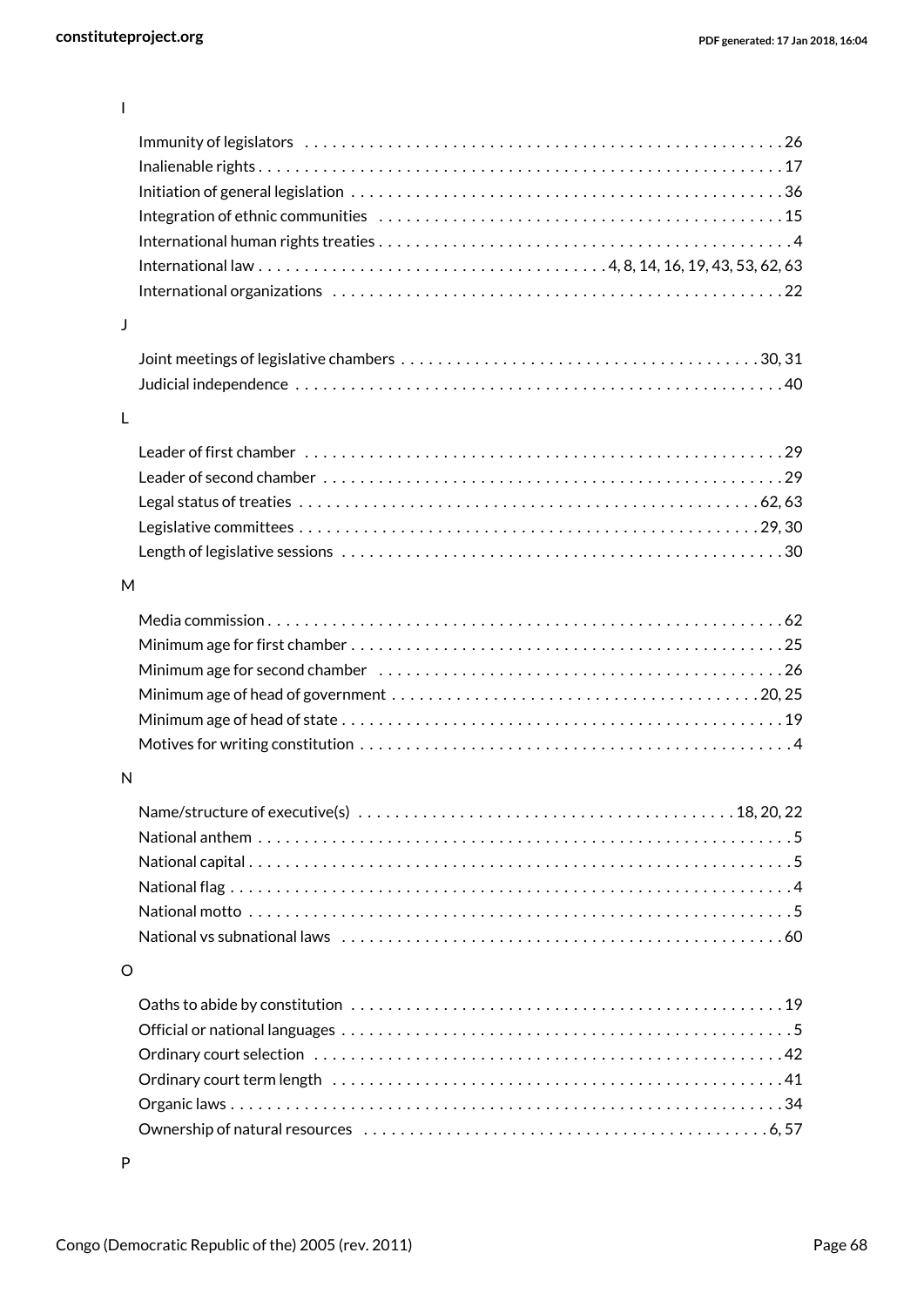I

- Immunity of legislators . . . . . . . . . . . . . . . . . . . . . . . . . . . . . . . . . . . . . . . . . . . . . . . . . . . . 26
- Inalienable rights . . . . . . . . . . . . . . . . . . . . . . . . . . . . . . . . . . . . . . . . . . . . . . . . . . . . . . . . 17
- Initiation of general legislation . . . . . . . . . . . . . . . . . . . . . . . . . . . . . . . . . . . . . . . . . . . . . . . 36
- Integration of ethnic communities . . . . . . . . . . . . . . . . . . . . . . . . . . . . . . . . . . . . . . . . . . . . 15
- International human rights treaties . . . . . . . . . . . . . . . . . . . . . . . . . . . . . . . . . . . . . . . . . . . . 4
- International law . . . . . . . . . . . . . . . . . . . . . . . . . . . . . . . . . . . . . 4, 8, 14, 16, 19, 43, 53, 62, 63
- International organizations . . . . . . . . . . . . . . . . . . . . . . . . . . . . . . . . . . . . . . . . . . . . . . . . . 22

J

- Joint meetings of legislative chambers . . . . . . . . . . . . . . . . . . . . . . . . . . . . . . . . . . . . . . 30, 31
- Judicial independence . . . . . . . . . . . . . . . . . . . . . . . . . . . . . . . . . . . . . . . . . . . . . . . . . . . . 40

L

- Leader of first chamber . . . . . . . . . . . . . . . . . . . . . . . . . . . . . . . . . . . . . . . . . . . . . . . . . . . . 29
- Leader of second chamber . . . . . . . . . . . . . . . . . . . . . . . . . . . . . . . . . . . . . . . . . . . . . . . . . 29
- Legal status of treaties . . . . . . . . . . . . . . . . . . . . . . . . . . . . . . . . . . . . . . . . . . . . . . . . . 62, 63
- Legislative committees . . . . . . . . . . . . . . . . . . . . . . . . . . . . . . . . . . . . . . . . . . . . . . . . . 29, 30
- Length of legislative sessions . . . . . . . . . . . . . . . . . . . . . . . . . . . . . . . . . . . . . . . . . . . . . . . 30

M

- Media commission . . . . . . . . . . . . . . . . . . . . . . . . . . . . . . . . . . . . . . . . . . . . . . . . . . . . . . . 62
- Minimum age for first chamber . . . . . . . . . . . . . . . . . . . . . . . . . . . . . . . . . . . . . . . . . . . . . . 25
- Minimum age for second chamber . . . . . . . . . . . . . . . . . . . . . . . . . . . . . . . . . . . . . . . . . . . 26
- Minimum age of head of government . . . . . . . . . . . . . . . . . . . . . . . . . . . . . . . . . . . . . . . 20, 25
- Minimum age of head of state . . . . . . . . . . . . . . . . . . . . . . . . . . . . . . . . . . . . . . . . . . . . . . . 19
- Motives for writing constitution . . . . . . . . . . . . . . . . . . . . . . . . . . . . . . . . . . . . . . . . . . . . . . 4

N

- Name/structure of executive(s) . . . . . . . . . . . . . . . . . . . . . . . . . . . . . . . . . . . . . . . . 18, 20, 22
- National anthem . . . . . . . . . . . . . . . . . . . . . . . . . . . . . . . . . . . . . . . . . . . . . . . . . . . . . . . . . . 5
- National capital . . . . . . . . . . . . . . . . . . . . . . . . . . . . . . . . . . . . . . . . . . . . . . . . . . . . . . . . . . . 5
- National flag . . . . . . . . . . . . . . . . . . . . . . . . . . . . . . . . . . . . . . . . . . . . . . . . . . . . . . . . . . . . . 4
- National motto . . . . . . . . . . . . . . . . . . . . . . . . . . . . . . . . . . . . . . . . . . . . . . . . . . . . . . . . . . . 5
- National vs subnational laws . . . . . . . . . . . . . . . . . . . . . . . . . . . . . . . . . . . . . . . . . . . . . . . . 60

O

- Oaths to abide by constitution . . . . . . . . . . . . . . . . . . . . . . . . . . . . . . . . . . . . . . . . . . . . . . . 19
- Official or national languages . . . . . . . . . . . . . . . . . . . . . . . . . . . . . . . . . . . . . . . . . . . . . . . . 5
- Ordinary court selection . . . . . . . . . . . . . . . . . . . . . . . . . . . . . . . . . . . . . . . . . . . . . . . . . . . 42
- Ordinary court term length . . . . . . . . . . . . . . . . . . . . . . . . . . . . . . . . . . . . . . . . . . . . . . . . . 41
- Organic laws . . . . . . . . . . . . . . . . . . . . . . . . . . . . . . . . . . . . . . . . . . . . . . . . . . . . . . . . . . . . 34
- Ownership of natural resources . . . . . . . . . . . . . . . . . . . . . . . . . . . . . . . . . . . . . . . . . . . . 6, 57

P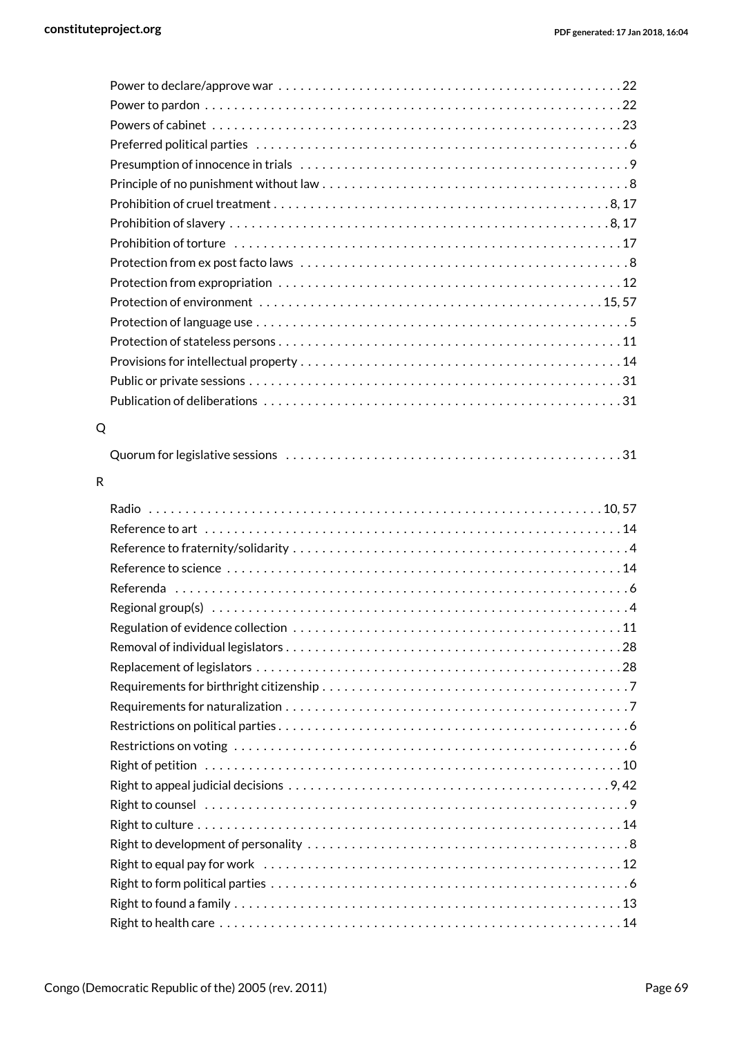Power to declare/approve war . . . . . . . . . . . . . . . . . . . . . . . . . . . . . . . . . . . . . . . . . . . . . . . 22
Power to pardon . . . . . . . . . . . . . . . . . . . . . . . . . . . . . . . . . . . . . . . . . . . . . . . . . . . . . . . . . 22
Powers of cabinet . . . . . . . . . . . . . . . . . . . . . . . . . . . . . . . . . . . . . . . . . . . . . . . . . . . . . . . 23
Preferred political parties . . . . . . . . . . . . . . . . . . . . . . . . . . . . . . . . . . . . . . . . . . . . . . . . . . . 6
Presumption of innocence in trials . . . . . . . . . . . . . . . . . . . . . . . . . . . . . . . . . . . . . . . . . . . . . 9
Principle of no punishment without law . . . . . . . . . . . . . . . . . . . . . . . . . . . . . . . . . . . . . . . . . 8
Prohibition of cruel treatment . . . . . . . . . . . . . . . . . . . . . . . . . . . . . . . . . . . . . . . . . . . . . 8, 17
Prohibition of slavery . . . . . . . . . . . . . . . . . . . . . . . . . . . . . . . . . . . . . . . . . . . . . . . . . . . 8, 17
Prohibition of torture . . . . . . . . . . . . . . . . . . . . . . . . . . . . . . . . . . . . . . . . . . . . . . . . . . . . . 17
Protection from ex post facto laws . . . . . . . . . . . . . . . . . . . . . . . . . . . . . . . . . . . . . . . . . . . . 8
Protection from expropriation . . . . . . . . . . . . . . . . . . . . . . . . . . . . . . . . . . . . . . . . . . . . . . . 12
Protection of environment . . . . . . . . . . . . . . . . . . . . . . . . . . . . . . . . . . . . . . . . . . . . . . . 15, 57
Protection of language use . . . . . . . . . . . . . . . . . . . . . . . . . . . . . . . . . . . . . . . . . . . . . . . . . . 5
Protection of stateless persons . . . . . . . . . . . . . . . . . . . . . . . . . . . . . . . . . . . . . . . . . . . . . . 11
Provisions for intellectual property . . . . . . . . . . . . . . . . . . . . . . . . . . . . . . . . . . . . . . . . . . . 14
Public or private sessions . . . . . . . . . . . . . . . . . . . . . . . . . . . . . . . . . . . . . . . . . . . . . . . . . . 31
Publication of deliberations . . . . . . . . . . . . . . . . . . . . . . . . . . . . . . . . . . . . . . . . . . . . . . . . 31

Q

Quorum for legislative sessions . . . . . . . . . . . . . . . . . . . . . . . . . . . . . . . . . . . . . . . . . . . . . 31

R

Radio . . . . . . . . . . . . . . . . . . . . . . . . . . . . . . . . . . . . . . . . . . . . . . . . . . . . . . . . . . . . . 10, 57
Reference to art . . . . . . . . . . . . . . . . . . . . . . . . . . . . . . . . . . . . . . . . . . . . . . . . . . . . . . . . 14
Reference to fraternity/solidarity . . . . . . . . . . . . . . . . . . . . . . . . . . . . . . . . . . . . . . . . . . . . . 4
Reference to science . . . . . . . . . . . . . . . . . . . . . . . . . . . . . . . . . . . . . . . . . . . . . . . . . . . . . 14
Referenda . . . . . . . . . . . . . . . . . . . . . . . . . . . . . . . . . . . . . . . . . . . . . . . . . . . . . . . . . . . . . 6
Regional group(s) . . . . . . . . . . . . . . . . . . . . . . . . . . . . . . . . . . . . . . . . . . . . . . . . . . . . . . . . 4
Regulation of evidence collection . . . . . . . . . . . . . . . . . . . . . . . . . . . . . . . . . . . . . . . . . . . . 11
Removal of individual legislators . . . . . . . . . . . . . . . . . . . . . . . . . . . . . . . . . . . . . . . . . . . . . 28
Replacement of legislators . . . . . . . . . . . . . . . . . . . . . . . . . . . . . . . . . . . . . . . . . . . . . . . . . 28
Requirements for birthright citizenship . . . . . . . . . . . . . . . . . . . . . . . . . . . . . . . . . . . . . . . . . 7
Requirements for naturalization . . . . . . . . . . . . . . . . . . . . . . . . . . . . . . . . . . . . . . . . . . . . . . 7
Restrictions on political parties . . . . . . . . . . . . . . . . . . . . . . . . . . . . . . . . . . . . . . . . . . . . . . . 6
Restrictions on voting . . . . . . . . . . . . . . . . . . . . . . . . . . . . . . . . . . . . . . . . . . . . . . . . . . . . . 6
Right of petition . . . . . . . . . . . . . . . . . . . . . . . . . . . . . . . . . . . . . . . . . . . . . . . . . . . . . . . . . 10
Right to appeal judicial decisions . . . . . . . . . . . . . . . . . . . . . . . . . . . . . . . . . . . . . . . . . . . 9, 42
Right to counsel . . . . . . . . . . . . . . . . . . . . . . . . . . . . . . . . . . . . . . . . . . . . . . . . . . . . . . . . . 9
Right to culture . . . . . . . . . . . . . . . . . . . . . . . . . . . . . . . . . . . . . . . . . . . . . . . . . . . . . . . . . 14
Right to development of personality . . . . . . . . . . . . . . . . . . . . . . . . . . . . . . . . . . . . . . . . . . . 8
Right to equal pay for work . . . . . . . . . . . . . . . . . . . . . . . . . . . . . . . . . . . . . . . . . . . . . . . . . 12
Right to form political parties . . . . . . . . . . . . . . . . . . . . . . . . . . . . . . . . . . . . . . . . . . . . . . . . 6
Right to found a family . . . . . . . . . . . . . . . . . . . . . . . . . . . . . . . . . . . . . . . . . . . . . . . . . . . . 13
Right to health care . . . . . . . . . . . . . . . . . . . . . . . . . . . . . . . . . . . . . . . . . . . . . . . . . . . . . . 14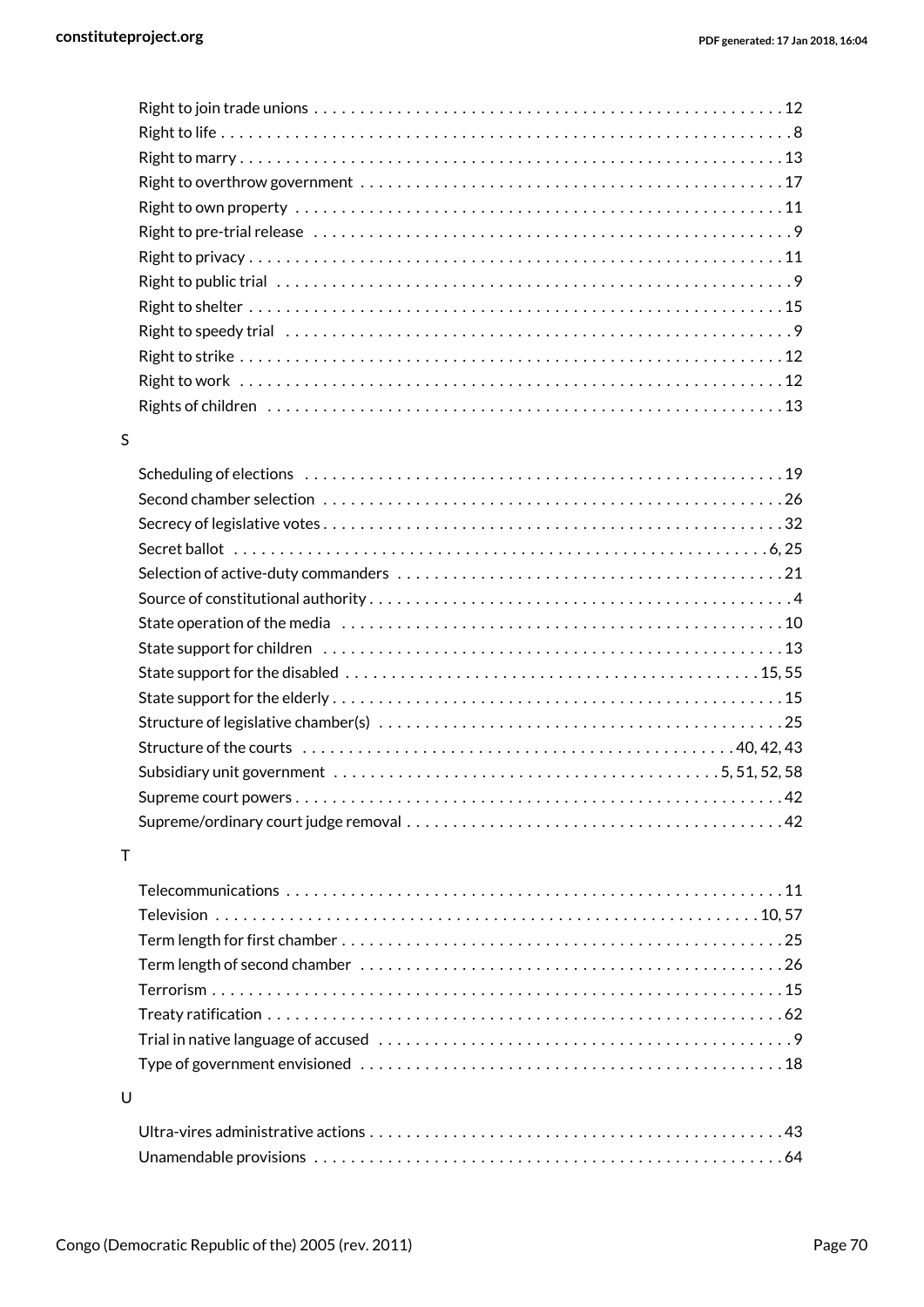Right to join trade unions . . . . . . . . . . . . . . . . . . . . . . . . . . . . . . . . . . . . . . . . . . . . . . . . . . 12
Right to life . . . . . . . . . . . . . . . . . . . . . . . . . . . . . . . . . . . . . . . . . . . . . . . . . . . . . . . . . . . . . . 8
Right to marry . . . . . . . . . . . . . . . . . . . . . . . . . . . . . . . . . . . . . . . . . . . . . . . . . . . . . . . . . . . 13
Right to overthrow government . . . . . . . . . . . . . . . . . . . . . . . . . . . . . . . . . . . . . . . . . . . . . 17
Right to own property . . . . . . . . . . . . . . . . . . . . . . . . . . . . . . . . . . . . . . . . . . . . . . . . . . . . 11
Right to pre-trial release . . . . . . . . . . . . . . . . . . . . . . . . . . . . . . . . . . . . . . . . . . . . . . . . . . . 9
Right to privacy . . . . . . . . . . . . . . . . . . . . . . . . . . . . . . . . . . . . . . . . . . . . . . . . . . . . . . . . . 11
Right to public trial . . . . . . . . . . . . . . . . . . . . . . . . . . . . . . . . . . . . . . . . . . . . . . . . . . . . . . . 9
Right to shelter . . . . . . . . . . . . . . . . . . . . . . . . . . . . . . . . . . . . . . . . . . . . . . . . . . . . . . . . . . 15
Right to speedy trial . . . . . . . . . . . . . . . . . . . . . . . . . . . . . . . . . . . . . . . . . . . . . . . . . . . . . . 9
Right to strike . . . . . . . . . . . . . . . . . . . . . . . . . . . . . . . . . . . . . . . . . . . . . . . . . . . . . . . . . . . 12
Right to work . . . . . . . . . . . . . . . . . . . . . . . . . . . . . . . . . . . . . . . . . . . . . . . . . . . . . . . . . . . 12
Rights of children . . . . . . . . . . . . . . . . . . . . . . . . . . . . . . . . . . . . . . . . . . . . . . . . . . . . . . . 13

S

Scheduling of elections . . . . . . . . . . . . . . . . . . . . . . . . . . . . . . . . . . . . . . . . . . . . . . . . . . . 19
Second chamber selection . . . . . . . . . . . . . . . . . . . . . . . . . . . . . . . . . . . . . . . . . . . . . . . . . 26
Secrecy of legislative votes . . . . . . . . . . . . . . . . . . . . . . . . . . . . . . . . . . . . . . . . . . . . . . . . . 32
Secret ballot . . . . . . . . . . . . . . . . . . . . . . . . . . . . . . . . . . . . . . . . . . . . . . . . . . . . . . . . . . 6, 25
Selection of active-duty commanders . . . . . . . . . . . . . . . . . . . . . . . . . . . . . . . . . . . . . . . . . 21
Source of constitutional authority . . . . . . . . . . . . . . . . . . . . . . . . . . . . . . . . . . . . . . . . . . . . . 4
State operation of the media . . . . . . . . . . . . . . . . . . . . . . . . . . . . . . . . . . . . . . . . . . . . . . . 10
State support for children . . . . . . . . . . . . . . . . . . . . . . . . . . . . . . . . . . . . . . . . . . . . . . . . . . 13
State support for the disabled . . . . . . . . . . . . . . . . . . . . . . . . . . . . . . . . . . . . . . . . . . . . 15, 55
State support for the elderly . . . . . . . . . . . . . . . . . . . . . . . . . . . . . . . . . . . . . . . . . . . . . . . . 15
Structure of legislative chamber(s) . . . . . . . . . . . . . . . . . . . . . . . . . . . . . . . . . . . . . . . . . . . 25
Structure of the courts . . . . . . . . . . . . . . . . . . . . . . . . . . . . . . . . . . . . . . . . . . . . . . 40, 42, 43
Subsidiary unit government . . . . . . . . . . . . . . . . . . . . . . . . . . . . . . . . . . . . . . . . . 5, 51, 52, 58
Supreme court powers . . . . . . . . . . . . . . . . . . . . . . . . . . . . . . . . . . . . . . . . . . . . . . . . . . . . 42
Supreme/ordinary court judge removal . . . . . . . . . . . . . . . . . . . . . . . . . . . . . . . . . . . . . . . . 42

T

Telecommunications . . . . . . . . . . . . . . . . . . . . . . . . . . . . . . . . . . . . . . . . . . . . . . . . . . . . . . 11
Television . . . . . . . . . . . . . . . . . . . . . . . . . . . . . . . . . . . . . . . . . . . . . . . . . . . . . . . . . . . 10, 57
Term length for first chamber . . . . . . . . . . . . . . . . . . . . . . . . . . . . . . . . . . . . . . . . . . . . . . . 25
Term length of second chamber . . . . . . . . . . . . . . . . . . . . . . . . . . . . . . . . . . . . . . . . . . . . . 26
Terrorism . . . . . . . . . . . . . . . . . . . . . . . . . . . . . . . . . . . . . . . . . . . . . . . . . . . . . . . . . . . . . . 15
Treaty ratification . . . . . . . . . . . . . . . . . . . . . . . . . . . . . . . . . . . . . . . . . . . . . . . . . . . . . . . . 62
Trial in native language of accused . . . . . . . . . . . . . . . . . . . . . . . . . . . . . . . . . . . . . . . . . . . . 9
Type of government envisioned . . . . . . . . . . . . . . . . . . . . . . . . . . . . . . . . . . . . . . . . . . . . . . 18

U

Ultra-vires administrative actions . . . . . . . . . . . . . . . . . . . . . . . . . . . . . . . . . . . . . . . . . . . . 43
Unamendable provisions . . . . . . . . . . . . . . . . . . . . . . . . . . . . . . . . . . . . . . . . . . . . . . . . . . . 64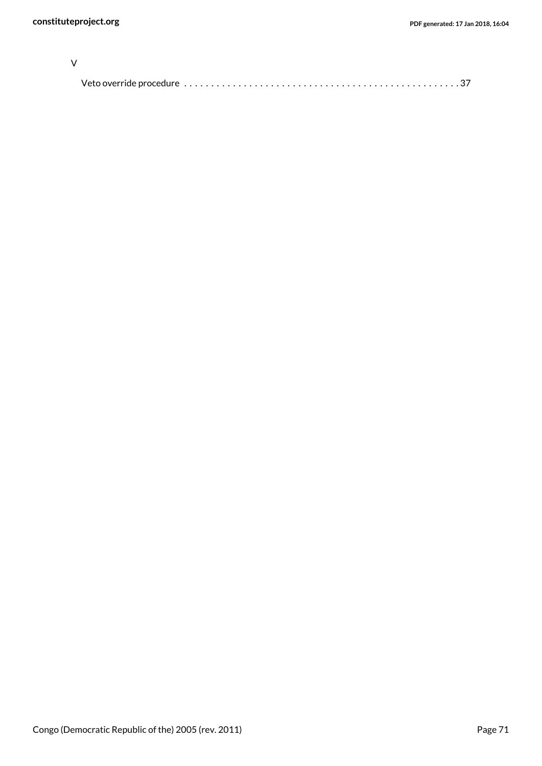V

Veto override procedure . . . . . . . . . . . . . . . . . . . . . . . . . . . . . . . . . . . . . . . . . . . . . . . . . . . . 37